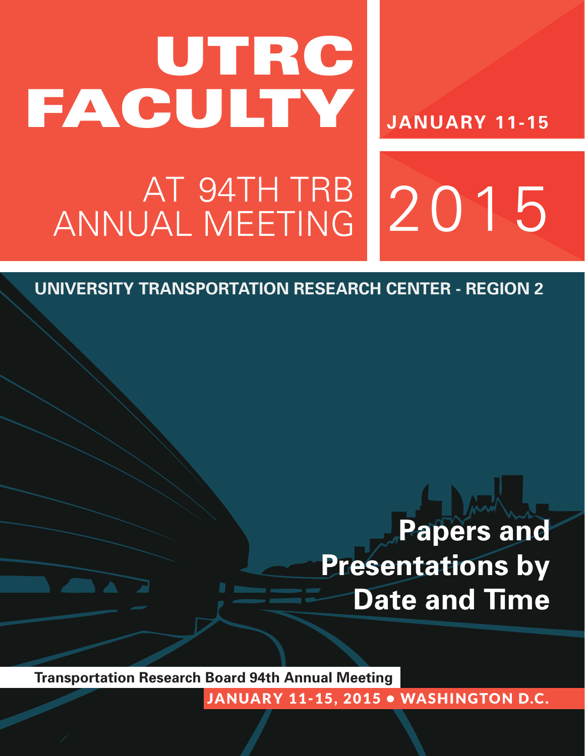# UTRC FACULTY

JANUARY 11-15

## AT 94TH TRB ANNUAL MEETING

2015

**UNIVERSITY TRANSPORTATION RESEARCH CENTER - REGION 2**

## Papers and Presentations by Date and Time

**Transportation Research Board 94th Annual Meeting**

JANUARY 11-15, 2015 • WASHINGTON D.C.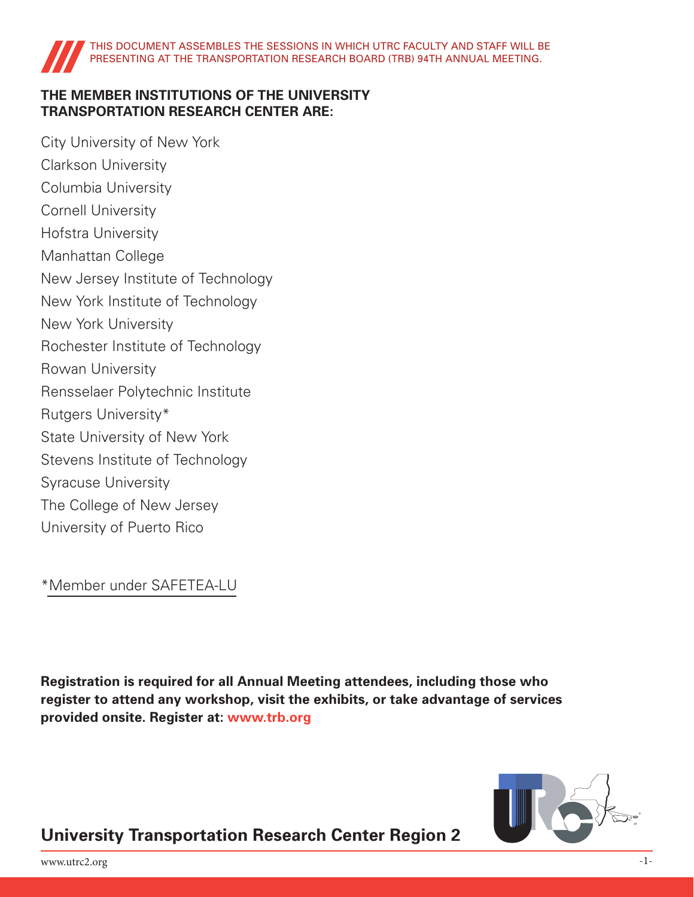THIS DOCUMENT ASSEMBLES THE SESSIONS IN WHICH UTRC FACULTY AND STAFF WILL BE PRESENTING AT THE TRANSPORTATION RESEARCH BOARD (TRB) 94TH ANNUAL MEETING.

## THE MEMBER INSTITUTIONS OF THE UNIVERSITY TRANSPORTATION RESEARCH CENTER ARE:

City University of New York
Clarkson University
Columbia University
Cornell University
Hofstra University
Manhattan College
New Jersey Institute of Technology
New York Institute of Technology
New York University
Rochester Institute of Technology
Rowan University
Rensselaer Polytechnic Institute
Rutgers University*
State University of New York
Stevens Institute of Technology
Syracuse University
The College of New Jersey
University of Puerto Rico

*Member under SAFETEA-LU

**Registration is required for all Annual Meeting attendees, including those who register to attend any workshop, visit the exhibits, or take advantage of services provided onsite. Register at: www.trb.org**

## University Transportation Research Center Region 2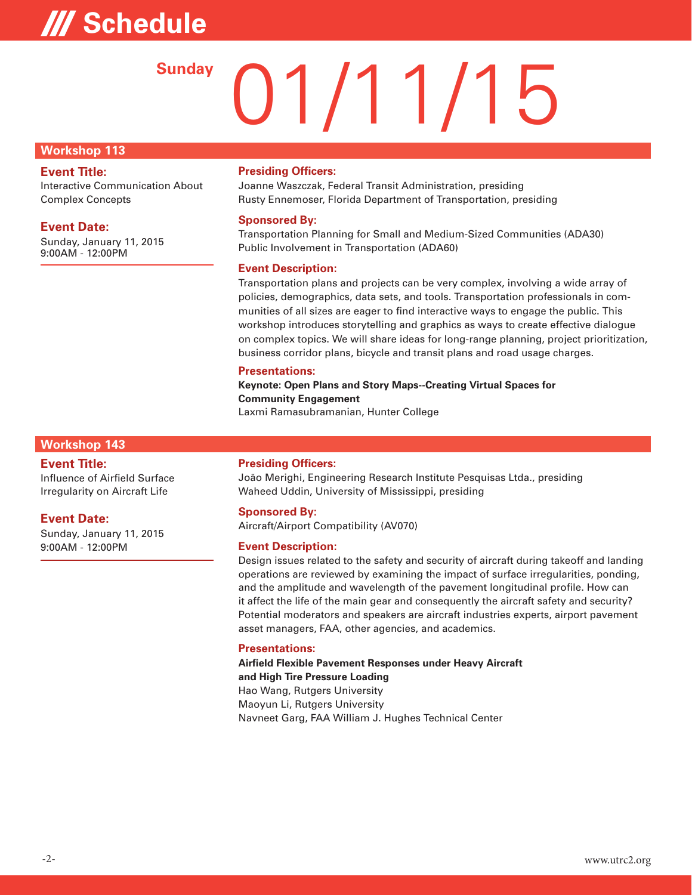# /// Schedule

## Sunday 01/11/15

### Workshop 113

**Event Title:**
Interactive Communication About Complex Concepts

**Event Date:**
Sunday, January 11, 2015
9:00AM - 12:00PM

**Presiding Officers:**
Joanne Waszczak, Federal Transit Administration, presiding
Rusty Ennemoser, Florida Department of Transportation, presiding

**Sponsored By:**
Transportation Planning for Small and Medium-Sized Communities (ADA30)
Public Involvement in Transportation (ADA60)

**Event Description:**
Transportation plans and projects can be very complex, involving a wide array of policies, demographics, data sets, and tools. Transportation professionals in communities of all sizes are eager to find interactive ways to engage the public. This workshop introduces storytelling and graphics as ways to create effective dialogue on complex topics. We will share ideas for long-range planning, project prioritization, business corridor plans, bicycle and transit plans and road usage charges.

**Presentations:**

**Keynote: Open Plans and Story Maps--Creating Virtual Spaces for Community Engagement**
Laxmi Ramasubramanian, Hunter College

### Workshop 143

**Event Title:**
Influence of Airfield Surface Irregularity on Aircraft Life

**Event Date:**
Sunday, January 11, 2015
9:00AM - 12:00PM

**Presiding Officers:**
João Merighi, Engineering Research Institute Pesquisas Ltda., presiding
Waheed Uddin, University of Mississippi, presiding

**Sponsored By:**
Aircraft/Airport Compatibility (AV070)

**Event Description:**
Design issues related to the safety and security of aircraft during takeoff and landing operations are reviewed by examining the impact of surface irregularities, ponding, and the amplitude and wavelength of the pavement longitudinal profile. How can it affect the life of the main gear and consequently the aircraft safety and security? Potential moderators and speakers are aircraft industries experts, airport pavement asset managers, FAA, other agencies, and academics.

**Presentations:**

**Airfield Flexible Pavement Responses under Heavy Aircraft and High Tire Pressure Loading**
Hao Wang, Rutgers University
Maoyun Li, Rutgers University
Navneet Garg, FAA William J. Hughes Technical Center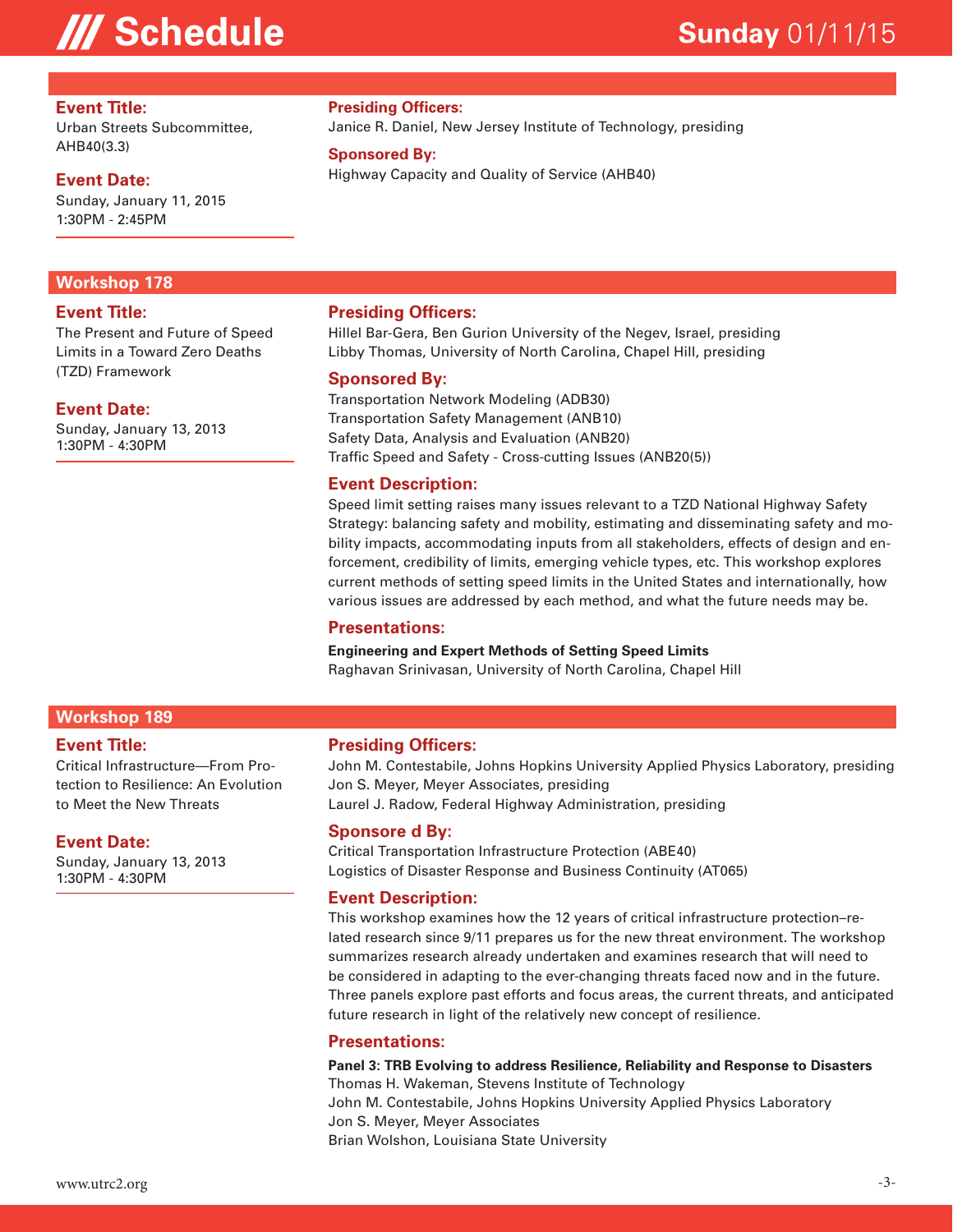# /// Schedule

**Sunday** 01/11/15

**Event Title:**
Urban Streets Subcommittee, AHB40(3.3)

**Event Date:**
Sunday, January 11, 2015
1:30PM - 2:45PM

**Presiding Officers:**
Janice R. Daniel, New Jersey Institute of Technology, presiding

**Sponsored By:**
Highway Capacity and Quality of Service (AHB40)

## Workshop 178

**Event Title:**
The Present and Future of Speed Limits in a Toward Zero Deaths (TZD) Framework

**Event Date:**
Sunday, January 13, 2013
1:30PM - 4:30PM

**Presiding Officers:**
Hillel Bar-Gera, Ben Gurion University of the Negev, Israel, presiding
Libby Thomas, University of North Carolina, Chapel Hill, presiding

**Sponsored By:**
Transportation Network Modeling (ADB30)
Transportation Safety Management (ANB10)
Safety Data, Analysis and Evaluation (ANB20)
Traffic Speed and Safety - Cross-cutting Issues (ANB20(5))

**Event Description:**
Speed limit setting raises many issues relevant to a TZD National Highway Safety Strategy: balancing safety and mobility, estimating and disseminating safety and mobility impacts, accommodating inputs from all stakeholders, effects of design and enforcement, credibility of limits, emerging vehicle types, etc. This workshop explores current methods of setting speed limits in the United States and internationally, how various issues are addressed by each method, and what the future needs may be.

**Presentations:**

**Engineering and Expert Methods of Setting Speed Limits**
Raghavan Srinivasan, University of North Carolina, Chapel Hill

## Workshop 189

**Event Title:**
Critical Infrastructure—From Protection to Resilience: An Evolution to Meet the New Threats

**Event Date:**
Sunday, January 13, 2013
1:30PM - 4:30PM

**Presiding Officers:**
John M. Contestabile, Johns Hopkins University Applied Physics Laboratory, presiding
Jon S. Meyer, Meyer Associates, presiding
Laurel J. Radow, Federal Highway Administration, presiding

**Sponsore d By:**
Critical Transportation Infrastructure Protection (ABE40)
Logistics of Disaster Response and Business Continuity (AT065)

**Event Description:**
This workshop examines how the 12 years of critical infrastructure protection–related research since 9/11 prepares us for the new threat environment. The workshop summarizes research already undertaken and examines research that will need to be considered in adapting to the ever-changing threats faced now and in the future. Three panels explore past efforts and focus areas, the current threats, and anticipated future research in light of the relatively new concept of resilience.

**Presentations:**

**Panel 3: TRB Evolving to address Resilience, Reliability and Response to Disasters**
Thomas H. Wakeman, Stevens Institute of Technology
John M. Contestabile, Johns Hopkins University Applied Physics Laboratory
Jon S. Meyer, Meyer Associates
Brian Wolshon, Louisiana State University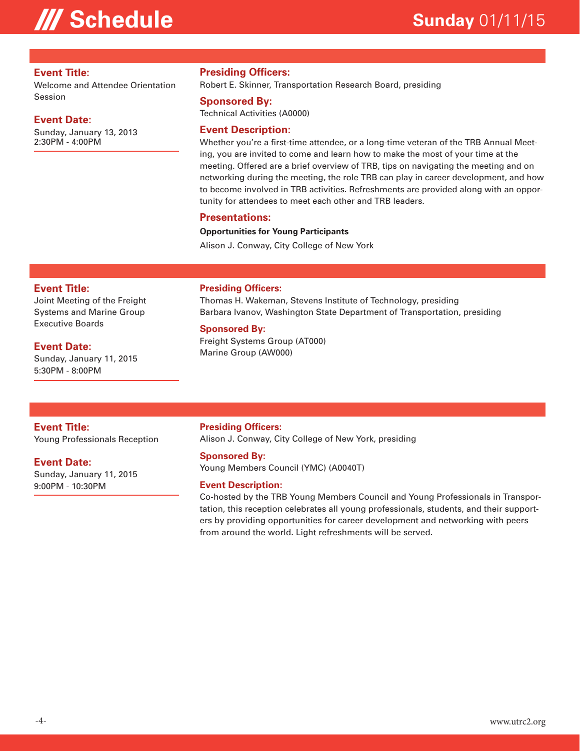# /// Schedule

## Sunday 01/11/15

**Event Title:**
Welcome and Attendee Orientation Session

**Event Date:**
Sunday, January 13, 2013
2:30PM - 4:00PM

**Presiding Officers:**
Robert E. Skinner, Transportation Research Board, presiding

**Sponsored By:**
Technical Activities (A0000)

**Event Description:**
Whether you're a first-time attendee, or a long-time veteran of the TRB Annual Meeting, you are invited to come and learn how to make the most of your time at the meeting. Offered are a brief overview of TRB, tips on navigating the meeting and on networking during the meeting, the role TRB can play in career development, and how to become involved in TRB activities. Refreshments are provided along with an opportunity for attendees to meet each other and TRB leaders.

**Presentations:**

**Opportunities for Young Participants**
Alison J. Conway, City College of New York

---

**Event Title:**
Joint Meeting of the Freight Systems and Marine Group Executive Boards

**Event Date:**
Sunday, January 11, 2015
5:30PM - 8:00PM

**Presiding Officers:**
Thomas H. Wakeman, Stevens Institute of Technology, presiding
Barbara Ivanov, Washington State Department of Transportation, presiding

**Sponsored By:**
Freight Systems Group (AT000)
Marine Group (AW000)

---

**Event Title:**
Young Professionals Reception

**Event Date:**
Sunday, January 11, 2015
9:00PM - 10:30PM

**Presiding Officers:**
Alison J. Conway, City College of New York, presiding

**Sponsored By:**
Young Members Council (YMC) (A0040T)

**Event Description:**
Co-hosted by the TRB Young Members Council and Young Professionals in Transportation, this reception celebrates all young professionals, students, and their supporters by providing opportunities for career development and networking with peers from around the world. Light refreshments will be served.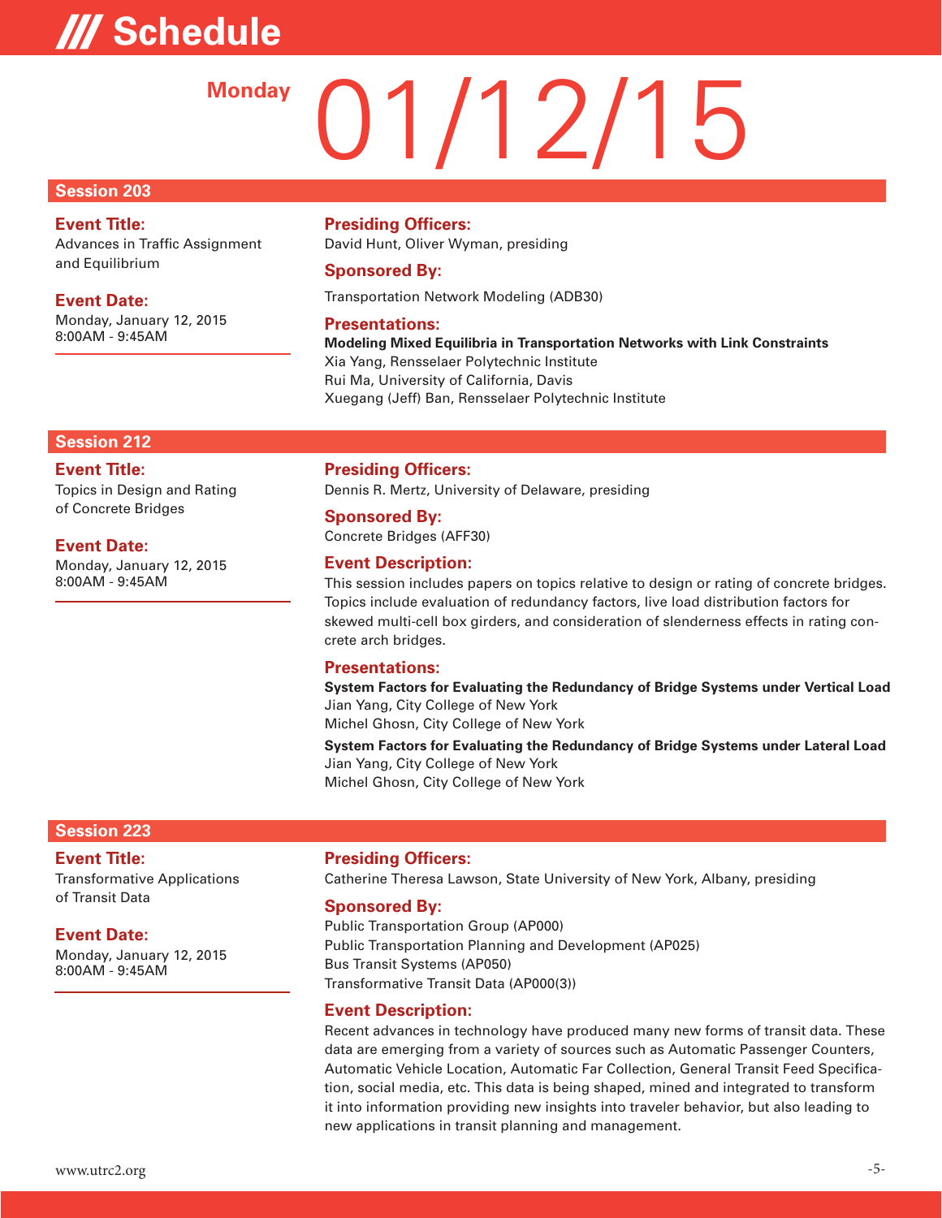# /// Schedule

## Monday 01/12/15

### Session 203

**Event Title:**
Advances in Traffic Assignment and Equilibrium

**Event Date:**
Monday, January 12, 2015
8:00AM - 9:45AM

**Presiding Officers:**
David Hunt, Oliver Wyman, presiding

**Sponsored By:**
Transportation Network Modeling (ADB30)

**Presentations:**

**Modeling Mixed Equilibria in Transportation Networks with Link Constraints**
Xia Yang, Rensselaer Polytechnic Institute
Rui Ma, University of California, Davis
Xuegang (Jeff) Ban, Rensselaer Polytechnic Institute

### Session 212

**Event Title:**
Topics in Design and Rating of Concrete Bridges

**Event Date:**
Monday, January 12, 2015
8:00AM - 9:45AM

**Presiding Officers:**
Dennis R. Mertz, University of Delaware, presiding

**Sponsored By:**
Concrete Bridges (AFF30)

**Event Description:**
This session includes papers on topics relative to design or rating of concrete bridges. Topics include evaluation of redundancy factors, live load distribution factors for skewed multi-cell box girders, and consideration of slenderness effects in rating concrete arch bridges.

**Presentations:**

**System Factors for Evaluating the Redundancy of Bridge Systems under Vertical Load**
Jian Yang, City College of New York
Michel Ghosn, City College of New York

**System Factors for Evaluating the Redundancy of Bridge Systems under Lateral Load**
Jian Yang, City College of New York
Michel Ghosn, City College of New York

### Session 223

**Event Title:**
Transformative Applications of Transit Data

**Event Date:**
Monday, January 12, 2015
8:00AM - 9:45AM

**Presiding Officers:**
Catherine Theresa Lawson, State University of New York, Albany, presiding

**Sponsored By:**
Public Transportation Group (AP000)
Public Transportation Planning and Development (AP025)
Bus Transit Systems (AP050)
Transformative Transit Data (AP000(3))

**Event Description:**
Recent advances in technology have produced many new forms of transit data. These data are emerging from a variety of sources such as Automatic Passenger Counters, Automatic Vehicle Location, Automatic Far Collection, General Transit Feed Specification, social media, etc. This data is being shaped, mined and integrated to transform it into information providing new insights into traveler behavior, but also leading to new applications in transit planning and management.

www.utrc2.org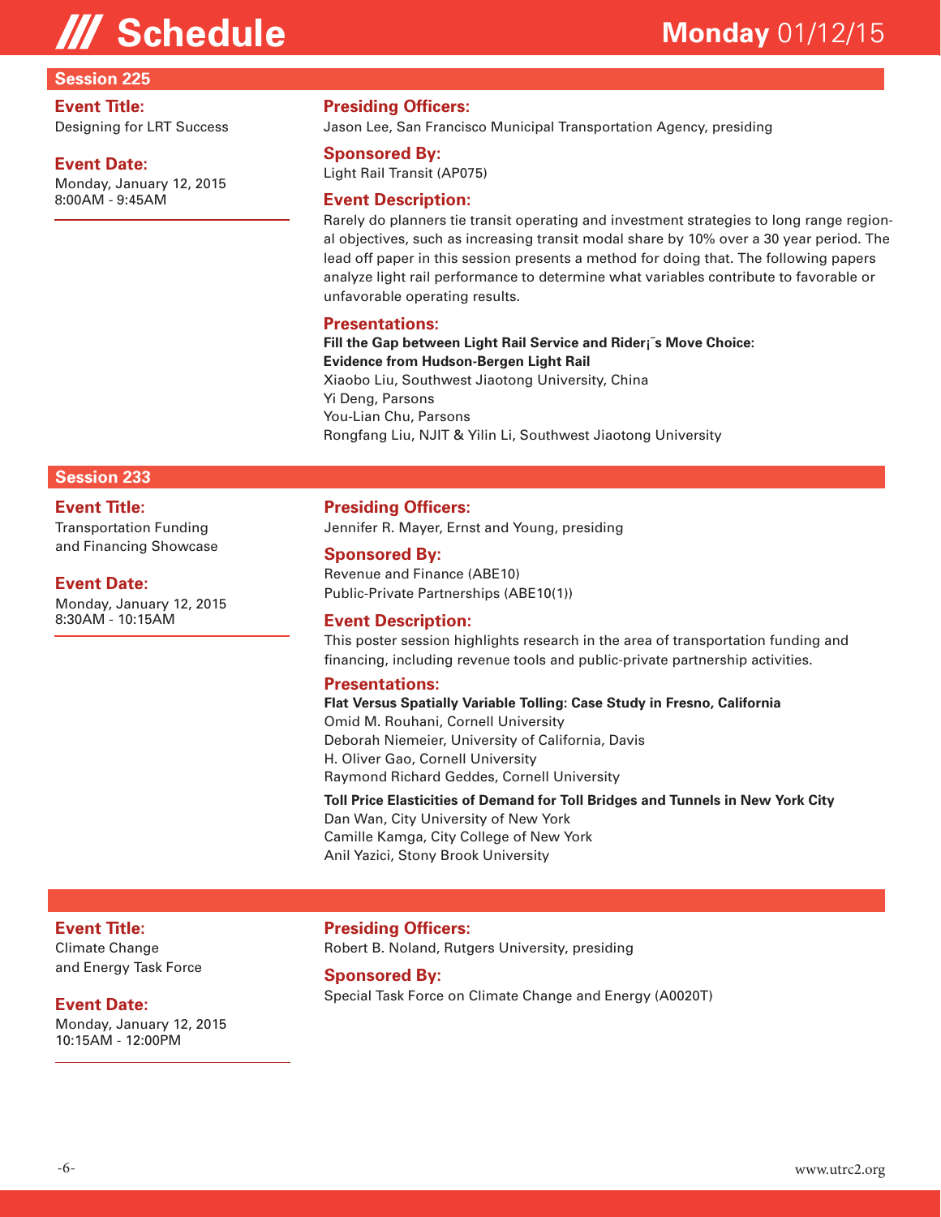# /// Schedule

**Monday** 01/12/15

## Session 225

**Event Title:**
Designing for LRT Success

**Event Date:**
Monday, January 12, 2015
8:00AM - 9:45AM

**Presiding Officers:**
Jason Lee, San Francisco Municipal Transportation Agency, presiding

**Sponsored By:**
Light Rail Transit (AP075)

**Event Description:**
Rarely do planners tie transit operating and investment strategies to long range regional objectives, such as increasing transit modal share by 10% over a 30 year period. The lead off paper in this session presents a method for doing that. The following papers analyze light rail performance to determine what variables contribute to favorable or unfavorable operating results.

**Presentations:**

**Fill the Gap between Light Rail Service and Rider¡¯s Move Choice: Evidence from Hudson-Bergen Light Rail**
Xiaobo Liu, Southwest Jiaotong University, China
Yi Deng, Parsons
You-Lian Chu, Parsons
Rongfang Liu, NJIT & Yilin Li, Southwest Jiaotong University

## Session 233

**Event Title:**
Transportation Funding and Financing Showcase

**Event Date:**
Monday, January 12, 2015
8:30AM - 10:15AM

**Presiding Officers:**
Jennifer R. Mayer, Ernst and Young, presiding

**Sponsored By:**
Revenue and Finance (ABE10)
Public-Private Partnerships (ABE10(1))

**Event Description:**
This poster session highlights research in the area of transportation funding and financing, including revenue tools and public-private partnership activities.

**Presentations:**

**Flat Versus Spatially Variable Tolling: Case Study in Fresno, California**
Omid M. Rouhani, Cornell University
Deborah Niemeier, University of California, Davis
H. Oliver Gao, Cornell University
Raymond Richard Geddes, Cornell University

**Toll Price Elasticities of Demand for Toll Bridges and Tunnels in New York City**
Dan Wan, City University of New York
Camille Kamga, City College of New York
Anil Yazici, Stony Brook University

---

**Event Title:**
Climate Change and Energy Task Force

**Event Date:**
Monday, January 12, 2015
10:15AM - 12:00PM

**Presiding Officers:**
Robert B. Noland, Rutgers University, presiding

**Sponsored By:**
Special Task Force on Climate Change and Energy (A0020T)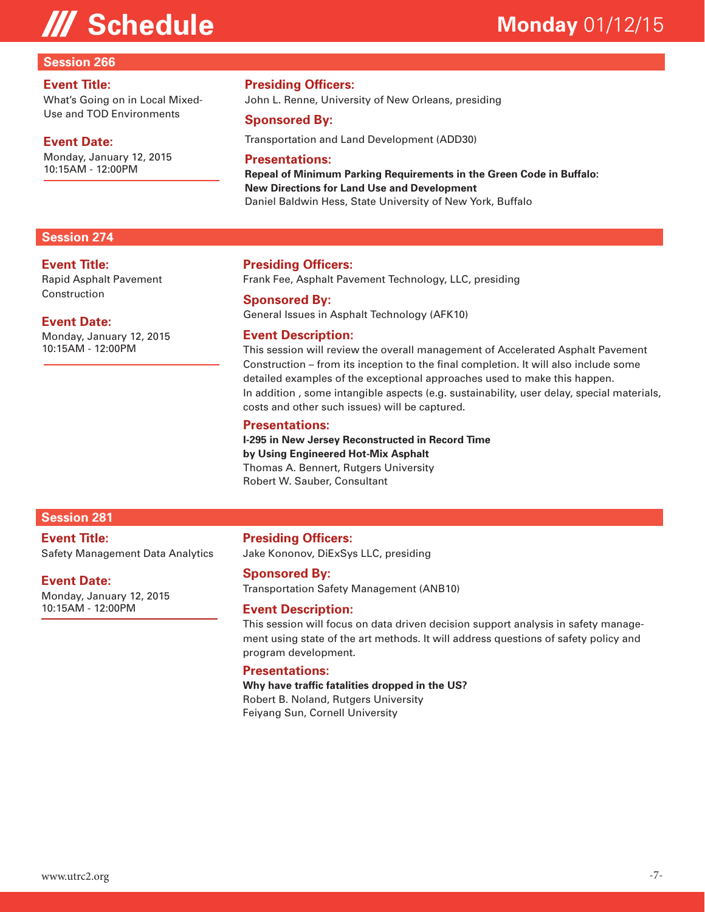# /// Schedule

**Monday** 01/12/15

## Session 266

**Event Title:**
What's Going on in Local Mixed-Use and TOD Environments

**Event Date:**
Monday, January 12, 2015
10:15AM - 12:00PM

**Presiding Officers:**
John L. Renne, University of New Orleans, presiding

**Sponsored By:**
Transportation and Land Development (ADD30)

**Presentations:**
**Repeal of Minimum Parking Requirements in the Green Code in Buffalo: New Directions for Land Use and Development**
Daniel Baldwin Hess, State University of New York, Buffalo

## Session 274

**Event Title:**
Rapid Asphalt Pavement Construction

**Event Date:**
Monday, January 12, 2015
10:15AM - 12:00PM

**Presiding Officers:**
Frank Fee, Asphalt Pavement Technology, LLC, presiding

**Sponsored By:**
General Issues in Asphalt Technology (AFK10)

**Event Description:**
This session will review the overall management of Accelerated Asphalt Pavement Construction – from its inception to the final completion. It will also include some detailed examples of the exceptional approaches used to make this happen.
In addition , some intangible aspects (e.g. sustainability, user delay, special materials, costs and other such issues) will be captured.

**Presentations:**
**I-295 in New Jersey Reconstructed in Record Time by Using Engineered Hot-Mix Asphalt**
Thomas A. Bennert, Rutgers University
Robert W. Sauber, Consultant

## Session 281

**Event Title:**
Safety Management Data Analytics

**Event Date:**
Monday, January 12, 2015
10:15AM - 12:00PM

**Presiding Officers:**
Jake Kononov, DiExSys LLC, presiding

**Sponsored By:**
Transportation Safety Management (ANB10)

**Event Description:**
This session will focus on data driven decision support analysis in safety management using state of the art methods. It will address questions of safety policy and program development.

**Presentations:**
**Why have traffic fatalities dropped in the US?**
Robert B. Noland, Rutgers University
Feiyang Sun, Cornell University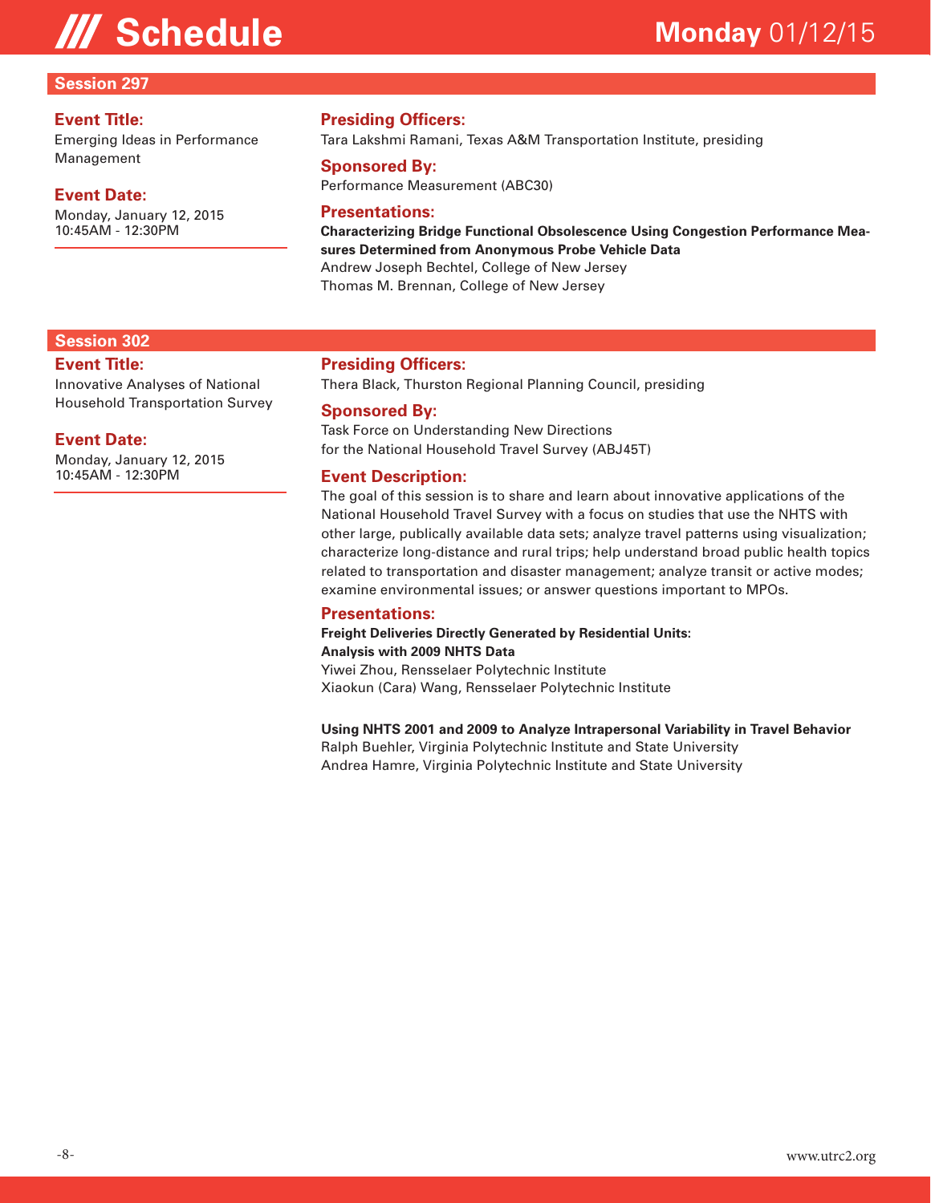# /// Schedule

**Monday** 01/12/15

## Session 297

**Event Title:**
Emerging Ideas in Performance Management

**Event Date:**
Monday, January 12, 2015
10:45AM - 12:30PM

**Presiding Officers:**
Tara Lakshmi Ramani, Texas A&M Transportation Institute, presiding

**Sponsored By:**
Performance Measurement (ABC30)

**Presentations:**

**Characterizing Bridge Functional Obsolescence Using Congestion Performance Measures Determined from Anonymous Probe Vehicle Data**
Andrew Joseph Bechtel, College of New Jersey
Thomas M. Brennan, College of New Jersey

## Session 302

**Event Title:**
Innovative Analyses of National Household Transportation Survey

**Event Date:**
Monday, January 12, 2015
10:45AM - 12:30PM

**Presiding Officers:**
Thera Black, Thurston Regional Planning Council, presiding

**Sponsored By:**
Task Force on Understanding New Directions for the National Household Travel Survey (ABJ45T)

**Event Description:**
The goal of this session is to share and learn about innovative applications of the National Household Travel Survey with a focus on studies that use the NHTS with other large, publically available data sets; analyze travel patterns using visualization; characterize long-distance and rural trips; help understand broad public health topics related to transportation and disaster management; analyze transit or active modes; examine environmental issues; or answer questions important to MPOs.

**Presentations:**

**Freight Deliveries Directly Generated by Residential Units: Analysis with 2009 NHTS Data**
Yiwei Zhou, Rensselaer Polytechnic Institute
Xiaokun (Cara) Wang, Rensselaer Polytechnic Institute

**Using NHTS 2001 and 2009 to Analyze Intrapersonal Variability in Travel Behavior**
Ralph Buehler, Virginia Polytechnic Institute and State University
Andrea Hamre, Virginia Polytechnic Institute and State University

www.utrc2.org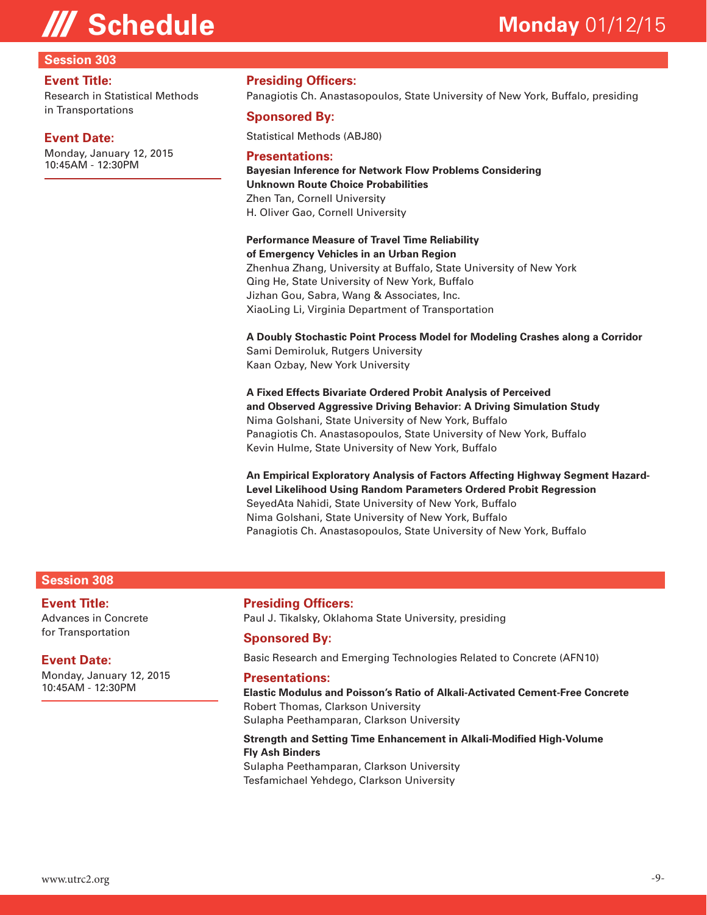## Session 303

**Event Title:**
Research in Statistical Methods in Transportations

**Event Date:**
Monday, January 12, 2015
10:45AM - 12:30PM

**Presiding Officers:**
Panagiotis Ch. Anastasopoulos, State University of New York, Buffalo, presiding

**Sponsored By:**
Statistical Methods (ABJ80)

**Presentations:**

**Bayesian Inference for Network Flow Problems Considering Unknown Route Choice Probabilities**
Zhen Tan, Cornell University
H. Oliver Gao, Cornell University

**Performance Measure of Travel Time Reliability of Emergency Vehicles in an Urban Region**
Zhenhua Zhang, University at Buffalo, State University of New York
Qing He, State University of New York, Buffalo
Jizhan Gou, Sabra, Wang & Associates, Inc.
XiaoLing Li, Virginia Department of Transportation

**A Doubly Stochastic Point Process Model for Modeling Crashes along a Corridor**
Sami Demiroluk, Rutgers University
Kaan Ozbay, New York University

**A Fixed Effects Bivariate Ordered Probit Analysis of Perceived and Observed Aggressive Driving Behavior: A Driving Simulation Study**
Nima Golshani, State University of New York, Buffalo
Panagiotis Ch. Anastasopoulos, State University of New York, Buffalo
Kevin Hulme, State University of New York, Buffalo

**An Empirical Exploratory Analysis of Factors Affecting Highway Segment Hazard-Level Likelihood Using Random Parameters Ordered Probit Regression**
SeyedAta Nahidi, State University of New York, Buffalo
Nima Golshani, State University of New York, Buffalo
Panagiotis Ch. Anastasopoulos, State University of New York, Buffalo

## Session 308

**Event Title:**
Advances in Concrete for Transportation

**Event Date:**
Monday, January 12, 2015
10:45AM - 12:30PM

**Presiding Officers:**
Paul J. Tikalsky, Oklahoma State University, presiding

**Sponsored By:**
Basic Research and Emerging Technologies Related to Concrete (AFN10)

**Presentations:**

**Elastic Modulus and Poisson's Ratio of Alkali-Activated Cement-Free Concrete**
Robert Thomas, Clarkson University
Sulapha Peethamparan, Clarkson University

**Strength and Setting Time Enhancement in Alkali-Modified High-Volume Fly Ash Binders**
Sulapha Peethamparan, Clarkson University
Tesfamichael Yehdego, Clarkson University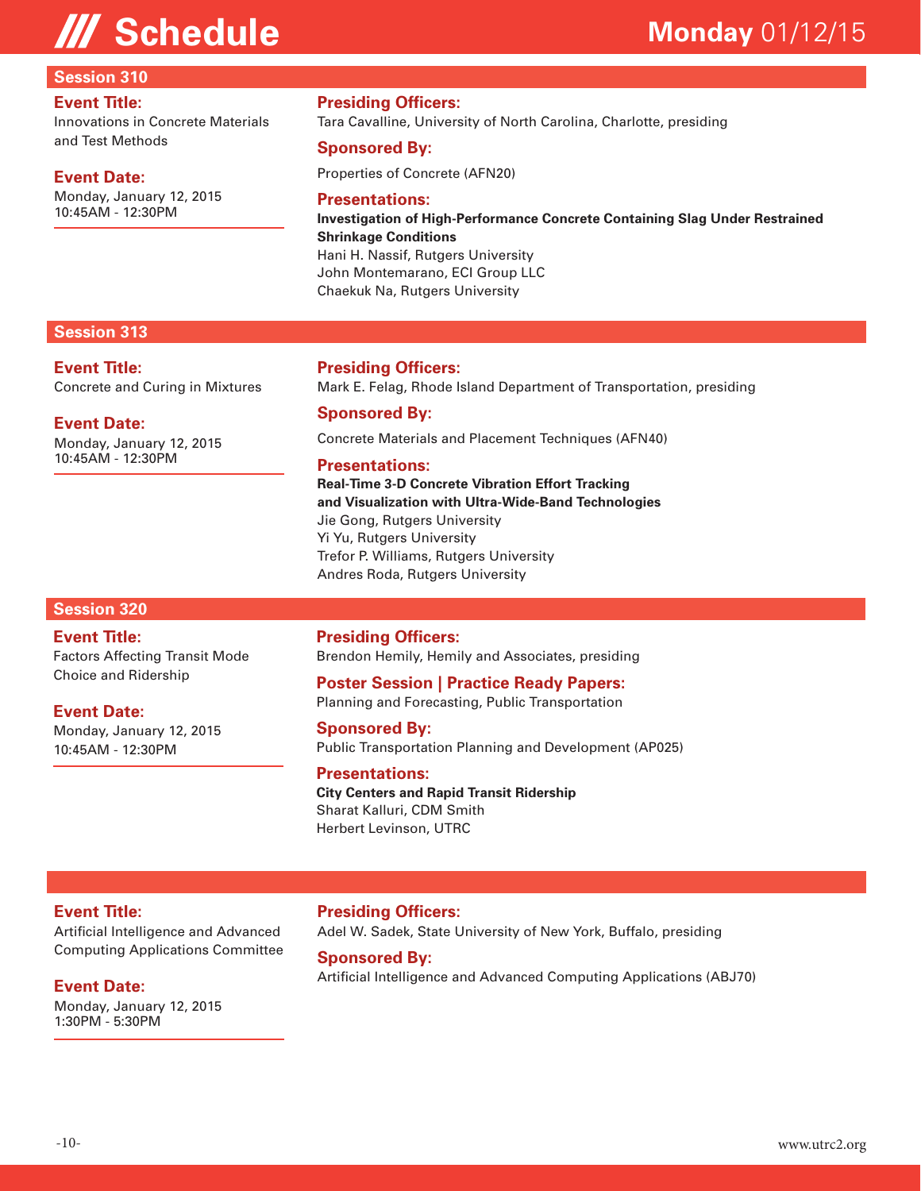# /// Schedule

**Monday** 01/12/15

## Session 310

**Event Title:**
Innovations in Concrete Materials and Test Methods

**Event Date:**
Monday, January 12, 2015
10:45AM - 12:30PM

**Presiding Officers:**
Tara Cavalline, University of North Carolina, Charlotte, presiding

**Sponsored By:**
Properties of Concrete (AFN20)

**Presentations:**

**Investigation of High-Performance Concrete Containing Slag Under Restrained Shrinkage Conditions**
Hani H. Nassif, Rutgers University
John Montemarano, ECI Group LLC
Chaekuk Na, Rutgers University

## Session 313

**Event Title:**
Concrete and Curing in Mixtures

**Event Date:**
Monday, January 12, 2015
10:45AM - 12:30PM

**Presiding Officers:**
Mark E. Felag, Rhode Island Department of Transportation, presiding

**Sponsored By:**
Concrete Materials and Placement Techniques (AFN40)

**Presentations:**

**Real-Time 3-D Concrete Vibration Effort Tracking and Visualization with Ultra-Wide-Band Technologies**
Jie Gong, Rutgers University
Yi Yu, Rutgers University
Trefor P. Williams, Rutgers University
Andres Roda, Rutgers University

## Session 320

**Event Title:**
Factors Affecting Transit Mode Choice and Ridership

**Event Date:**
Monday, January 12, 2015
10:45AM - 12:30PM

**Presiding Officers:**
Brendon Hemily, Hemily and Associates, presiding

**Poster Session | Practice Ready Papers:**
Planning and Forecasting, Public Transportation

**Sponsored By:**
Public Transportation Planning and Development (AP025)

**Presentations:**

**City Centers and Rapid Transit Ridership**
Sharat Kalluri, CDM Smith
Herbert Levinson, UTRC

---

**Event Title:**
Artificial Intelligence and Advanced Computing Applications Committee

**Event Date:**
Monday, January 12, 2015
1:30PM - 5:30PM

**Presiding Officers:**
Adel W. Sadek, State University of New York, Buffalo, presiding

**Sponsored By:**
Artificial Intelligence and Advanced Computing Applications (ABJ70)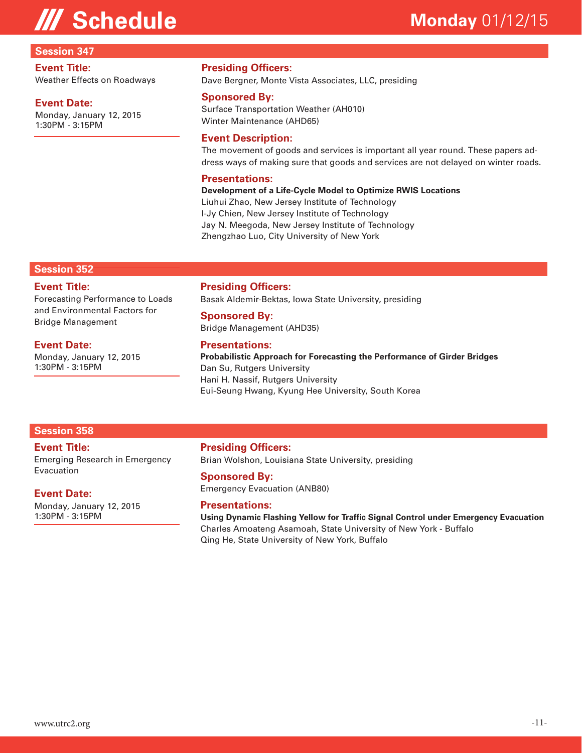# /// Schedule

**Monday** 01/12/15

## Session 347

**Event Title:**
Weather Effects on Roadways

**Event Date:**
Monday, January 12, 2015
1:30PM - 3:15PM

**Presiding Officers:**
Dave Bergner, Monte Vista Associates, LLC, presiding

**Sponsored By:**
Surface Transportation Weather (AH010)
Winter Maintenance (AHD65)

**Event Description:**
The movement of goods and services is important all year round. These papers address ways of making sure that goods and services are not delayed on winter roads.

**Presentations:**

**Development of a Life-Cycle Model to Optimize RWIS Locations**
Liuhui Zhao, New Jersey Institute of Technology
I-Jy Chien, New Jersey Institute of Technology
Jay N. Meegoda, New Jersey Institute of Technology
Zhengzhao Luo, City University of New York

## Session 352

**Event Title:**
Forecasting Performance to Loads and Environmental Factors for Bridge Management

**Event Date:**
Monday, January 12, 2015
1:30PM - 3:15PM

**Presiding Officers:**
Basak Aldemir-Bektas, Iowa State University, presiding

**Sponsored By:**
Bridge Management (AHD35)

**Presentations:**

**Probabilistic Approach for Forecasting the Performance of Girder Bridges**
Dan Su, Rutgers University
Hani H. Nassif, Rutgers University
Eui-Seung Hwang, Kyung Hee University, South Korea

## Session 358

**Event Title:**
Emerging Research in Emergency Evacuation

**Event Date:**
Monday, January 12, 2015
1:30PM - 3:15PM

**Presiding Officers:**
Brian Wolshon, Louisiana State University, presiding

**Sponsored By:**
Emergency Evacuation (ANB80)

**Presentations:**

**Using Dynamic Flashing Yellow for Traffic Signal Control under Emergency Evacuation**
Charles Amoateng Asamoah, State University of New York - Buffalo
Qing He, State University of New York, Buffalo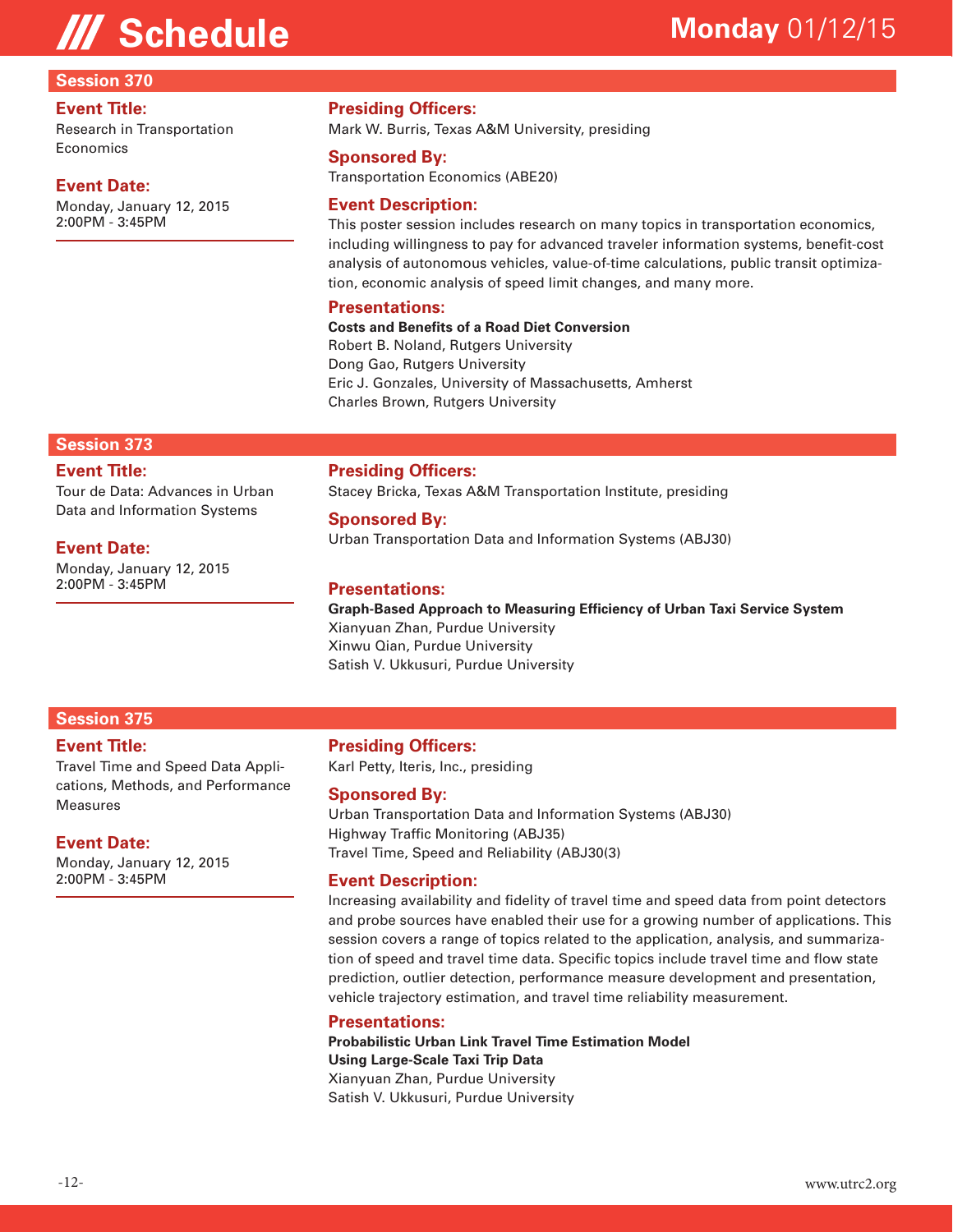# /// Schedule

**Monday** 01/12/15

## Session 370

**Event Title:**
Research in Transportation Economics

**Event Date:**
Monday, January 12, 2015
2:00PM - 3:45PM

**Presiding Officers:**
Mark W. Burris, Texas A&M University, presiding

**Sponsored By:**
Transportation Economics (ABE20)

**Event Description:**
This poster session includes research on many topics in transportation economics, including willingness to pay for advanced traveler information systems, benefit-cost analysis of autonomous vehicles, value-of-time calculations, public transit optimization, economic analysis of speed limit changes, and many more.

**Presentations:**

**Costs and Benefits of a Road Diet Conversion**
Robert B. Noland, Rutgers University
Dong Gao, Rutgers University
Eric J. Gonzales, University of Massachusetts, Amherst
Charles Brown, Rutgers University

## Session 373

**Event Title:**
Tour de Data: Advances in Urban Data and Information Systems

**Event Date:**
Monday, January 12, 2015
2:00PM - 3:45PM

**Presiding Officers:**
Stacey Bricka, Texas A&M Transportation Institute, presiding

**Sponsored By:**
Urban Transportation Data and Information Systems (ABJ30)

**Presentations:**

**Graph-Based Approach to Measuring Efficiency of Urban Taxi Service System**
Xianyuan Zhan, Purdue University
Xinwu Qian, Purdue University
Satish V. Ukkusuri, Purdue University

## Session 375

**Event Title:**
Travel Time and Speed Data Applications, Methods, and Performance Measures

**Event Date:**
Monday, January 12, 2015
2:00PM - 3:45PM

**Presiding Officers:**
Karl Petty, Iteris, Inc., presiding

**Sponsored By:**
Urban Transportation Data and Information Systems (ABJ30)
Highway Traffic Monitoring (ABJ35)
Travel Time, Speed and Reliability (ABJ30(3)

**Event Description:**
Increasing availability and fidelity of travel time and speed data from point detectors and probe sources have enabled their use for a growing number of applications. This session covers a range of topics related to the application, analysis, and summarization of speed and travel time data. Specific topics include travel time and flow state prediction, outlier detection, performance measure development and presentation, vehicle trajectory estimation, and travel time reliability measurement.

**Presentations:**

**Probabilistic Urban Link Travel Time Estimation Model Using Large-Scale Taxi Trip Data**
Xianyuan Zhan, Purdue University
Satish V. Ukkusuri, Purdue University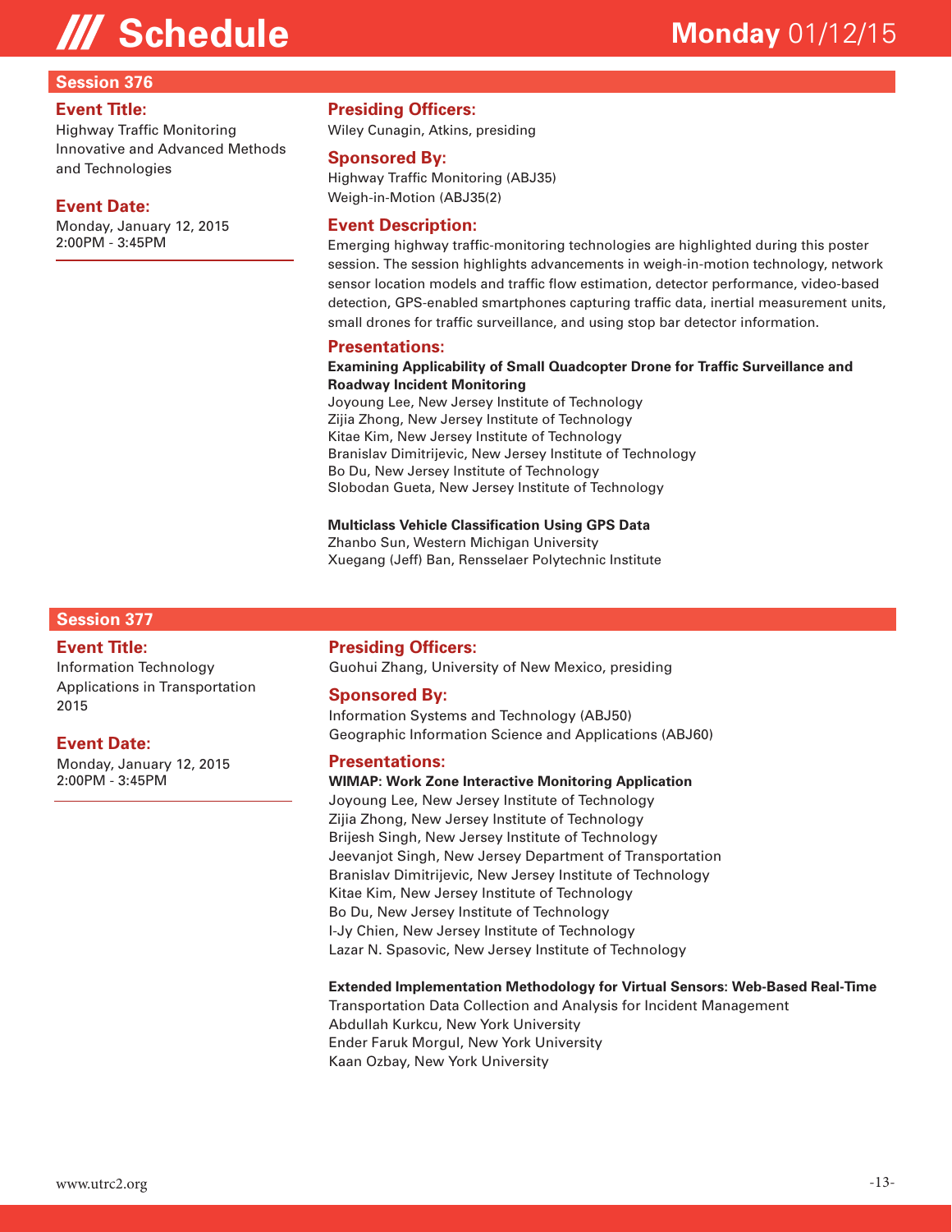## Session 376

**Event Title:**
Highway Traffic Monitoring Innovative and Advanced Methods and Technologies

**Event Date:**
Monday, January 12, 2015
2:00PM - 3:45PM

**Presiding Officers:**
Wiley Cunagin, Atkins, presiding

**Sponsored By:**
Highway Traffic Monitoring (ABJ35)
Weigh-in-Motion (ABJ35(2)

**Event Description:**
Emerging highway traffic-monitoring technologies are highlighted during this poster session. The session highlights advancements in weigh-in-motion technology, network sensor location models and traffic flow estimation, detector performance, video-based detection, GPS-enabled smartphones capturing traffic data, inertial measurement units, small drones for traffic surveillance, and using stop bar detector information.

**Presentations:**

**Examining Applicability of Small Quadcopter Drone for Traffic Surveillance and Roadway Incident Monitoring**
Joyoung Lee, New Jersey Institute of Technology
Zijia Zhong, New Jersey Institute of Technology
Kitae Kim, New Jersey Institute of Technology
Branislav Dimitrijevic, New Jersey Institute of Technology
Bo Du, New Jersey Institute of Technology
Slobodan Gueta, New Jersey Institute of Technology

**Multiclass Vehicle Classification Using GPS Data**
Zhanbo Sun, Western Michigan University
Xuegang (Jeff) Ban, Rensselaer Polytechnic Institute

## Session 377

**Event Title:**
Information Technology Applications in Transportation 2015

**Event Date:**
Monday, January 12, 2015
2:00PM - 3:45PM

**Presiding Officers:**
Guohui Zhang, University of New Mexico, presiding

**Sponsored By:**
Information Systems and Technology (ABJ50)
Geographic Information Science and Applications (ABJ60)

**Presentations:**

**WIMAP: Work Zone Interactive Monitoring Application**
Joyoung Lee, New Jersey Institute of Technology
Zijia Zhong, New Jersey Institute of Technology
Brijesh Singh, New Jersey Institute of Technology
Jeevanjot Singh, New Jersey Department of Transportation
Branislav Dimitrijevic, New Jersey Institute of Technology
Kitae Kim, New Jersey Institute of Technology
Bo Du, New Jersey Institute of Technology
I-Jy Chien, New Jersey Institute of Technology
Lazar N. Spasovic, New Jersey Institute of Technology

**Extended Implementation Methodology for Virtual Sensors: Web-Based Real-Time**
Transportation Data Collection and Analysis for Incident Management
Abdullah Kurkcu, New York University
Ender Faruk Morgul, New York University
Kaan Ozbay, New York University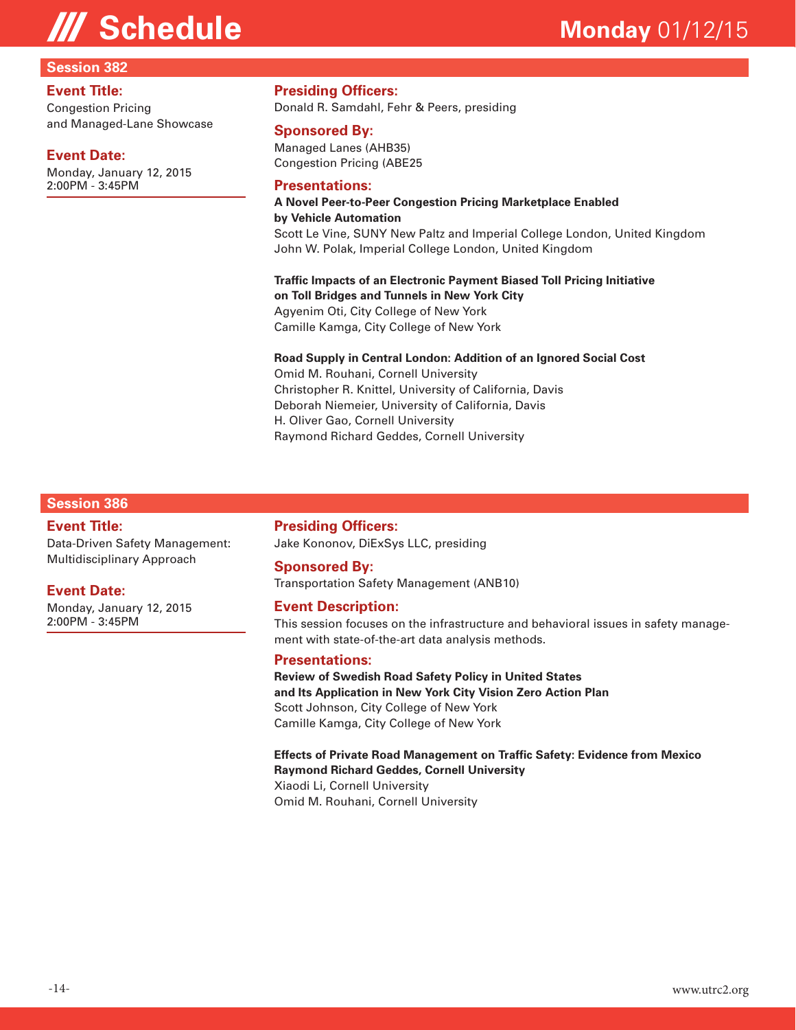# /// Schedule

**Monday** 01/12/15

## Session 382

**Event Title:**
Congestion Pricing and Managed-Lane Showcase

**Event Date:**
Monday, January 12, 2015
2:00PM - 3:45PM

**Presiding Officers:**
Donald R. Samdahl, Fehr & Peers, presiding

**Sponsored By:**
Managed Lanes (AHB35)
Congestion Pricing (ABE25

**Presentations:**

**A Novel Peer-to-Peer Congestion Pricing Marketplace Enabled by Vehicle Automation**
Scott Le Vine, SUNY New Paltz and Imperial College London, United Kingdom
John W. Polak, Imperial College London, United Kingdom

**Traffic Impacts of an Electronic Payment Biased Toll Pricing Initiative on Toll Bridges and Tunnels in New York City**
Agyenim Oti, City College of New York
Camille Kamga, City College of New York

**Road Supply in Central London: Addition of an Ignored Social Cost**
Omid M. Rouhani, Cornell University
Christopher R. Knittel, University of California, Davis
Deborah Niemeier, University of California, Davis
H. Oliver Gao, Cornell University
Raymond Richard Geddes, Cornell University

## Session 386

**Event Title:**
Data-Driven Safety Management: Multidisciplinary Approach

**Event Date:**
Monday, January 12, 2015
2:00PM - 3:45PM

**Presiding Officers:**
Jake Kononov, DiExSys LLC, presiding

**Sponsored By:**
Transportation Safety Management (ANB10)

**Event Description:**
This session focuses on the infrastructure and behavioral issues in safety management with state-of-the-art data analysis methods.

**Presentations:**

**Review of Swedish Road Safety Policy in United States and Its Application in New York City Vision Zero Action Plan**
Scott Johnson, City College of New York
Camille Kamga, City College of New York

**Effects of Private Road Management on Traffic Safety: Evidence from Mexico**
**Raymond Richard Geddes, Cornell University**
Xiaodi Li, Cornell University
Omid M. Rouhani, Cornell University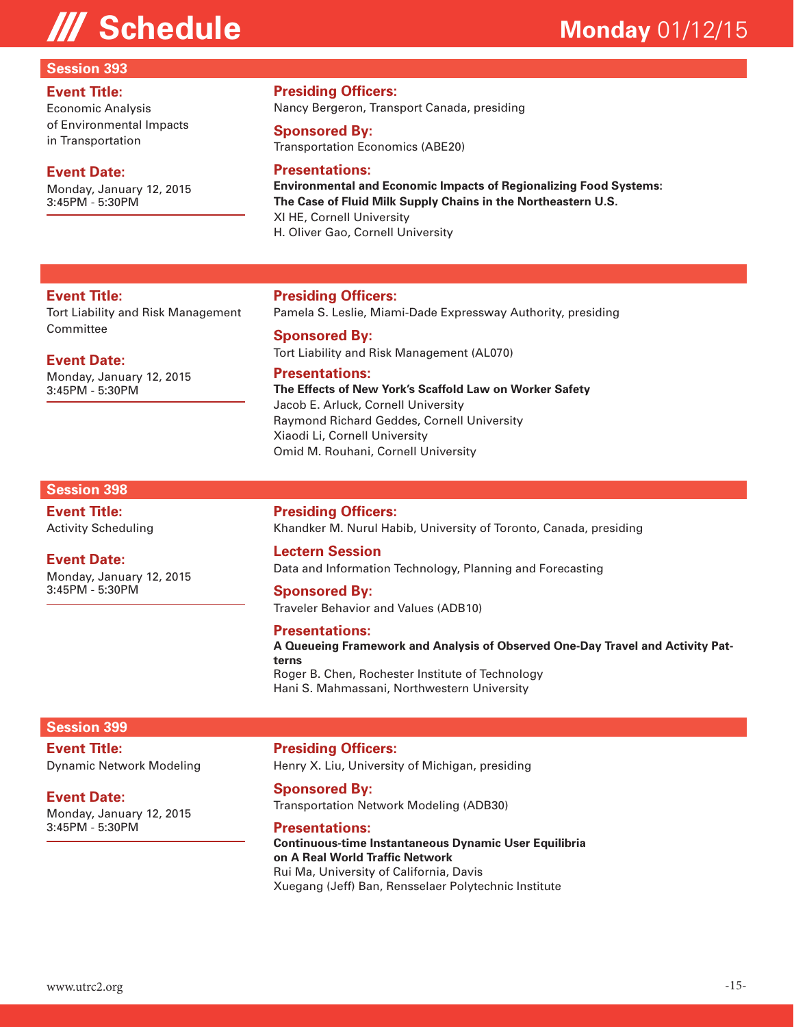# Schedule

**Monday** 01/12/15

## Session 393

**Event Title:**
Economic Analysis of Environmental Impacts in Transportation

**Event Date:**
Monday, January 12, 2015
3:45PM - 5:30PM

**Presiding Officers:**
Nancy Bergeron, Transport Canada, presiding

**Sponsored By:**
Transportation Economics (ABE20)

**Presentations:**
**Environmental and Economic Impacts of Regionalizing Food Systems: The Case of Fluid Milk Supply Chains in the Northeastern U.S.**
XI HE, Cornell University
H. Oliver Gao, Cornell University

---

**Event Title:**
Tort Liability and Risk Management Committee

**Event Date:**
Monday, January 12, 2015
3:45PM - 5:30PM

**Presiding Officers:**
Pamela S. Leslie, Miami-Dade Expressway Authority, presiding

**Sponsored By:**
Tort Liability and Risk Management (AL070)

**Presentations:**
**The Effects of New York's Scaffold Law on Worker Safety**
Jacob E. Arluck, Cornell University
Raymond Richard Geddes, Cornell University
Xiaodi Li, Cornell University
Omid M. Rouhani, Cornell University

## Session 398

**Event Title:**
Activity Scheduling

**Event Date:**
Monday, January 12, 2015
3:45PM - 5:30PM

**Presiding Officers:**
Khandker M. Nurul Habib, University of Toronto, Canada, presiding

**Lectern Session**
Data and Information Technology, Planning and Forecasting

**Sponsored By:**
Traveler Behavior and Values (ADB10)

**Presentations:**
**A Queueing Framework and Analysis of Observed One-Day Travel and Activity Patterns**
Roger B. Chen, Rochester Institute of Technology
Hani S. Mahmassani, Northwestern University

## Session 399

**Event Title:**
Dynamic Network Modeling

**Event Date:**
Monday, January 12, 2015
3:45PM - 5:30PM

**Presiding Officers:**
Henry X. Liu, University of Michigan, presiding

**Sponsored By:**
Transportation Network Modeling (ADB30)

**Presentations:**
**Continuous-time Instantaneous Dynamic User Equilibria on A Real World Traffic Network**
Rui Ma, University of California, Davis
Xuegang (Jeff) Ban, Rensselaer Polytechnic Institute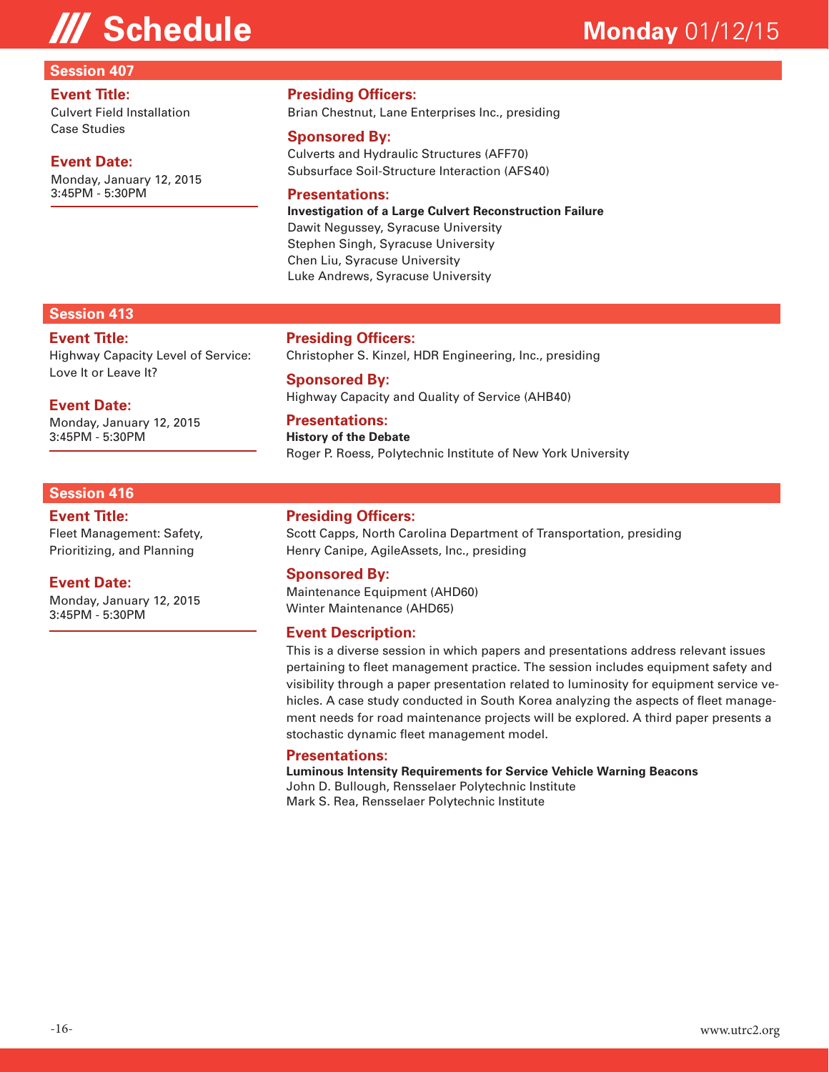## Session 407

**Event Title:**
Culvert Field Installation Case Studies

**Event Date:**
Monday, January 12, 2015
3:45PM - 5:30PM

**Presiding Officers:**
Brian Chestnut, Lane Enterprises Inc., presiding

**Sponsored By:**
Culverts and Hydraulic Structures (AFF70)
Subsurface Soil-Structure Interaction (AFS40)

**Presentations:**
**Investigation of a Large Culvert Reconstruction Failure**
Dawit Negussey, Syracuse University
Stephen Singh, Syracuse University
Chen Liu, Syracuse University
Luke Andrews, Syracuse University

## Session 413

**Event Title:**
Highway Capacity Level of Service: Love It or Leave It?

**Event Date:**
Monday, January 12, 2015
3:45PM - 5:30PM

**Presiding Officers:**
Christopher S. Kinzel, HDR Engineering, Inc., presiding

**Sponsored By:**
Highway Capacity and Quality of Service (AHB40)

**Presentations:**
**History of the Debate**
Roger P. Roess, Polytechnic Institute of New York University

## Session 416

**Event Title:**
Fleet Management: Safety, Prioritizing, and Planning

**Event Date:**
Monday, January 12, 2015
3:45PM - 5:30PM

**Presiding Officers:**
Scott Capps, North Carolina Department of Transportation, presiding
Henry Canipe, AgileAssets, Inc., presiding

**Sponsored By:**
Maintenance Equipment (AHD60)
Winter Maintenance (AHD65)

**Event Description:**
This is a diverse session in which papers and presentations address relevant issues pertaining to fleet management practice. The session includes equipment safety and visibility through a paper presentation related to luminosity for equipment service vehicles. A case study conducted in South Korea analyzing the aspects of fleet management needs for road maintenance projects will be explored. A third paper presents a stochastic dynamic fleet management model.

**Presentations:**
**Luminous Intensity Requirements for Service Vehicle Warning Beacons**
John D. Bullough, Rensselaer Polytechnic Institute
Mark S. Rea, Rensselaer Polytechnic Institute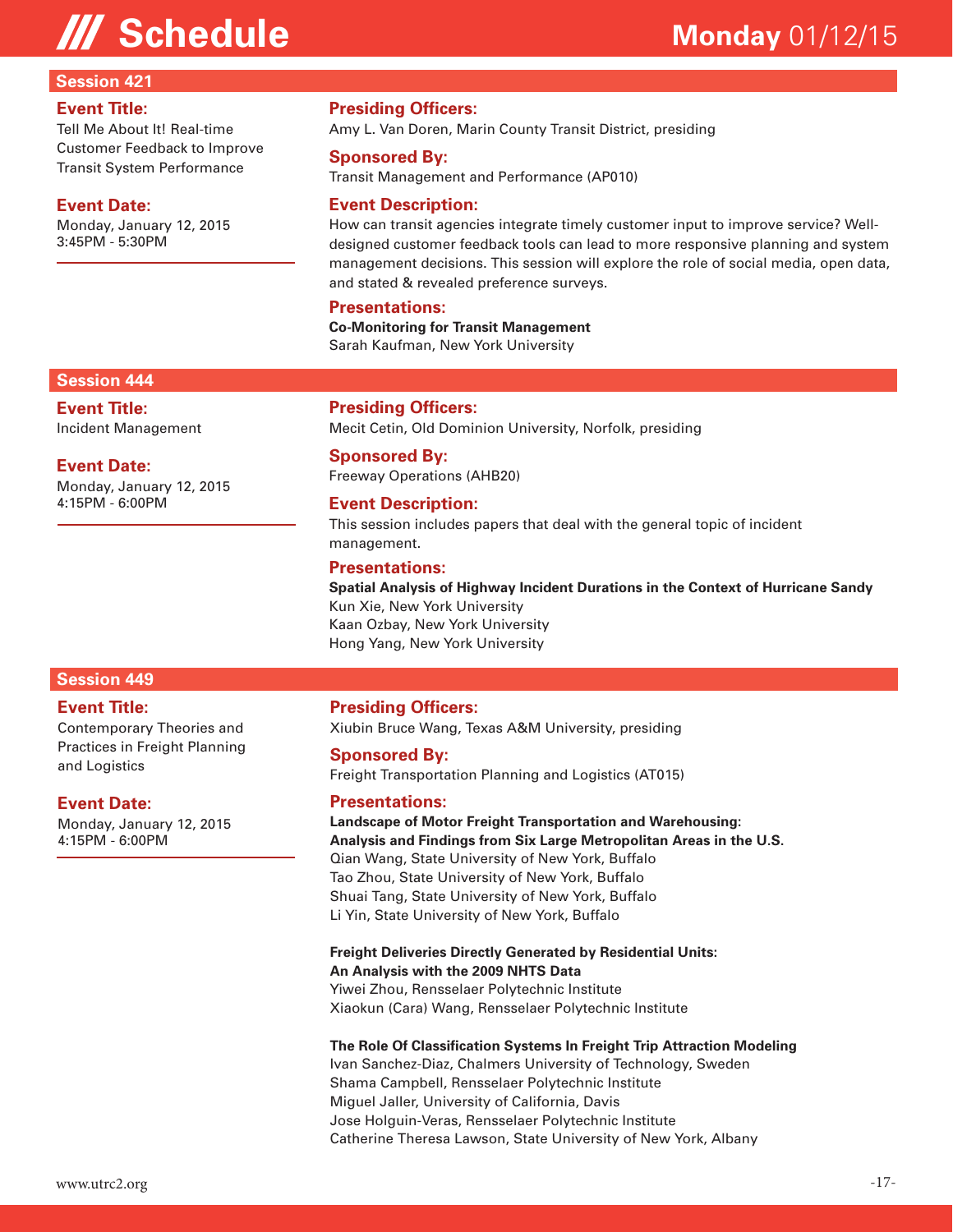# Schedule

**Monday** 01/12/15

## Session 421

**Event Title:**
Tell Me About It! Real-time Customer Feedback to Improve Transit System Performance

**Event Date:**
Monday, January 12, 2015
3:45PM - 5:30PM

**Presiding Officers:**
Amy L. Van Doren, Marin County Transit District, presiding

**Sponsored By:**
Transit Management and Performance (AP010)

**Event Description:**
How can transit agencies integrate timely customer input to improve service? Well-designed customer feedback tools can lead to more responsive planning and system management decisions. This session will explore the role of social media, open data, and stated & revealed preference surveys.

**Presentations:**

**Co-Monitoring for Transit Management**
Sarah Kaufman, New York University

## Session 444

**Event Title:**
Incident Management

**Event Date:**
Monday, January 12, 2015
4:15PM - 6:00PM

**Presiding Officers:**
Mecit Cetin, Old Dominion University, Norfolk, presiding

**Sponsored By:**
Freeway Operations (AHB20)

**Event Description:**
This session includes papers that deal with the general topic of incident management.

**Presentations:**

**Spatial Analysis of Highway Incident Durations in the Context of Hurricane Sandy**
Kun Xie, New York University
Kaan Ozbay, New York University
Hong Yang, New York University

## Session 449

**Event Title:**
Contemporary Theories and Practices in Freight Planning and Logistics

**Event Date:**
Monday, January 12, 2015
4:15PM - 6:00PM

**Presiding Officers:**
Xiubin Bruce Wang, Texas A&M University, presiding

**Sponsored By:**
Freight Transportation Planning and Logistics (AT015)

**Presentations:**

**Landscape of Motor Freight Transportation and Warehousing: Analysis and Findings from Six Large Metropolitan Areas in the U.S.**
Qian Wang, State University of New York, Buffalo
Tao Zhou, State University of New York, Buffalo
Shuai Tang, State University of New York, Buffalo
Li Yin, State University of New York, Buffalo

**Freight Deliveries Directly Generated by Residential Units: An Analysis with the 2009 NHTS Data**
Yiwei Zhou, Rensselaer Polytechnic Institute
Xiaokun (Cara) Wang, Rensselaer Polytechnic Institute

**The Role Of Classification Systems In Freight Trip Attraction Modeling**
Ivan Sanchez-Diaz, Chalmers University of Technology, Sweden
Shama Campbell, Rensselaer Polytechnic Institute
Miguel Jaller, University of California, Davis
Jose Holguin-Veras, Rensselaer Polytechnic Institute
Catherine Theresa Lawson, State University of New York, Albany

www.utrc2.org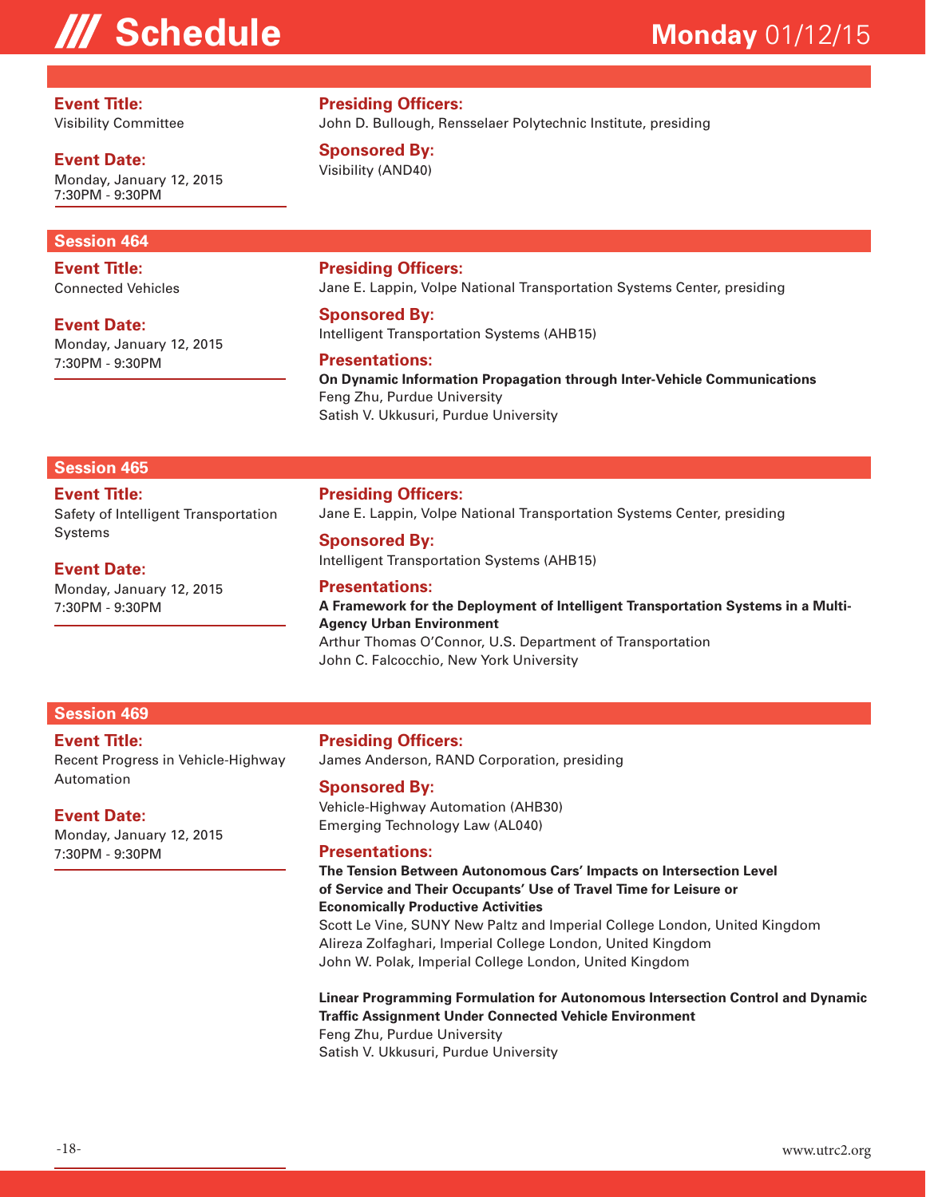# Schedule

**Monday** 01/12/15

**Event Title:**
Visibility Committee

**Event Date:**
Monday, January 12, 2015
7:30PM - 9:30PM

**Presiding Officers:**
John D. Bullough, Rensselaer Polytechnic Institute, presiding

**Sponsored By:**
Visibility (AND40)

## Session 464

**Event Title:**
Connected Vehicles

**Event Date:**
Monday, January 12, 2015
7:30PM - 9:30PM

**Presiding Officers:**
Jane E. Lappin, Volpe National Transportation Systems Center, presiding

**Sponsored By:**
Intelligent Transportation Systems (AHB15)

**Presentations:**

**On Dynamic Information Propagation through Inter-Vehicle Communications**
Feng Zhu, Purdue University
Satish V. Ukkusuri, Purdue University

## Session 465

**Event Title:**
Safety of Intelligent Transportation Systems

**Event Date:**
Monday, January 12, 2015
7:30PM - 9:30PM

**Presiding Officers:**
Jane E. Lappin, Volpe National Transportation Systems Center, presiding

**Sponsored By:**
Intelligent Transportation Systems (AHB15)

**Presentations:**

**A Framework for the Deployment of Intelligent Transportation Systems in a Multi-Agency Urban Environment**
Arthur Thomas O'Connor, U.S. Department of Transportation
John C. Falcocchio, New York University

## Session 469

**Event Title:**
Recent Progress in Vehicle-Highway Automation

**Event Date:**
Monday, January 12, 2015
7:30PM - 9:30PM

**Presiding Officers:**
James Anderson, RAND Corporation, presiding

**Sponsored By:**
Vehicle-Highway Automation (AHB30)
Emerging Technology Law (AL040)

**Presentations:**

**The Tension Between Autonomous Cars' Impacts on Intersection Level of Service and Their Occupants' Use of Travel Time for Leisure or Economically Productive Activities**
Scott Le Vine, SUNY New Paltz and Imperial College London, United Kingdom
Alireza Zolfaghari, Imperial College London, United Kingdom
John W. Polak, Imperial College London, United Kingdom

**Linear Programming Formulation for Autonomous Intersection Control and Dynamic Traffic Assignment Under Connected Vehicle Environment**
Feng Zhu, Purdue University
Satish V. Ukkusuri, Purdue University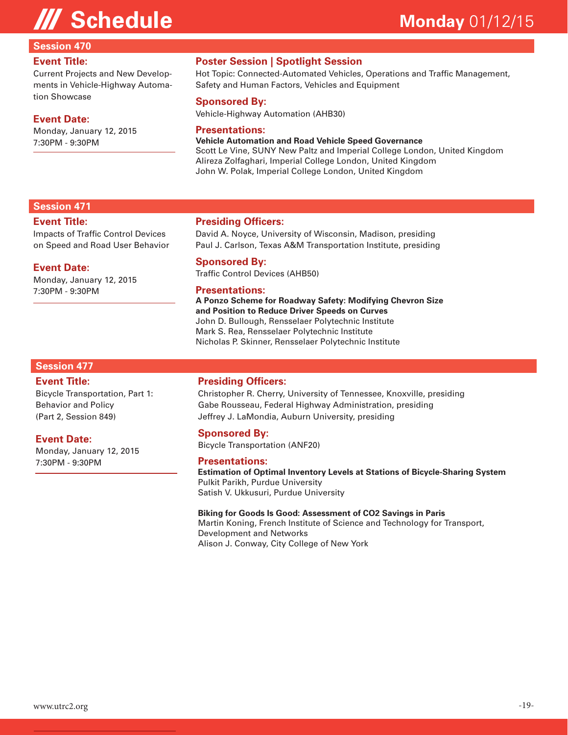# Schedule

**Monday** 01/12/15

## Session 470

**Event Title:**
Current Projects and New Developments in Vehicle-Highway Automation Showcase

**Event Date:**
Monday, January 12, 2015
7:30PM - 9:30PM

**Poster Session | Spotlight Session**
Hot Topic: Connected-Automated Vehicles, Operations and Traffic Management, Safety and Human Factors, Vehicles and Equipment

**Sponsored By:**
Vehicle-Highway Automation (AHB30)

**Presentations:**

**Vehicle Automation and Road Vehicle Speed Governance**
Scott Le Vine, SUNY New Paltz and Imperial College London, United Kingdom
Alireza Zolfaghari, Imperial College London, United Kingdom
John W. Polak, Imperial College London, United Kingdom

## Session 471

**Event Title:**
Impacts of Traffic Control Devices on Speed and Road User Behavior

**Event Date:**
Monday, January 12, 2015
7:30PM - 9:30PM

**Presiding Officers:**
David A. Noyce, University of Wisconsin, Madison, presiding
Paul J. Carlson, Texas A&M Transportation Institute, presiding

**Sponsored By:**
Traffic Control Devices (AHB50)

**Presentations:**

**A Ponzo Scheme for Roadway Safety: Modifying Chevron Size and Position to Reduce Driver Speeds on Curves**
John D. Bullough, Rensselaer Polytechnic Institute
Mark S. Rea, Rensselaer Polytechnic Institute
Nicholas P. Skinner, Rensselaer Polytechnic Institute

## Session 477

**Event Title:**
Bicycle Transportation, Part 1: Behavior and Policy
(Part 2, Session 849)

**Event Date:**
Monday, January 12, 2015
7:30PM - 9:30PM

**Presiding Officers:**
Christopher R. Cherry, University of Tennessee, Knoxville, presiding
Gabe Rousseau, Federal Highway Administration, presiding
Jeffrey J. LaMondia, Auburn University, presiding

**Sponsored By:**
Bicycle Transportation (ANF20)

**Presentations:**

**Estimation of Optimal Inventory Levels at Stations of Bicycle-Sharing System**
Pulkit Parikh, Purdue University
Satish V. Ukkusuri, Purdue University

**Biking for Goods Is Good: Assessment of CO2 Savings in Paris**
Martin Koning, French Institute of Science and Technology for Transport, Development and Networks
Alison J. Conway, City College of New York

www.utrc2.org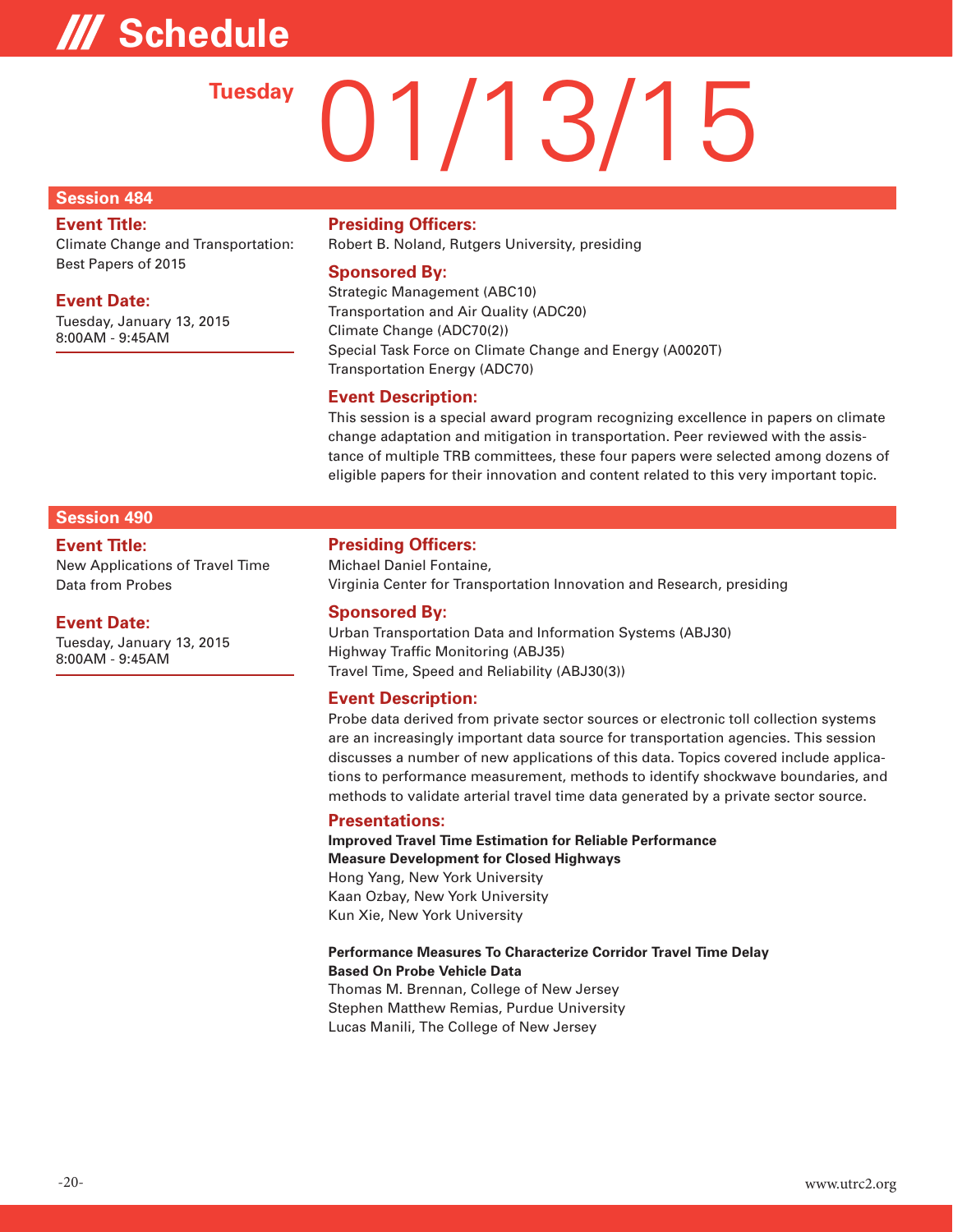# Schedule

**Tuesday** 01/13/15

## Session 484

**Event Title:**
Climate Change and Transportation: Best Papers of 2015

**Event Date:**
Tuesday, January 13, 2015
8:00AM - 9:45AM

**Presiding Officers:**
Robert B. Noland, Rutgers University, presiding

**Sponsored By:**
Strategic Management (ABC10)
Transportation and Air Quality (ADC20)
Climate Change (ADC70(2))
Special Task Force on Climate Change and Energy (A0020T)
Transportation Energy (ADC70)

**Event Description:**
This session is a special award program recognizing excellence in papers on climate change adaptation and mitigation in transportation. Peer reviewed with the assistance of multiple TRB committees, these four papers were selected among dozens of eligible papers for their innovation and content related to this very important topic.

## Session 490

**Event Title:**
New Applications of Travel Time Data from Probes

**Event Date:**
Tuesday, January 13, 2015
8:00AM - 9:45AM

**Presiding Officers:**
Michael Daniel Fontaine,
Virginia Center for Transportation Innovation and Research, presiding

**Sponsored By:**
Urban Transportation Data and Information Systems (ABJ30)
Highway Traffic Monitoring (ABJ35)
Travel Time, Speed and Reliability (ABJ30(3))

**Event Description:**
Probe data derived from private sector sources or electronic toll collection systems are an increasingly important data source for transportation agencies. This session discusses a number of new applications of this data. Topics covered include applications to performance measurement, methods to identify shockwave boundaries, and methods to validate arterial travel time data generated by a private sector source.

**Presentations:**

**Improved Travel Time Estimation for Reliable Performance Measure Development for Closed Highways**
Hong Yang, New York University
Kaan Ozbay, New York University
Kun Xie, New York University

**Performance Measures To Characterize Corridor Travel Time Delay Based On Probe Vehicle Data**
Thomas M. Brennan, College of New Jersey
Stephen Matthew Remias, Purdue University
Lucas Manili, The College of New Jersey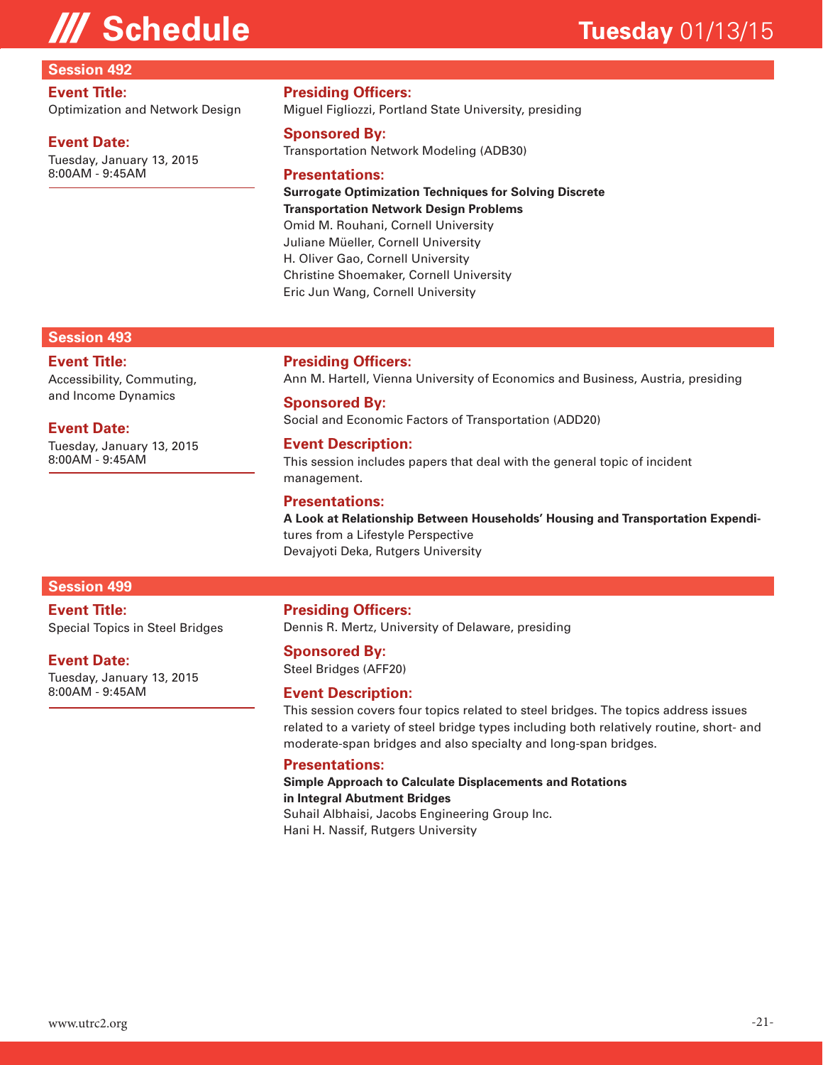# /// Schedule

**Tuesday** 01/13/15

## Session 492

**Event Title:**
Optimization and Network Design

**Event Date:**
Tuesday, January 13, 2015
8:00AM - 9:45AM

**Presiding Officers:**
Miguel Figliozzi, Portland State University, presiding

**Sponsored By:**
Transportation Network Modeling (ADB30)

**Presentations:**

**Surrogate Optimization Techniques for Solving Discrete Transportation Network Design Problems**
Omid M. Rouhani, Cornell University
Juliane Müeller, Cornell University
H. Oliver Gao, Cornell University
Christine Shoemaker, Cornell University
Eric Jun Wang, Cornell University

## Session 493

**Event Title:**
Accessibility, Commuting, and Income Dynamics

**Event Date:**
Tuesday, January 13, 2015
8:00AM - 9:45AM

**Presiding Officers:**
Ann M. Hartell, Vienna University of Economics and Business, Austria, presiding

**Sponsored By:**
Social and Economic Factors of Transportation (ADD20)

**Event Description:**
This session includes papers that deal with the general topic of incident management.

**Presentations:**

**A Look at Relationship Between Households' Housing and Transportation Expendi-**tures from a Lifestyle Perspective
Devajyoti Deka, Rutgers University

## Session 499

**Event Title:**
Special Topics in Steel Bridges

**Event Date:**
Tuesday, January 13, 2015
8:00AM - 9:45AM

**Presiding Officers:**
Dennis R. Mertz, University of Delaware, presiding

**Sponsored By:**
Steel Bridges (AFF20)

**Event Description:**
This session covers four topics related to steel bridges. The topics address issues related to a variety of steel bridge types including both relatively routine, short- and moderate-span bridges and also specialty and long-span bridges.

**Presentations:**

**Simple Approach to Calculate Displacements and Rotations in Integral Abutment Bridges**
Suhail Albhaisi, Jacobs Engineering Group Inc.
Hani H. Nassif, Rutgers University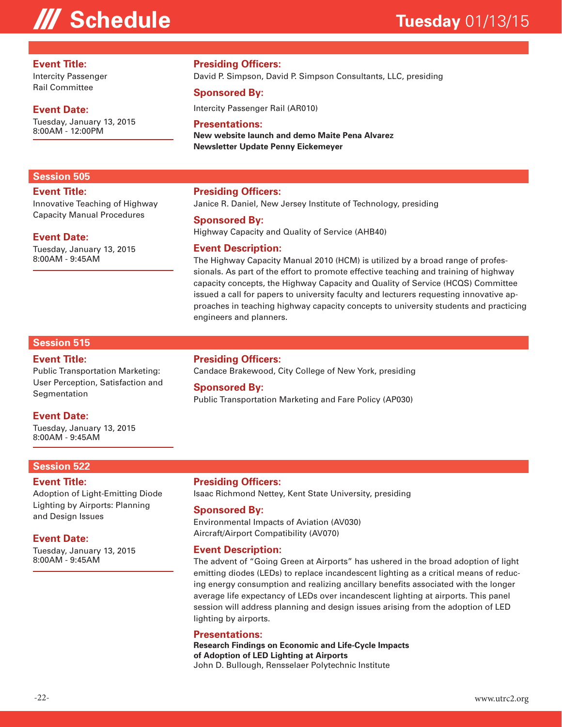# Schedule

**Tuesday** 01/13/15

**Event Title:**
Intercity Passenger Rail Committee

**Event Date:**
Tuesday, January 13, 2015
8:00AM - 12:00PM

**Presiding Officers:**
David P. Simpson, David P. Simpson Consultants, LLC, presiding

**Sponsored By:**
Intercity Passenger Rail (AR010)

**Presentations:**
**New website launch and demo Maite Pena Alvarez**
**Newsletter Update Penny Eickemeyer**

## Session 505

**Event Title:**
Innovative Teaching of Highway Capacity Manual Procedures

**Event Date:**
Tuesday, January 13, 2015
8:00AM - 9:45AM

**Presiding Officers:**
Janice R. Daniel, New Jersey Institute of Technology, presiding

**Sponsored By:**
Highway Capacity and Quality of Service (AHB40)

**Event Description:**
The Highway Capacity Manual 2010 (HCM) is utilized by a broad range of professionals. As part of the effort to promote effective teaching and training of highway capacity concepts, the Highway Capacity and Quality of Service (HCQS) Committee issued a call for papers to university faculty and lecturers requesting innovative approaches in teaching highway capacity concepts to university students and practicing engineers and planners.

## Session 515

**Event Title:**
Public Transportation Marketing: User Perception, Satisfaction and Segmentation

**Event Date:**
Tuesday, January 13, 2015
8:00AM - 9:45AM

**Presiding Officers:**
Candace Brakewood, City College of New York, presiding

**Sponsored By:**
Public Transportation Marketing and Fare Policy (AP030)

## Session 522

**Event Title:**
Adoption of Light-Emitting Diode Lighting by Airports: Planning and Design Issues

**Event Date:**
Tuesday, January 13, 2015
8:00AM - 9:45AM

**Presiding Officers:**
Isaac Richmond Nettey, Kent State University, presiding

**Sponsored By:**
Environmental Impacts of Aviation (AV030)
Aircraft/Airport Compatibility (AV070)

**Event Description:**
The advent of "Going Green at Airports" has ushered in the broad adoption of light emitting diodes (LEDs) to replace incandescent lighting as a critical means of reducing energy consumption and realizing ancillary benefits associated with the longer average life expectancy of LEDs over incandescent lighting at airports. This panel session will address planning and design issues arising from the adoption of LED lighting by airports.

**Presentations:**
**Research Findings on Economic and Life-Cycle Impacts of Adoption of LED Lighting at Airports**
John D. Bullough, Rensselaer Polytechnic Institute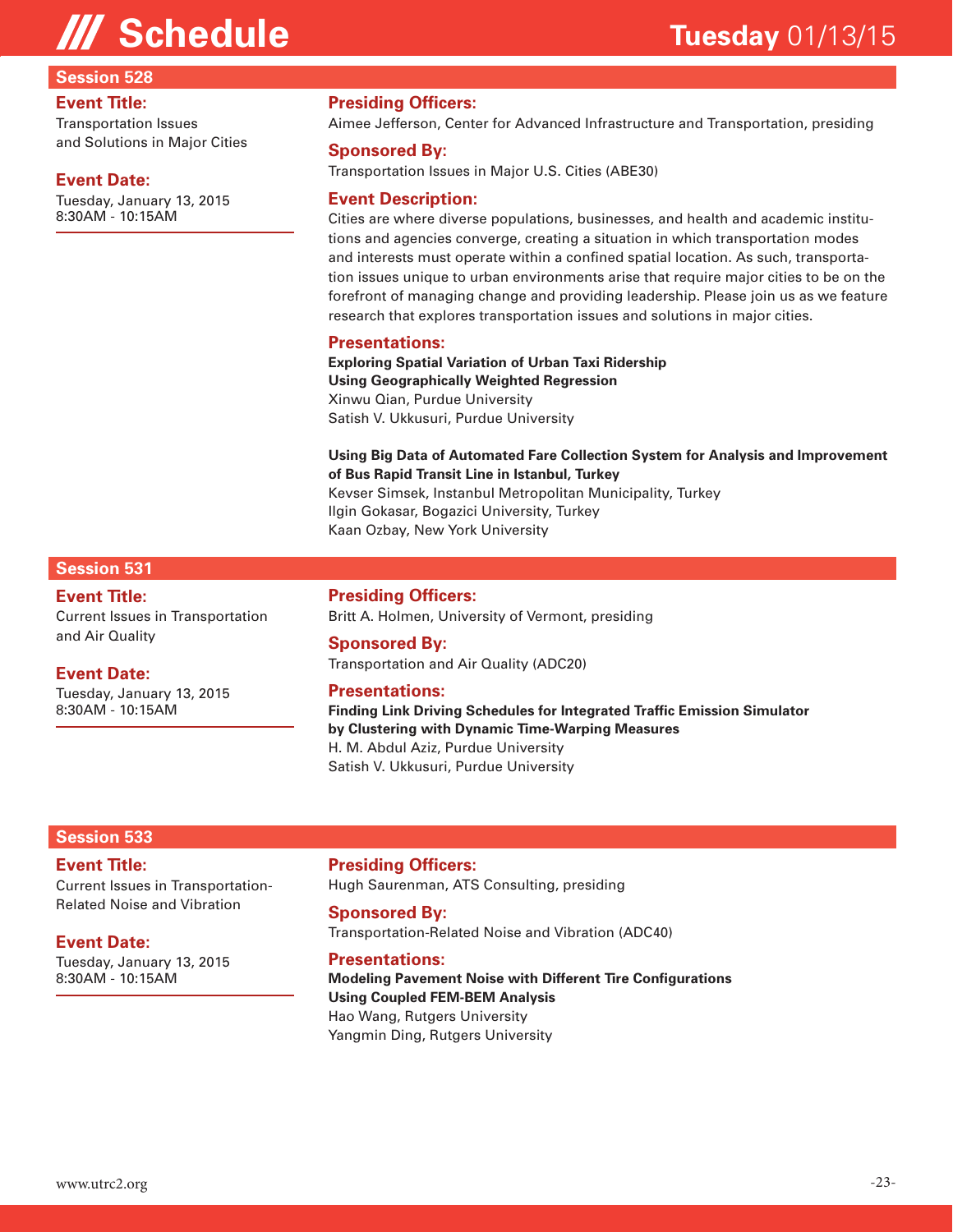# /// Schedule

**Tuesday** 01/13/15

## Session 528

**Event Title:**
Transportation Issues and Solutions in Major Cities

**Event Date:**
Tuesday, January 13, 2015
8:30AM - 10:15AM

**Presiding Officers:**
Aimee Jefferson, Center for Advanced Infrastructure and Transportation, presiding

**Sponsored By:**
Transportation Issues in Major U.S. Cities (ABE30)

**Event Description:**
Cities are where diverse populations, businesses, and health and academic institutions and agencies converge, creating a situation in which transportation modes and interests must operate within a confined spatial location. As such, transportation issues unique to urban environments arise that require major cities to be on the forefront of managing change and providing leadership. Please join us as we feature research that explores transportation issues and solutions in major cities.

**Presentations:**

**Exploring Spatial Variation of Urban Taxi Ridership Using Geographically Weighted Regression**
Xinwu Qian, Purdue University
Satish V. Ukkusuri, Purdue University

**Using Big Data of Automated Fare Collection System for Analysis and Improvement of Bus Rapid Transit Line in Istanbul, Turkey**
Kevser Simsek, Instanbul Metropolitan Municipality, Turkey
Ilgin Gokasar, Bogazici University, Turkey
Kaan Ozbay, New York University

## Session 531

**Event Title:**
Current Issues in Transportation and Air Quality

**Event Date:**
Tuesday, January 13, 2015
8:30AM - 10:15AM

**Presiding Officers:**
Britt A. Holmen, University of Vermont, presiding

**Sponsored By:**
Transportation and Air Quality (ADC20)

**Presentations:**

**Finding Link Driving Schedules for Integrated Traffic Emission Simulator by Clustering with Dynamic Time-Warping Measures**
H. M. Abdul Aziz, Purdue University
Satish V. Ukkusuri, Purdue University

## Session 533

**Event Title:**
Current Issues in Transportation-Related Noise and Vibration

**Event Date:**
Tuesday, January 13, 2015
8:30AM - 10:15AM

**Presiding Officers:**
Hugh Saurenman, ATS Consulting, presiding

**Sponsored By:**
Transportation-Related Noise and Vibration (ADC40)

**Presentations:**

**Modeling Pavement Noise with Different Tire Configurations Using Coupled FEM-BEM Analysis**
Hao Wang, Rutgers University
Yangmin Ding, Rutgers University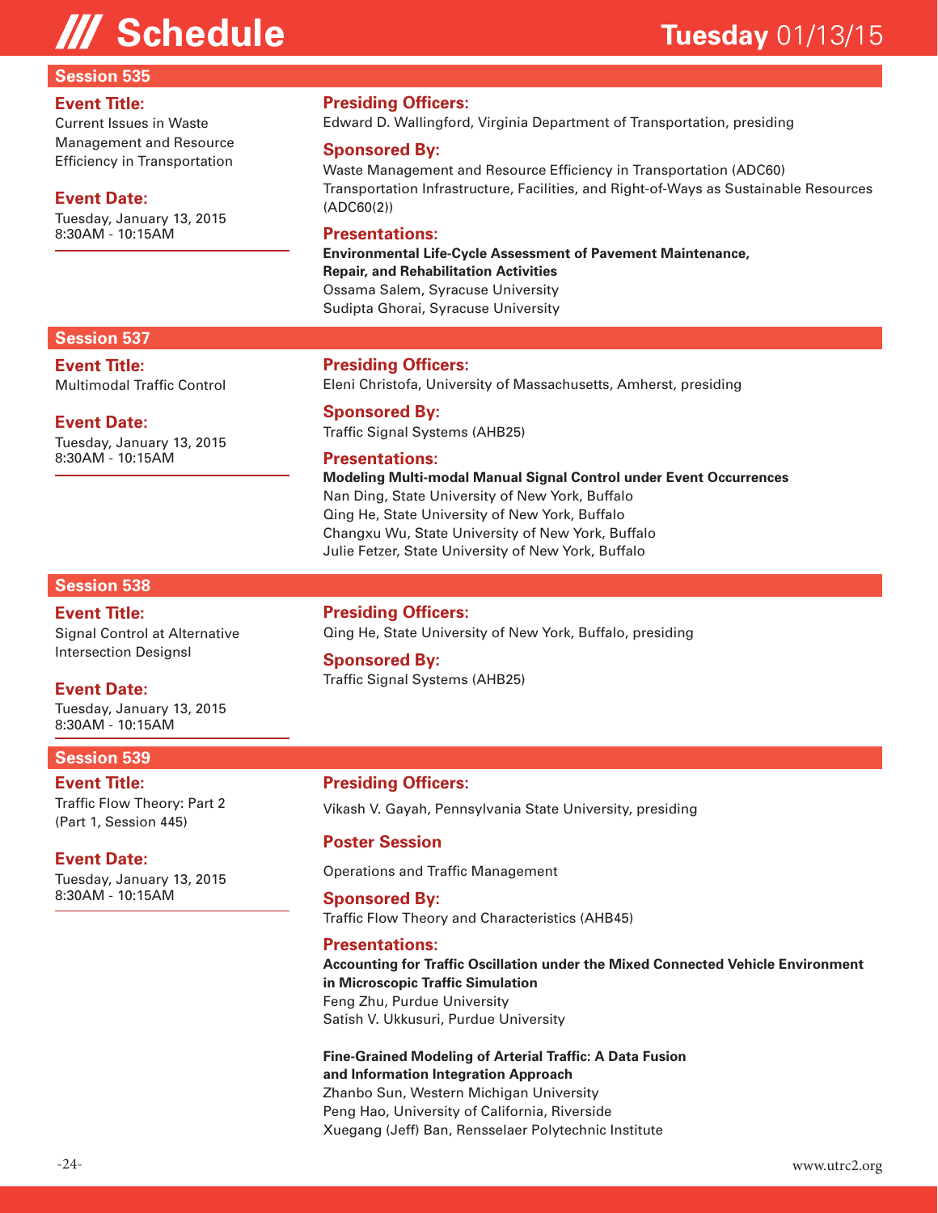# /// Schedule

## Tuesday 01/13/15

### Session 535

**Event Title:**
Current Issues in Waste Management and Resource Efficiency in Transportation

**Event Date:**
Tuesday, January 13, 2015
8:30AM - 10:15AM

**Presiding Officers:**
Edward D. Wallingford, Virginia Department of Transportation, presiding

**Sponsored By:**
Waste Management and Resource Efficiency in Transportation (ADC60)
Transportation Infrastructure, Facilities, and Right-of-Ways as Sustainable Resources (ADC60(2))

**Presentations:**

**Environmental Life-Cycle Assessment of Pavement Maintenance, Repair, and Rehabilitation Activities**
Ossama Salem, Syracuse University
Sudipta Ghorai, Syracuse University

### Session 537

**Event Title:**
Multimodal Traffic Control

**Event Date:**
Tuesday, January 13, 2015
8:30AM - 10:15AM

**Presiding Officers:**
Eleni Christofa, University of Massachusetts, Amherst, presiding

**Sponsored By:**
Traffic Signal Systems (AHB25)

**Presentations:**

**Modeling Multi-modal Manual Signal Control under Event Occurrences**
Nan Ding, State University of New York, Buffalo
Qing He, State University of New York, Buffalo
Changxu Wu, State University of New York, Buffalo
Julie Fetzer, State University of New York, Buffalo

### Session 538

**Event Title:**
Signal Control at Alternative Intersection Designsl

**Event Date:**
Tuesday, January 13, 2015
8:30AM - 10:15AM

**Presiding Officers:**
Qing He, State University of New York, Buffalo, presiding

**Sponsored By:**
Traffic Signal Systems (AHB25)

### Session 539

**Event Title:**
Traffic Flow Theory: Part 2 (Part 1, Session 445)

**Event Date:**
Tuesday, January 13, 2015
8:30AM - 10:15AM

**Presiding Officers:**
Vikash V. Gayah, Pennsylvania State University, presiding

**Poster Session**

Operations and Traffic Management

**Sponsored By:**
Traffic Flow Theory and Characteristics (AHB45)

**Presentations:**

**Accounting for Traffic Oscillation under the Mixed Connected Vehicle Environment in Microscopic Traffic Simulation**
Feng Zhu, Purdue University
Satish V. Ukkusuri, Purdue University

**Fine-Grained Modeling of Arterial Traffic: A Data Fusion and Information Integration Approach**
Zhanbo Sun, Western Michigan University
Peng Hao, University of California, Riverside
Xuegang (Jeff) Ban, Rensselaer Polytechnic Institute

www.utrc2.org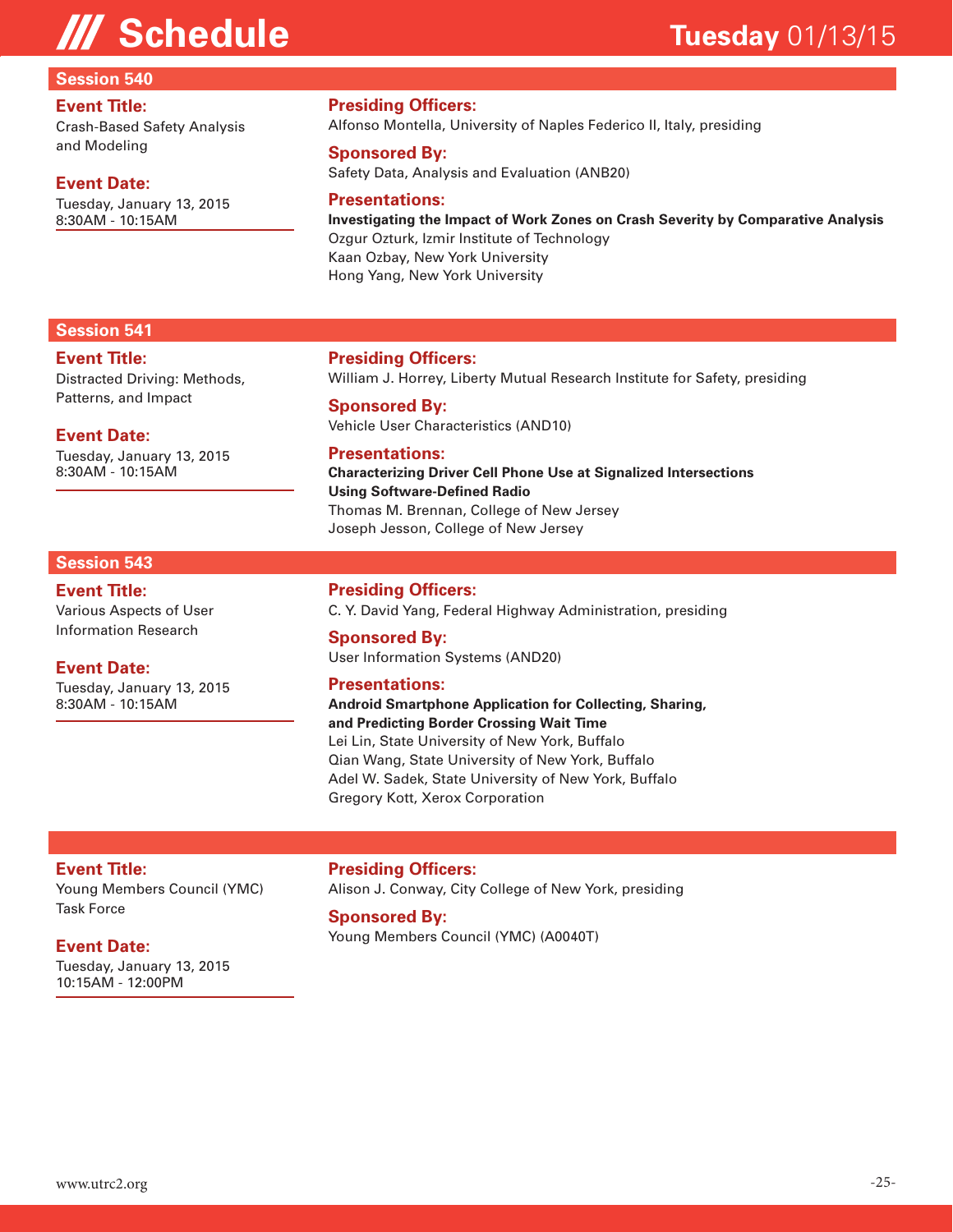## Schedule — Tuesday 01/13/15

### Session 540

**Event Title:**
Crash-Based Safety Analysis and Modeling

**Event Date:**
Tuesday, January 13, 2015
8:30AM - 10:15AM

**Presiding Officers:**
Alfonso Montella, University of Naples Federico II, Italy, presiding

**Sponsored By:**
Safety Data, Analysis and Evaluation (ANB20)

**Presentations:**

**Investigating the Impact of Work Zones on Crash Severity by Comparative Analysis**
Ozgur Ozturk, Izmir Institute of Technology
Kaan Ozbay, New York University
Hong Yang, New York University

### Session 541

**Event Title:**
Distracted Driving: Methods, Patterns, and Impact

**Event Date:**
Tuesday, January 13, 2015
8:30AM - 10:15AM

**Presiding Officers:**
William J. Horrey, Liberty Mutual Research Institute for Safety, presiding

**Sponsored By:**
Vehicle User Characteristics (AND10)

**Presentations:**

**Characterizing Driver Cell Phone Use at Signalized Intersections Using Software-Defined Radio**
Thomas M. Brennan, College of New Jersey
Joseph Jesson, College of New Jersey

### Session 543

**Event Title:**
Various Aspects of User Information Research

**Event Date:**
Tuesday, January 13, 2015
8:30AM - 10:15AM

**Presiding Officers:**
C. Y. David Yang, Federal Highway Administration, presiding

**Sponsored By:**
User Information Systems (AND20)

**Presentations:**

**Android Smartphone Application for Collecting, Sharing, and Predicting Border Crossing Wait Time**
Lei Lin, State University of New York, Buffalo
Qian Wang, State University of New York, Buffalo
Adel W. Sadek, State University of New York, Buffalo
Gregory Kott, Xerox Corporation

---

**Event Title:**
Young Members Council (YMC) Task Force

**Event Date:**
Tuesday, January 13, 2015
10:15AM - 12:00PM

**Presiding Officers:**
Alison J. Conway, City College of New York, presiding

**Sponsored By:**
Young Members Council (YMC) (A0040T)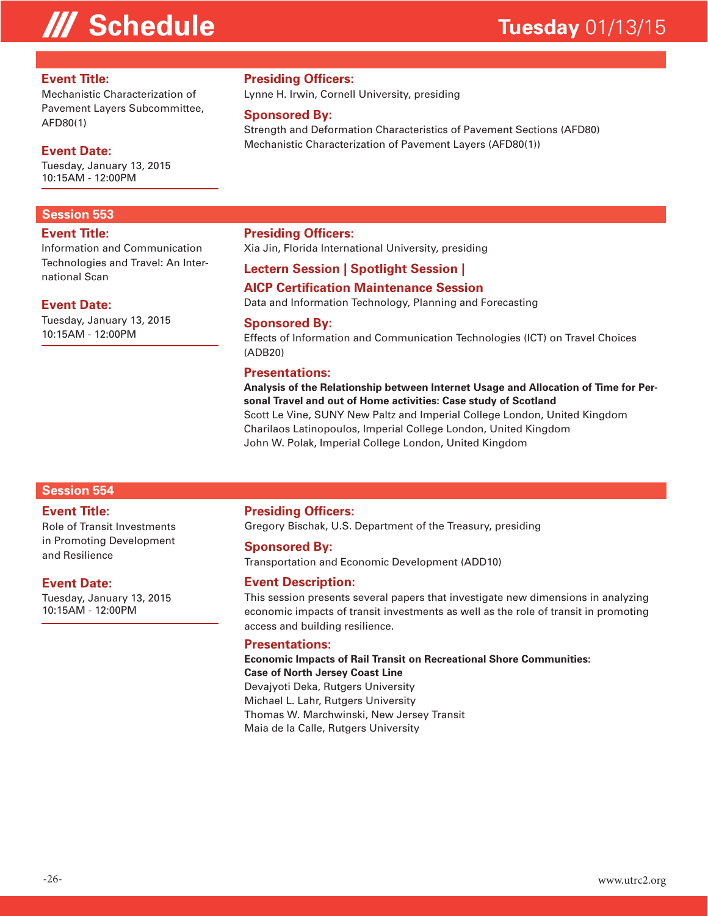## Schedule

**Tuesday** 01/13/15

**Event Title:**
Mechanistic Characterization of Pavement Layers Subcommittee, AFD80(1)

**Event Date:**
Tuesday, January 13, 2015
10:15AM - 12:00PM

**Presiding Officers:**
Lynne H. Irwin, Cornell University, presiding

**Sponsored By:**
Strength and Deformation Characteristics of Pavement Sections (AFD80)
Mechanistic Characterization of Pavement Layers (AFD80(1))

### Session 553

**Event Title:**
Information and Communication Technologies and Travel: An International Scan

**Event Date:**
Tuesday, January 13, 2015
10:15AM - 12:00PM

**Presiding Officers:**
Xia Jin, Florida International University, presiding

**Lectern Session | Spotlight Session | AICP Certification Maintenance Session**
Data and Information Technology, Planning and Forecasting

**Sponsored By:**
Effects of Information and Communication Technologies (ICT) on Travel Choices (ADB20)

**Presentations:**

**Analysis of the Relationship between Internet Usage and Allocation of Time for Personal Travel and out of Home activities: Case study of Scotland**
Scott Le Vine, SUNY New Paltz and Imperial College London, United Kingdom
Charilaos Latinopoulos, Imperial College London, United Kingdom
John W. Polak, Imperial College London, United Kingdom

### Session 554

**Event Title:**
Role of Transit Investments in Promoting Development and Resilience

**Event Date:**
Tuesday, January 13, 2015
10:15AM - 12:00PM

**Presiding Officers:**
Gregory Bischak, U.S. Department of the Treasury, presiding

**Sponsored By:**
Transportation and Economic Development (ADD10)

**Event Description:**
This session presents several papers that investigate new dimensions in analyzing economic impacts of transit investments as well as the role of transit in promoting access and building resilience.

**Presentations:**

**Economic Impacts of Rail Transit on Recreational Shore Communities: Case of North Jersey Coast Line**
Devajyoti Deka, Rutgers University
Michael L. Lahr, Rutgers University
Thomas W. Marchwinski, New Jersey Transit
Maia de la Calle, Rutgers University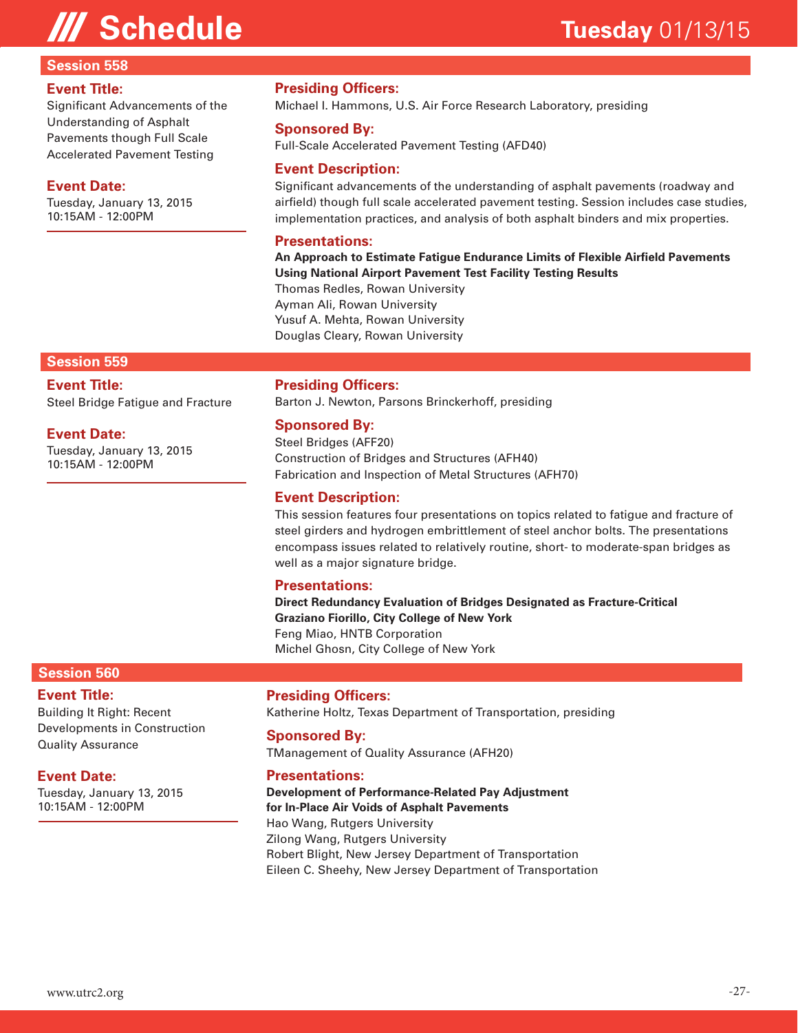# Schedule

## Tuesday 01/13/15

### Session 558

**Event Title:**
Significant Advancements of the Understanding of Asphalt Pavements though Full Scale Accelerated Pavement Testing

**Event Date:**
Tuesday, January 13, 2015
10:15AM - 12:00PM

**Presiding Officers:**
Michael I. Hammons, U.S. Air Force Research Laboratory, presiding

**Sponsored By:**
Full-Scale Accelerated Pavement Testing (AFD40)

**Event Description:**
Significant advancements of the understanding of asphalt pavements (roadway and airfield) though full scale accelerated pavement testing. Session includes case studies, implementation practices, and analysis of both asphalt binders and mix properties.

**Presentations:**

**An Approach to Estimate Fatigue Endurance Limits of Flexible Airfield Pavements Using National Airport Pavement Test Facility Testing Results**
Thomas Redles, Rowan University
Ayman Ali, Rowan University
Yusuf A. Mehta, Rowan University
Douglas Cleary, Rowan University

### Session 559

**Event Title:**
Steel Bridge Fatigue and Fracture

**Event Date:**
Tuesday, January 13, 2015
10:15AM - 12:00PM

**Presiding Officers:**
Barton J. Newton, Parsons Brinckerhoff, presiding

**Sponsored By:**
Steel Bridges (AFF20)
Construction of Bridges and Structures (AFH40)
Fabrication and Inspection of Metal Structures (AFH70)

**Event Description:**
This session features four presentations on topics related to fatigue and fracture of steel girders and hydrogen embrittlement of steel anchor bolts. The presentations encompass issues related to relatively routine, short- to moderate-span bridges as well as a major signature bridge.

**Presentations:**

**Direct Redundancy Evaluation of Bridges Designated as Fracture-Critical**
**Graziano Fiorillo, City College of New York**
Feng Miao, HNTB Corporation
Michel Ghosn, City College of New York

### Session 560

**Event Title:**
Building It Right: Recent Developments in Construction Quality Assurance

**Event Date:**
Tuesday, January 13, 2015
10:15AM - 12:00PM

**Presiding Officers:**
Katherine Holtz, Texas Department of Transportation, presiding

**Sponsored By:**
TManagement of Quality Assurance (AFH20)

**Presentations:**

**Development of Performance-Related Pay Adjustment for In-Place Air Voids of Asphalt Pavements**
Hao Wang, Rutgers University
Zilong Wang, Rutgers University
Robert Blight, New Jersey Department of Transportation
Eileen C. Sheehy, New Jersey Department of Transportation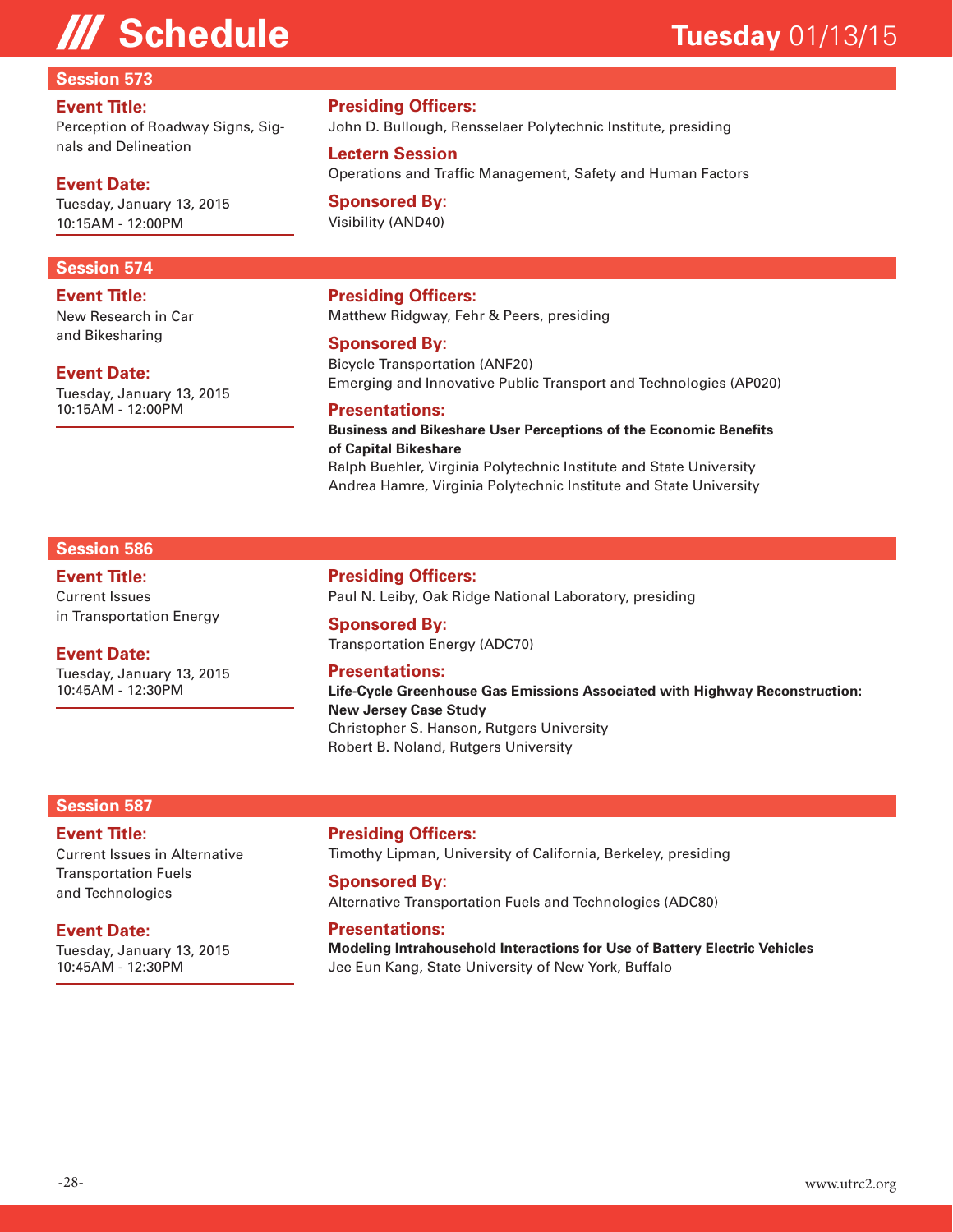# Schedule

**Tuesday** 01/13/15

## Session 573

**Event Title:**
Perception of Roadway Signs, Signals and Delineation

**Event Date:**
Tuesday, January 13, 2015
10:15AM - 12:00PM

**Presiding Officers:**
John D. Bullough, Rensselaer Polytechnic Institute, presiding

**Lectern Session**
Operations and Traffic Management, Safety and Human Factors

**Sponsored By:**
Visibility (AND40)

## Session 574

**Event Title:**
New Research in Car and Bikesharing

**Event Date:**
Tuesday, January 13, 2015
10:15AM - 12:00PM

**Presiding Officers:**
Matthew Ridgway, Fehr & Peers, presiding

**Sponsored By:**
Bicycle Transportation (ANF20)
Emerging and Innovative Public Transport and Technologies (AP020)

**Presentations:**

**Business and Bikeshare User Perceptions of the Economic Benefits of Capital Bikeshare**
Ralph Buehler, Virginia Polytechnic Institute and State University
Andrea Hamre, Virginia Polytechnic Institute and State University

## Session 586

**Event Title:**
Current Issues in Transportation Energy

**Event Date:**
Tuesday, January 13, 2015
10:45AM - 12:30PM

**Presiding Officers:**
Paul N. Leiby, Oak Ridge National Laboratory, presiding

**Sponsored By:**
Transportation Energy (ADC70)

**Presentations:**

**Life-Cycle Greenhouse Gas Emissions Associated with Highway Reconstruction: New Jersey Case Study**
Christopher S. Hanson, Rutgers University
Robert B. Noland, Rutgers University

## Session 587

**Event Title:**
Current Issues in Alternative Transportation Fuels and Technologies

**Event Date:**
Tuesday, January 13, 2015
10:45AM - 12:30PM

**Presiding Officers:**
Timothy Lipman, University of California, Berkeley, presiding

**Sponsored By:**
Alternative Transportation Fuels and Technologies (ADC80)

**Presentations:**

**Modeling Intrahousehold Interactions for Use of Battery Electric Vehicles**
Jee Eun Kang, State University of New York, Buffalo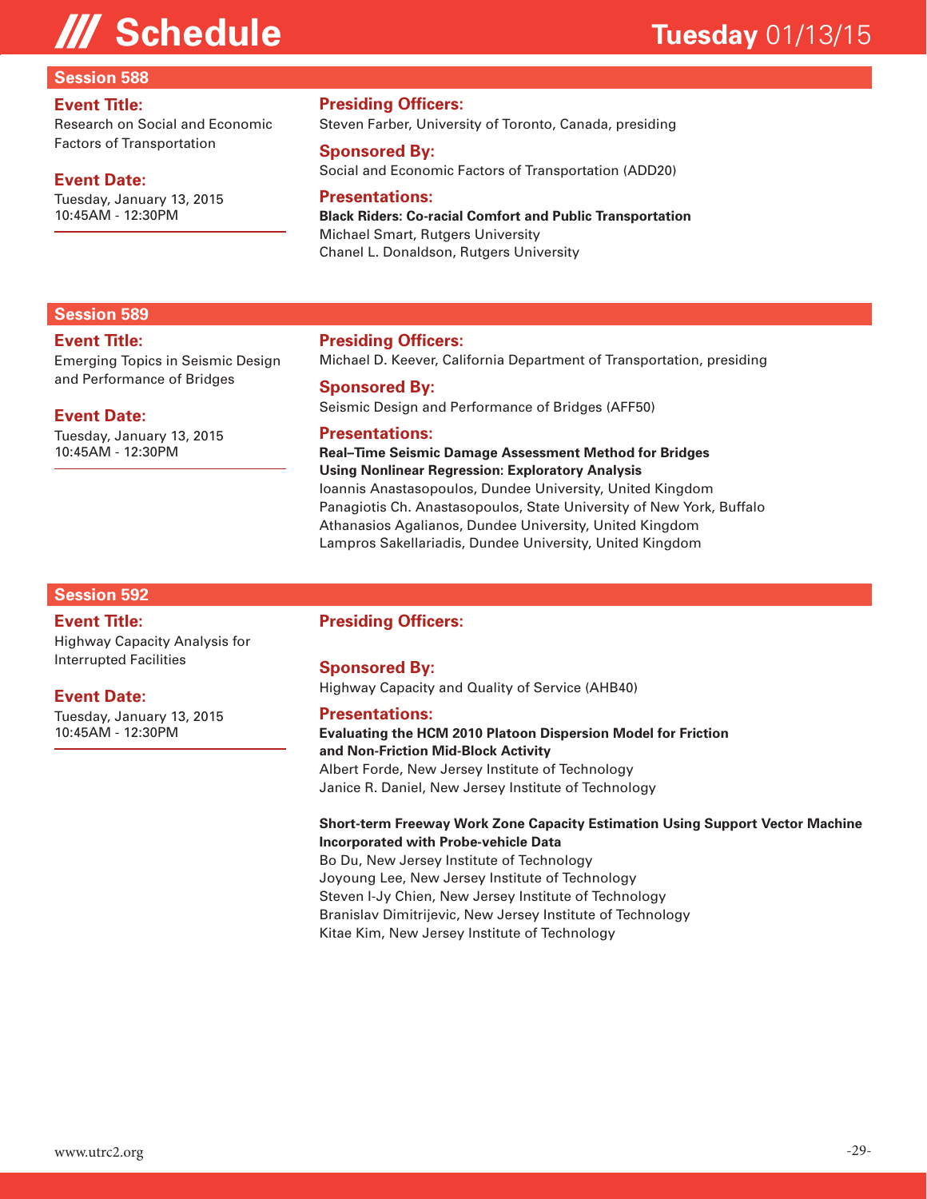# Schedule

**Tuesday** 01/13/15

## Session 588

**Event Title:**
Research on Social and Economic Factors of Transportation

**Event Date:**
Tuesday, January 13, 2015
10:45AM - 12:30PM

**Presiding Officers:**
Steven Farber, University of Toronto, Canada, presiding

**Sponsored By:**
Social and Economic Factors of Transportation (ADD20)

**Presentations:**

**Black Riders: Co-racial Comfort and Public Transportation**
Michael Smart, Rutgers University
Chanel L. Donaldson, Rutgers University

## Session 589

**Event Title:**
Emerging Topics in Seismic Design and Performance of Bridges

**Event Date:**
Tuesday, January 13, 2015
10:45AM - 12:30PM

**Presiding Officers:**
Michael D. Keever, California Department of Transportation, presiding

**Sponsored By:**
Seismic Design and Performance of Bridges (AFF50)

**Presentations:**

**Real–Time Seismic Damage Assessment Method for Bridges Using Nonlinear Regression: Exploratory Analysis**
Ioannis Anastasopoulos, Dundee University, United Kingdom
Panagiotis Ch. Anastasopoulos, State University of New York, Buffalo
Athanasios Agalianos, Dundee University, United Kingdom
Lampros Sakellariadis, Dundee University, United Kingdom

## Session 592

**Event Title:**
Highway Capacity Analysis for Interrupted Facilities

**Event Date:**
Tuesday, January 13, 2015
10:45AM - 12:30PM

**Presiding Officers:**

**Sponsored By:**
Highway Capacity and Quality of Service (AHB40)

**Presentations:**

**Evaluating the HCM 2010 Platoon Dispersion Model for Friction and Non-Friction Mid-Block Activity**
Albert Forde, New Jersey Institute of Technology
Janice R. Daniel, New Jersey Institute of Technology

**Short-term Freeway Work Zone Capacity Estimation Using Support Vector Machine Incorporated with Probe-vehicle Data**
Bo Du, New Jersey Institute of Technology
Joyoung Lee, New Jersey Institute of Technology
Steven I-Jy Chien, New Jersey Institute of Technology
Branislav Dimitrijevic, New Jersey Institute of Technology
Kitae Kim, New Jersey Institute of Technology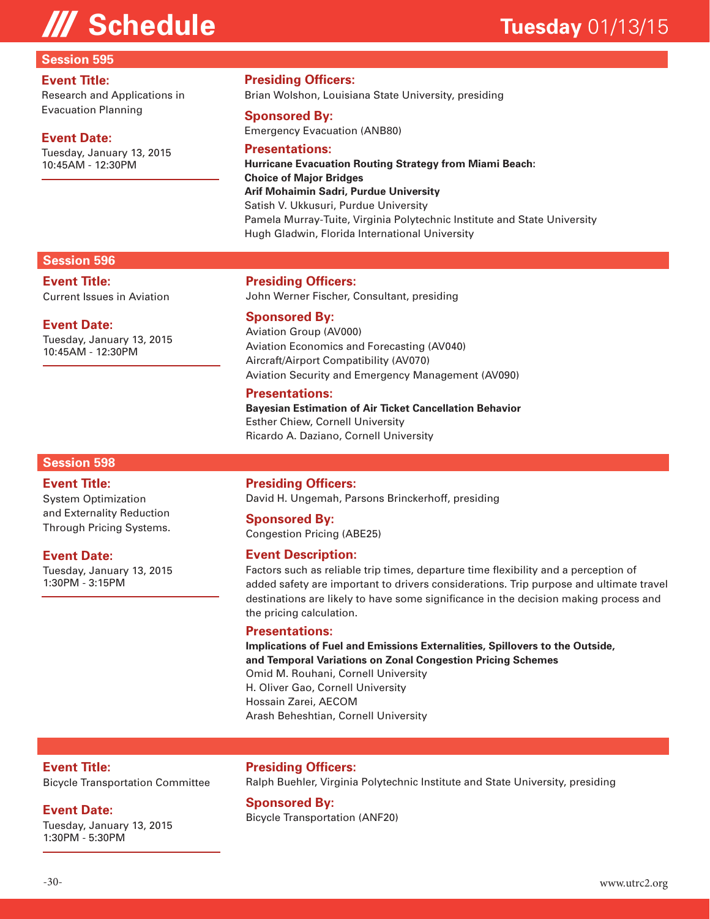# Schedule

**Tuesday** 01/13/15

## Session 595

**Event Title:**
Research and Applications in Evacuation Planning

**Event Date:**
Tuesday, January 13, 2015
10:45AM - 12:30PM

**Presiding Officers:**
Brian Wolshon, Louisiana State University, presiding

**Sponsored By:**
Emergency Evacuation (ANB80)

**Presentations:**
**Hurricane Evacuation Routing Strategy from Miami Beach: Choice of Major Bridges**
**Arif Mohaimin Sadri, Purdue University**
Satish V. Ukkusuri, Purdue University
Pamela Murray-Tuite, Virginia Polytechnic Institute and State University
Hugh Gladwin, Florida International University

## Session 596

**Event Title:**
Current Issues in Aviation

**Event Date:**
Tuesday, January 13, 2015
10:45AM - 12:30PM

**Presiding Officers:**
John Werner Fischer, Consultant, presiding

**Sponsored By:**
Aviation Group (AV000)
Aviation Economics and Forecasting (AV040)
Aircraft/Airport Compatibility (AV070)
Aviation Security and Emergency Management (AV090)

**Presentations:**
**Bayesian Estimation of Air Ticket Cancellation Behavior**
Esther Chiew, Cornell University
Ricardo A. Daziano, Cornell University

## Session 598

**Event Title:**
System Optimization and Externality Reduction Through Pricing Systems.

**Event Date:**
Tuesday, January 13, 2015
1:30PM - 3:15PM

**Presiding Officers:**
David H. Ungemah, Parsons Brinckerhoff, presiding

**Sponsored By:**
Congestion Pricing (ABE25)

**Event Description:**
Factors such as reliable trip times, departure time flexibility and a perception of added safety are important to drivers considerations. Trip purpose and ultimate travel destinations are likely to have some significance in the decision making process and the pricing calculation.

**Presentations:**
**Implications of Fuel and Emissions Externalities, Spillovers to the Outside, and Temporal Variations on Zonal Congestion Pricing Schemes**
Omid M. Rouhani, Cornell University
H. Oliver Gao, Cornell University
Hossain Zarei, AECOM
Arash Beheshtian, Cornell University

---

**Event Title:**
Bicycle Transportation Committee

**Event Date:**
Tuesday, January 13, 2015
1:30PM - 5:30PM

**Presiding Officers:**
Ralph Buehler, Virginia Polytechnic Institute and State University, presiding

**Sponsored By:**
Bicycle Transportation (ANF20)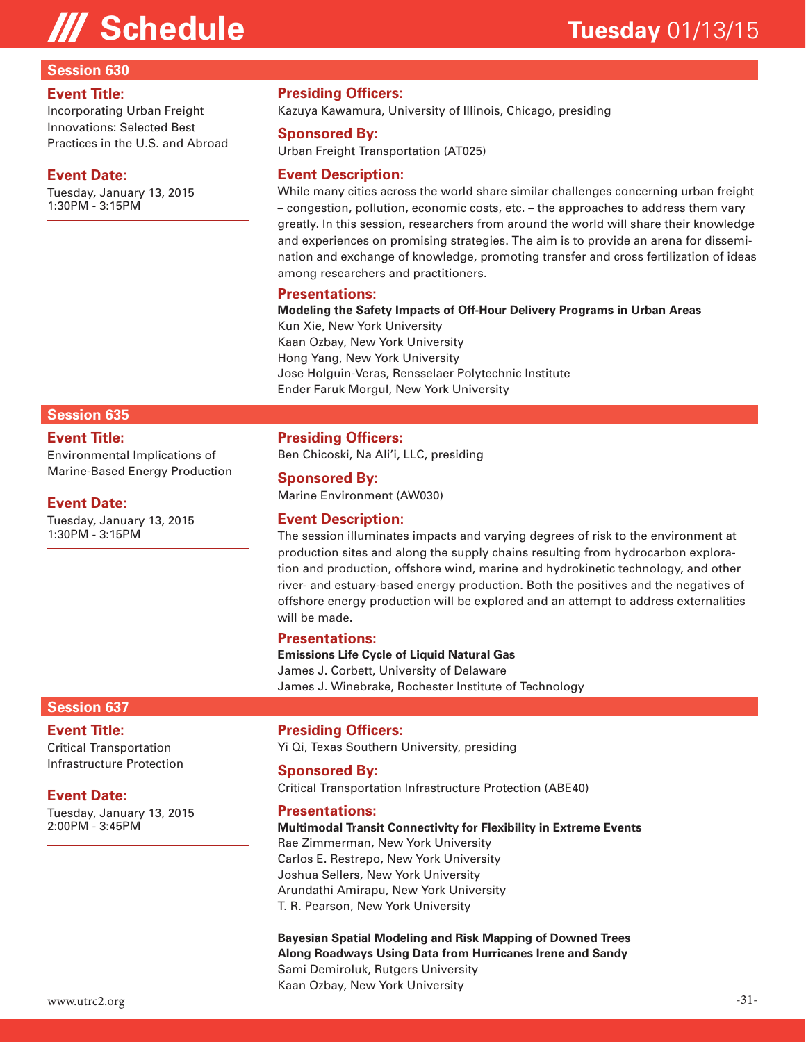# /// Schedule

**Tuesday** 01/13/15

## Session 630

### Event Title:
Incorporating Urban Freight Innovations: Selected Best Practices in the U.S. and Abroad

### Event Date:
Tuesday, January 13, 2015
1:30PM - 3:15PM

### Presiding Officers:
Kazuya Kawamura, University of Illinois, Chicago, presiding

### Sponsored By:
Urban Freight Transportation (AT025)

### Event Description:
While many cities across the world share similar challenges concerning urban freight – congestion, pollution, economic costs, etc. – the approaches to address them vary greatly. In this session, researchers from around the world will share their knowledge and experiences on promising strategies. The aim is to provide an arena for dissemination and exchange of knowledge, promoting transfer and cross fertilization of ideas among researchers and practitioners.

### Presentations:
**Modeling the Safety Impacts of Off-Hour Delivery Programs in Urban Areas**
Kun Xie, New York University
Kaan Ozbay, New York University
Hong Yang, New York University
Jose Holguin-Veras, Rensselaer Polytechnic Institute
Ender Faruk Morgul, New York University

## Session 635

### Event Title:
Environmental Implications of Marine-Based Energy Production

### Event Date:
Tuesday, January 13, 2015
1:30PM - 3:15PM

### Presiding Officers:
Ben Chicoski, Na Ali'i, LLC, presiding

### Sponsored By:
Marine Environment (AW030)

### Event Description:
The session illuminates impacts and varying degrees of risk to the environment at production sites and along the supply chains resulting from hydrocarbon exploration and production, offshore wind, marine and hydrokinetic technology, and other river- and estuary-based energy production. Both the positives and the negatives of offshore energy production will be explored and an attempt to address externalities will be made.

### Presentations:
**Emissions Life Cycle of Liquid Natural Gas**
James J. Corbett, University of Delaware
James J. Winebrake, Rochester Institute of Technology

## Session 637

### Event Title:
Critical Transportation Infrastructure Protection

### Event Date:
Tuesday, January 13, 2015
2:00PM - 3:45PM

### Presiding Officers:
Yi Qi, Texas Southern University, presiding

### Sponsored By:
Critical Transportation Infrastructure Protection (ABE40)

### Presentations:
**Multimodal Transit Connectivity for Flexibility in Extreme Events**
Rae Zimmerman, New York University
Carlos E. Restrepo, New York University
Joshua Sellers, New York University
Arundathi Amirapu, New York University
T. R. Pearson, New York University

**Bayesian Spatial Modeling and Risk Mapping of Downed Trees Along Roadways Using Data from Hurricanes Irene and Sandy**
Sami Demiroluk, Rutgers University
Kaan Ozbay, New York University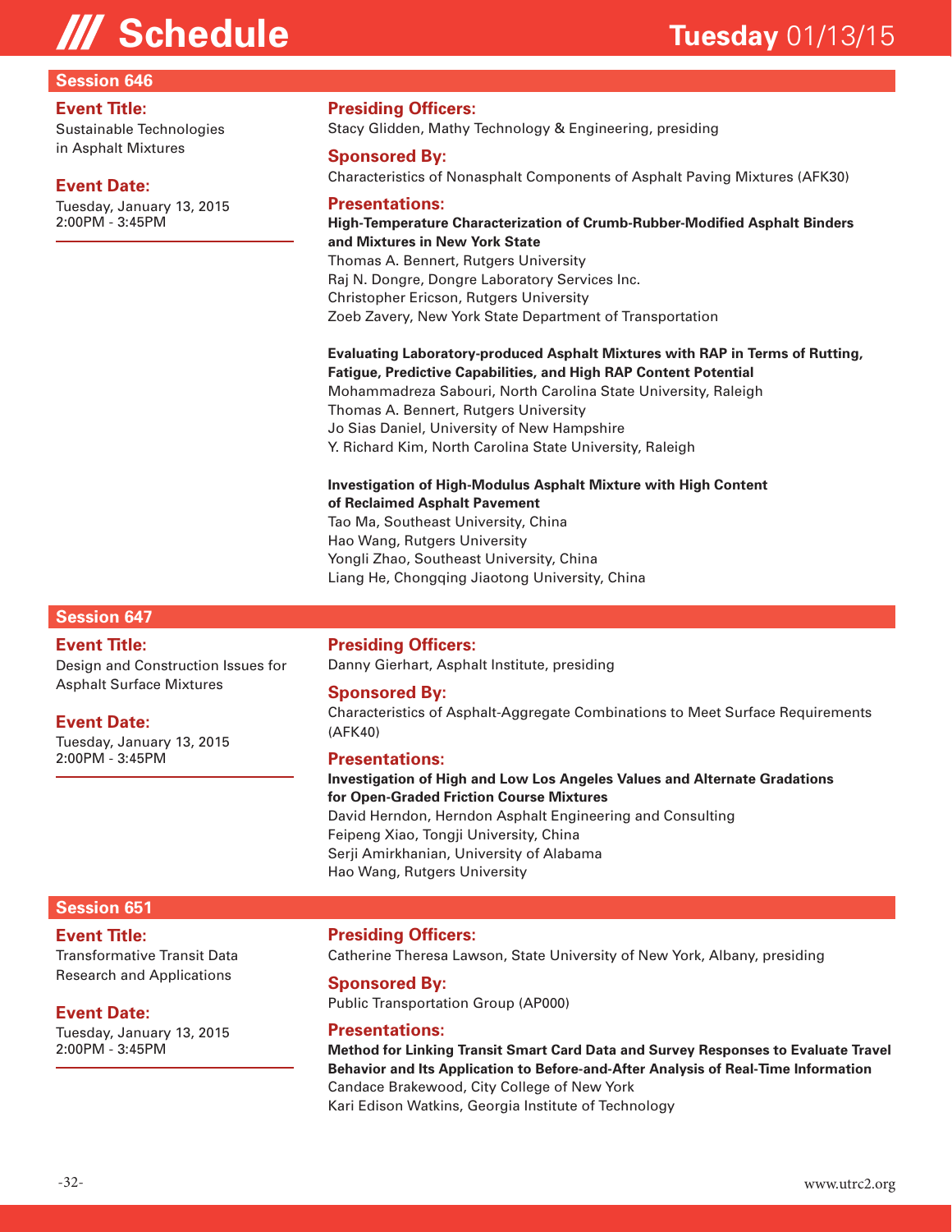# /// Schedule

**Tuesday** 01/13/15

## Session 646

**Event Title:**
Sustainable Technologies in Asphalt Mixtures

**Event Date:**
Tuesday, January 13, 2015
2:00PM - 3:45PM

**Presiding Officers:**
Stacy Glidden, Mathy Technology & Engineering, presiding

**Sponsored By:**
Characteristics of Nonasphalt Components of Asphalt Paving Mixtures (AFK30)

**Presentations:**

**High-Temperature Characterization of Crumb-Rubber-Modified Asphalt Binders and Mixtures in New York State**
Thomas A. Bennert, Rutgers University
Raj N. Dongre, Dongre Laboratory Services Inc.
Christopher Ericson, Rutgers University
Zoeb Zavery, New York State Department of Transportation

**Evaluating Laboratory-produced Asphalt Mixtures with RAP in Terms of Rutting, Fatigue, Predictive Capabilities, and High RAP Content Potential**
Mohammadreza Sabouri, North Carolina State University, Raleigh
Thomas A. Bennert, Rutgers University
Jo Sias Daniel, University of New Hampshire
Y. Richard Kim, North Carolina State University, Raleigh

**Investigation of High-Modulus Asphalt Mixture with High Content of Reclaimed Asphalt Pavement**
Tao Ma, Southeast University, China
Hao Wang, Rutgers University
Yongli Zhao, Southeast University, China
Liang He, Chongqing Jiaotong University, China

## Session 647

**Event Title:**
Design and Construction Issues for Asphalt Surface Mixtures

**Event Date:**
Tuesday, January 13, 2015
2:00PM - 3:45PM

**Presiding Officers:**
Danny Gierhart, Asphalt Institute, presiding

**Sponsored By:**
Characteristics of Asphalt-Aggregate Combinations to Meet Surface Requirements (AFK40)

**Presentations:**

**Investigation of High and Low Los Angeles Values and Alternate Gradations for Open-Graded Friction Course Mixtures**
David Herndon, Herndon Asphalt Engineering and Consulting
Feipeng Xiao, Tongji University, China
Serji Amirkhanian, University of Alabama
Hao Wang, Rutgers University

## Session 651

**Event Title:**
Transformative Transit Data Research and Applications

**Event Date:**
Tuesday, January 13, 2015
2:00PM - 3:45PM

**Presiding Officers:**
Catherine Theresa Lawson, State University of New York, Albany, presiding

**Sponsored By:**
Public Transportation Group (AP000)

**Presentations:**

**Method for Linking Transit Smart Card Data and Survey Responses to Evaluate Travel Behavior and Its Application to Before-and-After Analysis of Real-Time Information**
Candace Brakewood, City College of New York
Kari Edison Watkins, Georgia Institute of Technology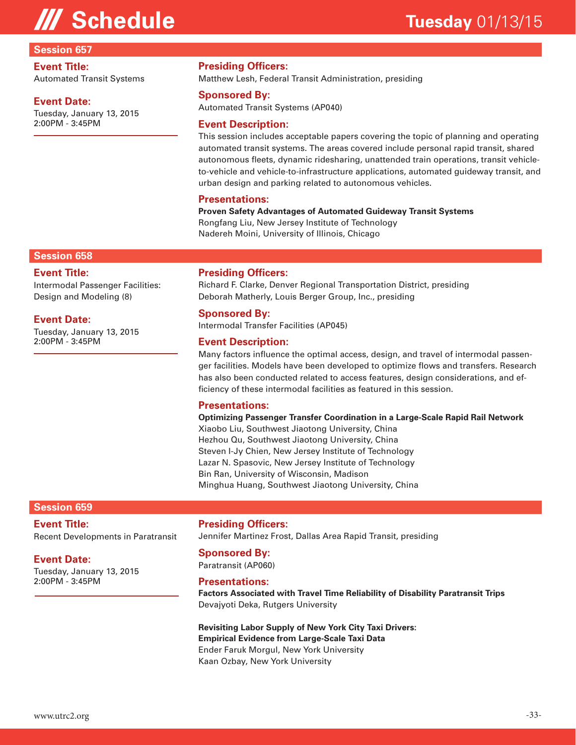# /// Schedule

**Tuesday** 01/13/15

## Session 657

**Event Title:**
Automated Transit Systems

**Event Date:**
Tuesday, January 13, 2015
2:00PM - 3:45PM

**Presiding Officers:**
Matthew Lesh, Federal Transit Administration, presiding

**Sponsored By:**
Automated Transit Systems (AP040)

**Event Description:**
This session includes acceptable papers covering the topic of planning and operating automated transit systems. The areas covered include personal rapid transit, shared autonomous fleets, dynamic ridesharing, unattended train operations, transit vehicle-to-vehicle and vehicle-to-infrastructure applications, automated guideway transit, and urban design and parking related to autonomous vehicles.

**Presentations:**

**Proven Safety Advantages of Automated Guideway Transit Systems**
Rongfang Liu, New Jersey Institute of Technology
Nadereh Moini, University of Illinois, Chicago

## Session 658

**Event Title:**
Intermodal Passenger Facilities: Design and Modeling (8)

**Event Date:**
Tuesday, January 13, 2015
2:00PM - 3:45PM

**Presiding Officers:**
Richard F. Clarke, Denver Regional Transportation District, presiding
Deborah Matherly, Louis Berger Group, Inc., presiding

**Sponsored By:**
Intermodal Transfer Facilities (AP045)

**Event Description:**
Many factors influence the optimal access, design, and travel of intermodal passenger facilities. Models have been developed to optimize flows and transfers. Research has also been conducted related to access features, design considerations, and efficiency of these intermodal facilities as featured in this session.

**Presentations:**

**Optimizing Passenger Transfer Coordination in a Large-Scale Rapid Rail Network**
Xiaobo Liu, Southwest Jiaotong University, China
Hezhou Qu, Southwest Jiaotong University, China
Steven I-Jy Chien, New Jersey Institute of Technology
Lazar N. Spasovic, New Jersey Institute of Technology
Bin Ran, University of Wisconsin, Madison
Minghua Huang, Southwest Jiaotong University, China

## Session 659

**Event Title:**
Recent Developments in Paratransit

**Event Date:**
Tuesday, January 13, 2015
2:00PM - 3:45PM

**Presiding Officers:**
Jennifer Martinez Frost, Dallas Area Rapid Transit, presiding

**Sponsored By:**
Paratransit (AP060)

**Presentations:**

**Factors Associated with Travel Time Reliability of Disability Paratransit Trips**
Devajyoti Deka, Rutgers University

**Revisiting Labor Supply of New York City Taxi Drivers: Empirical Evidence from Large-Scale Taxi Data**
Ender Faruk Morgul, New York University
Kaan Ozbay, New York University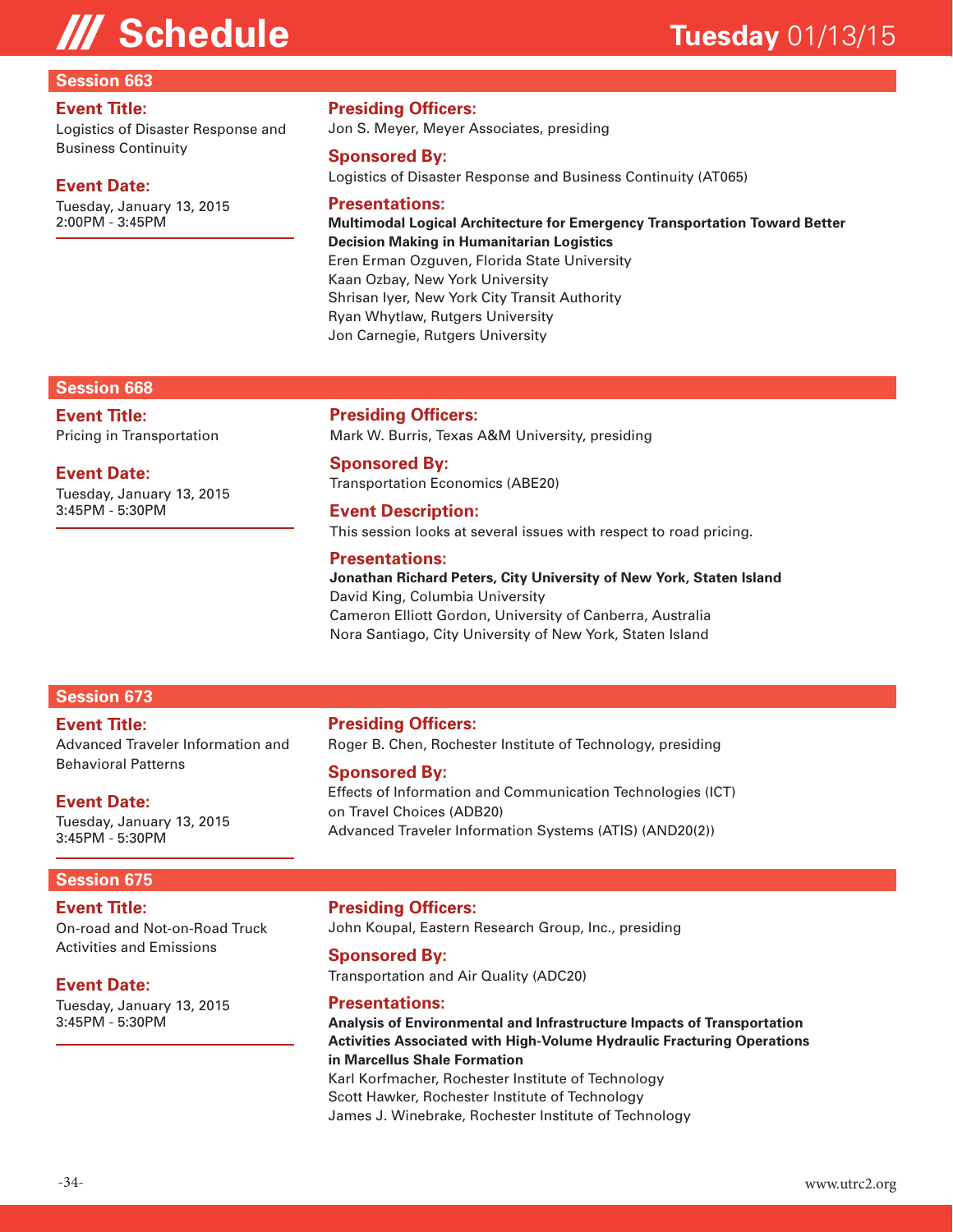# /// Schedule

**Tuesday** 01/13/15

## Session 663

**Event Title:**
Logistics of Disaster Response and Business Continuity

**Event Date:**
Tuesday, January 13, 2015
2:00PM - 3:45PM

**Presiding Officers:**
Jon S. Meyer, Meyer Associates, presiding

**Sponsored By:**
Logistics of Disaster Response and Business Continuity (AT065)

**Presentations:**
**Multimodal Logical Architecture for Emergency Transportation Toward Better Decision Making in Humanitarian Logistics**
Eren Erman Ozguven, Florida State University
Kaan Ozbay, New York University
Shrisan Iyer, New York City Transit Authority
Ryan Whytlaw, Rutgers University
Jon Carnegie, Rutgers University

## Session 668

**Event Title:**
Pricing in Transportation

**Event Date:**
Tuesday, January 13, 2015
3:45PM - 5:30PM

**Presiding Officers:**
Mark W. Burris, Texas A&M University, presiding

**Sponsored By:**
Transportation Economics (ABE20)

**Event Description:**
This session looks at several issues with respect to road pricing.

**Presentations:**
**Jonathan Richard Peters, City University of New York, Staten Island**
David King, Columbia University
Cameron Elliott Gordon, University of Canberra, Australia
Nora Santiago, City University of New York, Staten Island

## Session 673

**Event Title:**
Advanced Traveler Information and Behavioral Patterns

**Event Date:**
Tuesday, January 13, 2015
3:45PM - 5:30PM

**Presiding Officers:**
Roger B. Chen, Rochester Institute of Technology, presiding

**Sponsored By:**
Effects of Information and Communication Technologies (ICT) on Travel Choices (ADB20)
Advanced Traveler Information Systems (ATIS) (AND20(2))

## Session 675

**Event Title:**
On-road and Not-on-Road Truck Activities and Emissions

**Event Date:**
Tuesday, January 13, 2015
3:45PM - 5:30PM

**Presiding Officers:**
John Koupal, Eastern Research Group, Inc., presiding

**Sponsored By:**
Transportation and Air Quality (ADC20)

**Presentations:**
**Analysis of Environmental and Infrastructure Impacts of Transportation Activities Associated with High-Volume Hydraulic Fracturing Operations in Marcellus Shale Formation**
Karl Korfmacher, Rochester Institute of Technology
Scott Hawker, Rochester Institute of Technology
James J. Winebrake, Rochester Institute of Technology

www.utrc2.org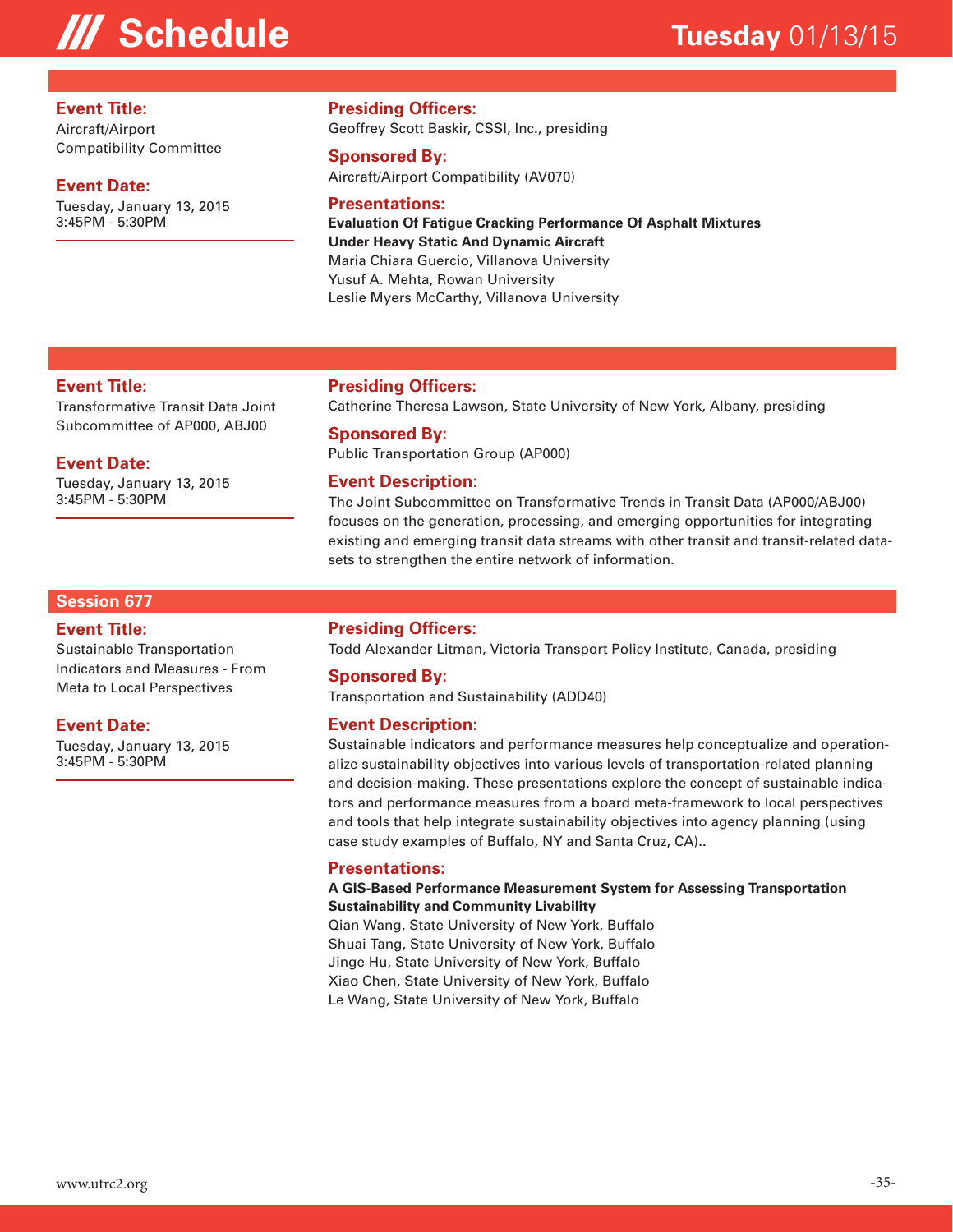# Schedule

**Tuesday** 01/13/15

**Event Title:**
Aircraft/Airport Compatibility Committee

**Event Date:**
Tuesday, January 13, 2015
3:45PM - 5:30PM

**Presiding Officers:**
Geoffrey Scott Baskir, CSSI, Inc., presiding

**Sponsored By:**
Aircraft/Airport Compatibility (AV070)

**Presentations:**

**Evaluation Of Fatigue Cracking Performance Of Asphalt Mixtures Under Heavy Static And Dynamic Aircraft**
Maria Chiara Guercio, Villanova University
Yusuf A. Mehta, Rowan University
Leslie Myers McCarthy, Villanova University

---

**Event Title:**
Transformative Transit Data Joint Subcommittee of AP000, ABJ00

**Event Date:**
Tuesday, January 13, 2015
3:45PM - 5:30PM

**Presiding Officers:**
Catherine Theresa Lawson, State University of New York, Albany, presiding

**Sponsored By:**
Public Transportation Group (AP000)

**Event Description:**
The Joint Subcommittee on Transformative Trends in Transit Data (AP000/ABJ00) focuses on the generation, processing, and emerging opportunities for integrating existing and emerging transit data streams with other transit and transit-related datasets to strengthen the entire network of information.

---

## Session 677

**Event Title:**
Sustainable Transportation Indicators and Measures - From Meta to Local Perspectives

**Event Date:**
Tuesday, January 13, 2015
3:45PM - 5:30PM

**Presiding Officers:**
Todd Alexander Litman, Victoria Transport Policy Institute, Canada, presiding

**Sponsored By:**
Transportation and Sustainability (ADD40)

**Event Description:**
Sustainable indicators and performance measures help conceptualize and operationalize sustainability objectives into various levels of transportation-related planning and decision-making. These presentations explore the concept of sustainable indicators and performance measures from a board meta-framework to local perspectives and tools that help integrate sustainability objectives into agency planning (using case study examples of Buffalo, NY and Santa Cruz, CA)..

**Presentations:**

**A GIS-Based Performance Measurement System for Assessing Transportation Sustainability and Community Livability**
Qian Wang, State University of New York, Buffalo
Shuai Tang, State University of New York, Buffalo
Jinge Hu, State University of New York, Buffalo
Xiao Chen, State University of New York, Buffalo
Le Wang, State University of New York, Buffalo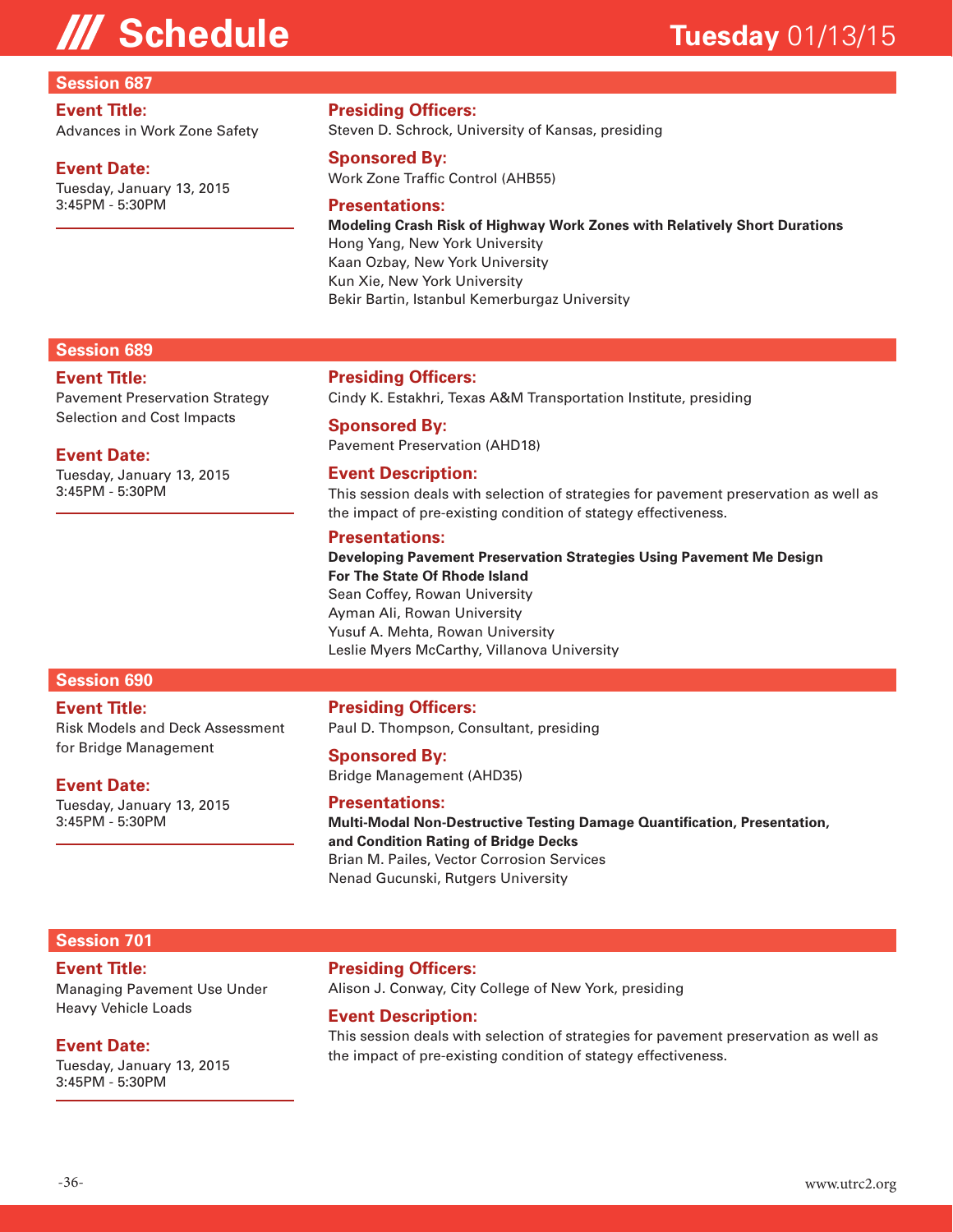# /// Schedule

**Tuesday** 01/13/15

## Session 687

**Event Title:**
Advances in Work Zone Safety

**Event Date:**
Tuesday, January 13, 2015
3:45PM - 5:30PM

**Presiding Officers:**
Steven D. Schrock, University of Kansas, presiding

**Sponsored By:**
Work Zone Traffic Control (AHB55)

**Presentations:**

**Modeling Crash Risk of Highway Work Zones with Relatively Short Durations**
Hong Yang, New York University
Kaan Ozbay, New York University
Kun Xie, New York University
Bekir Bartin, Istanbul Kemerburgaz University

## Session 689

**Event Title:**
Pavement Preservation Strategy Selection and Cost Impacts

**Event Date:**
Tuesday, January 13, 2015
3:45PM - 5:30PM

**Presiding Officers:**
Cindy K. Estakhri, Texas A&M Transportation Institute, presiding

**Sponsored By:**
Pavement Preservation (AHD18)

**Event Description:**
This session deals with selection of strategies for pavement preservation as well as the impact of pre-existing condition of stategy effectiveness.

**Presentations:**

**Developing Pavement Preservation Strategies Using Pavement Me Design For The State Of Rhode Island**
Sean Coffey, Rowan University
Ayman Ali, Rowan University
Yusuf A. Mehta, Rowan University
Leslie Myers McCarthy, Villanova University

## Session 690

**Event Title:**
Risk Models and Deck Assessment for Bridge Management

**Event Date:**
Tuesday, January 13, 2015
3:45PM - 5:30PM

**Presiding Officers:**
Paul D. Thompson, Consultant, presiding

**Sponsored By:**
Bridge Management (AHD35)

**Presentations:**

**Multi-Modal Non-Destructive Testing Damage Quantification, Presentation, and Condition Rating of Bridge Decks**
Brian M. Pailes, Vector Corrosion Services
Nenad Gucunski, Rutgers University

## Session 701

**Event Title:**
Managing Pavement Use Under Heavy Vehicle Loads

**Event Date:**
Tuesday, January 13, 2015
3:45PM - 5:30PM

**Presiding Officers:**
Alison J. Conway, City College of New York, presiding

**Event Description:**
This session deals with selection of strategies for pavement preservation as well as the impact of pre-existing condition of stategy effectiveness.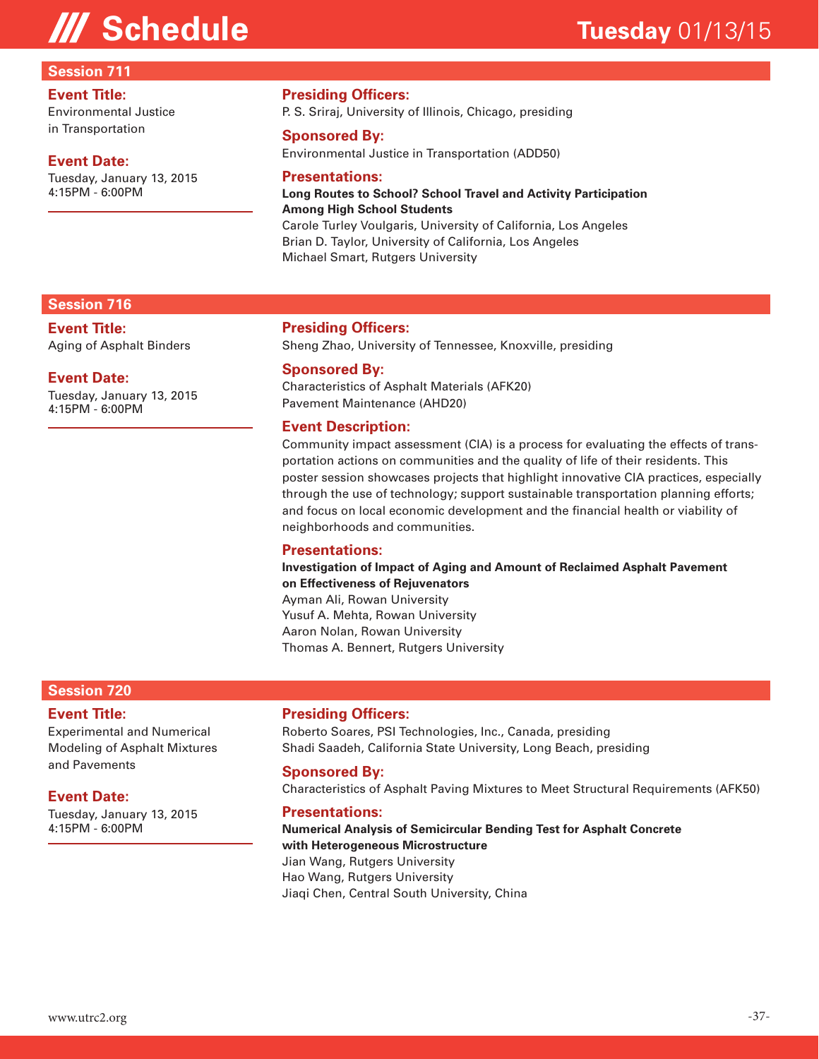# /// Schedule

**Tuesday** 01/13/15

## Session 711

**Event Title:**
Environmental Justice in Transportation

**Event Date:**
Tuesday, January 13, 2015
4:15PM - 6:00PM

**Presiding Officers:**
P. S. Sriraj, University of Illinois, Chicago, presiding

**Sponsored By:**
Environmental Justice in Transportation (ADD50)

**Presentations:**

**Long Routes to School? School Travel and Activity Participation Among High School Students**
Carole Turley Voulgaris, University of California, Los Angeles
Brian D. Taylor, University of California, Los Angeles
Michael Smart, Rutgers University

## Session 716

**Event Title:**
Aging of Asphalt Binders

**Event Date:**
Tuesday, January 13, 2015
4:15PM - 6:00PM

**Presiding Officers:**
Sheng Zhao, University of Tennessee, Knoxville, presiding

**Sponsored By:**
Characteristics of Asphalt Materials (AFK20)
Pavement Maintenance (AHD20)

**Event Description:**
Community impact assessment (CIA) is a process for evaluating the effects of transportation actions on communities and the quality of life of their residents. This poster session showcases projects that highlight innovative CIA practices, especially through the use of technology; support sustainable transportation planning efforts; and focus on local economic development and the financial health or viability of neighborhoods and communities.

**Presentations:**

**Investigation of Impact of Aging and Amount of Reclaimed Asphalt Pavement on Effectiveness of Rejuvenators**
Ayman Ali, Rowan University
Yusuf A. Mehta, Rowan University
Aaron Nolan, Rowan University
Thomas A. Bennert, Rutgers University

## Session 720

**Event Title:**
Experimental and Numerical Modeling of Asphalt Mixtures and Pavements

**Event Date:**
Tuesday, January 13, 2015
4:15PM - 6:00PM

**Presiding Officers:**
Roberto Soares, PSI Technologies, Inc., Canada, presiding
Shadi Saadeh, California State University, Long Beach, presiding

**Sponsored By:**
Characteristics of Asphalt Paving Mixtures to Meet Structural Requirements (AFK50)

**Presentations:**

**Numerical Analysis of Semicircular Bending Test for Asphalt Concrete with Heterogeneous Microstructure**
Jian Wang, Rutgers University
Hao Wang, Rutgers University
Jiaqi Chen, Central South University, China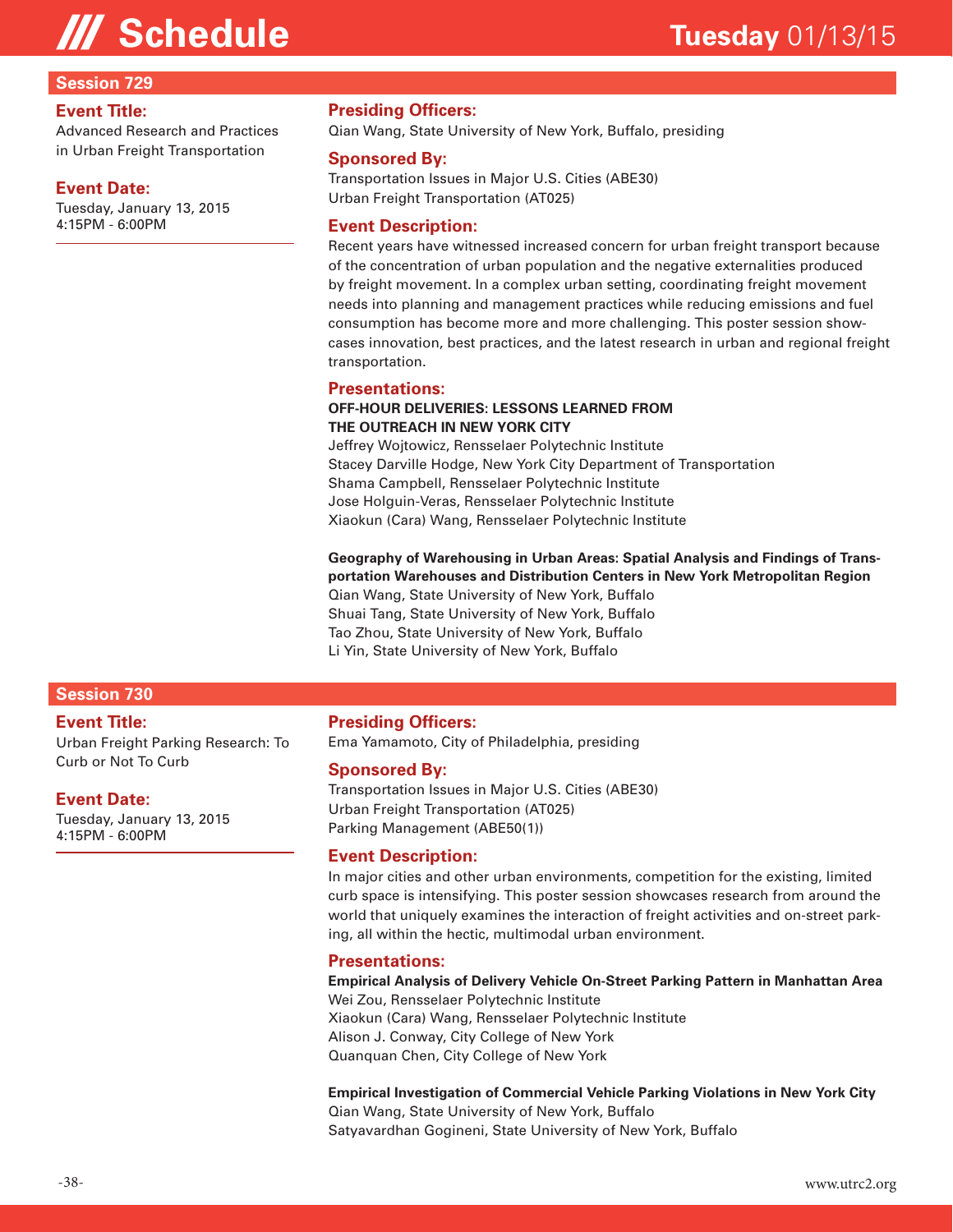# Schedule — Tuesday 01/13/15

## Session 729

**Event Title:**
Advanced Research and Practices in Urban Freight Transportation

**Event Date:**
Tuesday, January 13, 2015
4:15PM - 6:00PM

**Presiding Officers:**
Qian Wang, State University of New York, Buffalo, presiding

**Sponsored By:**
Transportation Issues in Major U.S. Cities (ABE30)
Urban Freight Transportation (AT025)

**Event Description:**
Recent years have witnessed increased concern for urban freight transport because of the concentration of urban population and the negative externalities produced by freight movement. In a complex urban setting, coordinating freight movement needs into planning and management practices while reducing emissions and fuel consumption has become more and more challenging. This poster session showcases innovation, best practices, and the latest research in urban and regional freight transportation.

**Presentations:**

**OFF-HOUR DELIVERIES: LESSONS LEARNED FROM THE OUTREACH IN NEW YORK CITY**
Jeffrey Wojtowicz, Rensselaer Polytechnic Institute
Stacey Darville Hodge, New York City Department of Transportation
Shama Campbell, Rensselaer Polytechnic Institute
Jose Holguin-Veras, Rensselaer Polytechnic Institute
Xiaokun (Cara) Wang, Rensselaer Polytechnic Institute

**Geography of Warehousing in Urban Areas: Spatial Analysis and Findings of Transportation Warehouses and Distribution Centers in New York Metropolitan Region**
Qian Wang, State University of New York, Buffalo
Shuai Tang, State University of New York, Buffalo
Tao Zhou, State University of New York, Buffalo
Li Yin, State University of New York, Buffalo

## Session 730

**Event Title:**
Urban Freight Parking Research: To Curb or Not To Curb

**Event Date:**
Tuesday, January 13, 2015
4:15PM - 6:00PM

**Presiding Officers:**
Ema Yamamoto, City of Philadelphia, presiding

**Sponsored By:**
Transportation Issues in Major U.S. Cities (ABE30)
Urban Freight Transportation (AT025)
Parking Management (ABE50(1))

**Event Description:**
In major cities and other urban environments, competition for the existing, limited curb space is intensifying. This poster session showcases research from around the world that uniquely examines the interaction of freight activities and on-street parking, all within the hectic, multimodal urban environment.

**Presentations:**

**Empirical Analysis of Delivery Vehicle On-Street Parking Pattern in Manhattan Area**
Wei Zou, Rensselaer Polytechnic Institute
Xiaokun (Cara) Wang, Rensselaer Polytechnic Institute
Alison J. Conway, City College of New York
Quanquan Chen, City College of New York

**Empirical Investigation of Commercial Vehicle Parking Violations in New York City**
Qian Wang, State University of New York, Buffalo
Satyavardhan Gogineni, State University of New York, Buffalo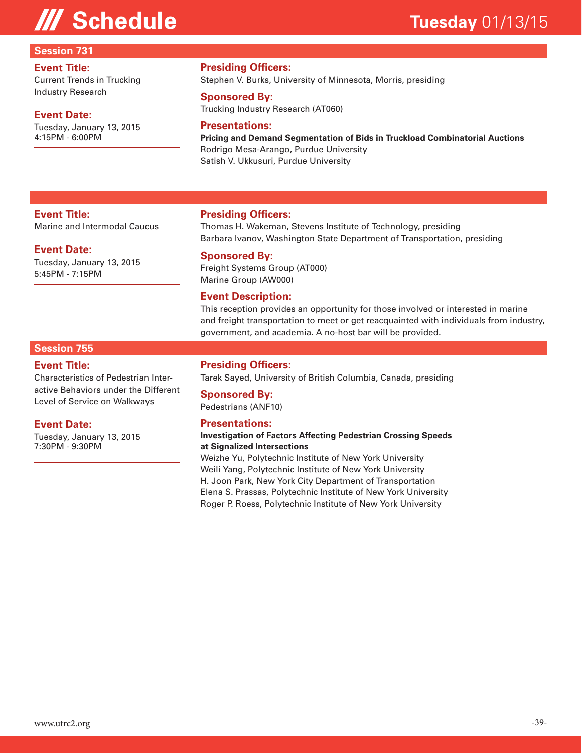# Schedule

**Tuesday** 01/13/15

## Session 731

**Event Title:**
Current Trends in Trucking Industry Research

**Event Date:**
Tuesday, January 13, 2015
4:15PM - 6:00PM

**Presiding Officers:**
Stephen V. Burks, University of Minnesota, Morris, presiding

**Sponsored By:**
Trucking Industry Research (AT060)

**Presentations:**

**Pricing and Demand Segmentation of Bids in Truckload Combinatorial Auctions**
Rodrigo Mesa-Arango, Purdue University
Satish V. Ukkusuri, Purdue University

---

**Event Title:**
Marine and Intermodal Caucus

**Event Date:**
Tuesday, January 13, 2015
5:45PM - 7:15PM

**Presiding Officers:**
Thomas H. Wakeman, Stevens Institute of Technology, presiding
Barbara Ivanov, Washington State Department of Transportation, presiding

**Sponsored By:**
Freight Systems Group (AT000)
Marine Group (AW000)

**Event Description:**
This reception provides an opportunity for those involved or interested in marine and freight transportation to meet or get reacquainted with individuals from industry, government, and academia. A no-host bar will be provided.

## Session 755

**Event Title:**
Characteristics of Pedestrian Interactive Behaviors under the Different Level of Service on Walkways

**Event Date:**
Tuesday, January 13, 2015
7:30PM - 9:30PM

**Presiding Officers:**
Tarek Sayed, University of British Columbia, Canada, presiding

**Sponsored By:**
Pedestrians (ANF10)

**Presentations:**

**Investigation of Factors Affecting Pedestrian Crossing Speeds at Signalized Intersections**
Weizhe Yu, Polytechnic Institute of New York University
Weili Yang, Polytechnic Institute of New York University
H. Joon Park, New York City Department of Transportation
Elena S. Prassas, Polytechnic Institute of New York University
Roger P. Roess, Polytechnic Institute of New York University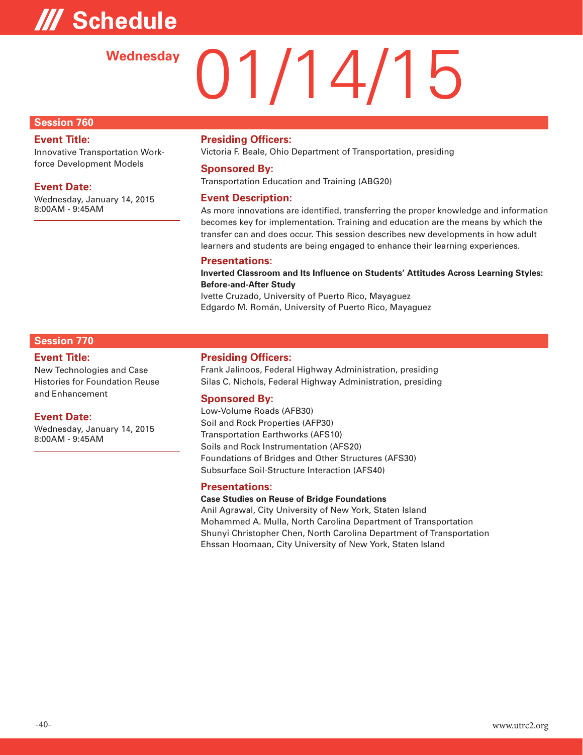# Schedule

## Wednesday 01/14/15

### Session 760

**Event Title:**
Innovative Transportation Workforce Development Models

**Event Date:**
Wednesday, January 14, 2015
8:00AM - 9:45AM

**Presiding Officers:**
Victoria F. Beale, Ohio Department of Transportation, presiding

**Sponsored By:**
Transportation Education and Training (ABG20)

**Event Description:**
As more innovations are identified, transferring the proper knowledge and information becomes key for implementation. Training and education are the means by which the transfer can and does occur. This session describes new developments in how adult learners and students are being engaged to enhance their learning experiences.

**Presentations:**

**Inverted Classroom and Its Influence on Students' Attitudes Across Learning Styles: Before-and-After Study**
Ivette Cruzado, University of Puerto Rico, Mayaguez
Edgardo M. Román, University of Puerto Rico, Mayaguez

### Session 770

**Event Title:**
New Technologies and Case Histories for Foundation Reuse and Enhancement

**Event Date:**
Wednesday, January 14, 2015
8:00AM - 9:45AM

**Presiding Officers:**
Frank Jalinoos, Federal Highway Administration, presiding
Silas C. Nichols, Federal Highway Administration, presiding

**Sponsored By:**
Low-Volume Roads (AFB30)
Soil and Rock Properties (AFP30)
Transportation Earthworks (AFS10)
Soils and Rock Instrumentation (AFS20)
Foundations of Bridges and Other Structures (AFS30)
Subsurface Soil-Structure Interaction (AFS40)

**Presentations:**

**Case Studies on Reuse of Bridge Foundations**
Anil Agrawal, City University of New York, Staten Island
Mohammed A. Mulla, North Carolina Department of Transportation
Shunyi Christopher Chen, North Carolina Department of Transportation
Ehssan Hoomaan, City University of New York, Staten Island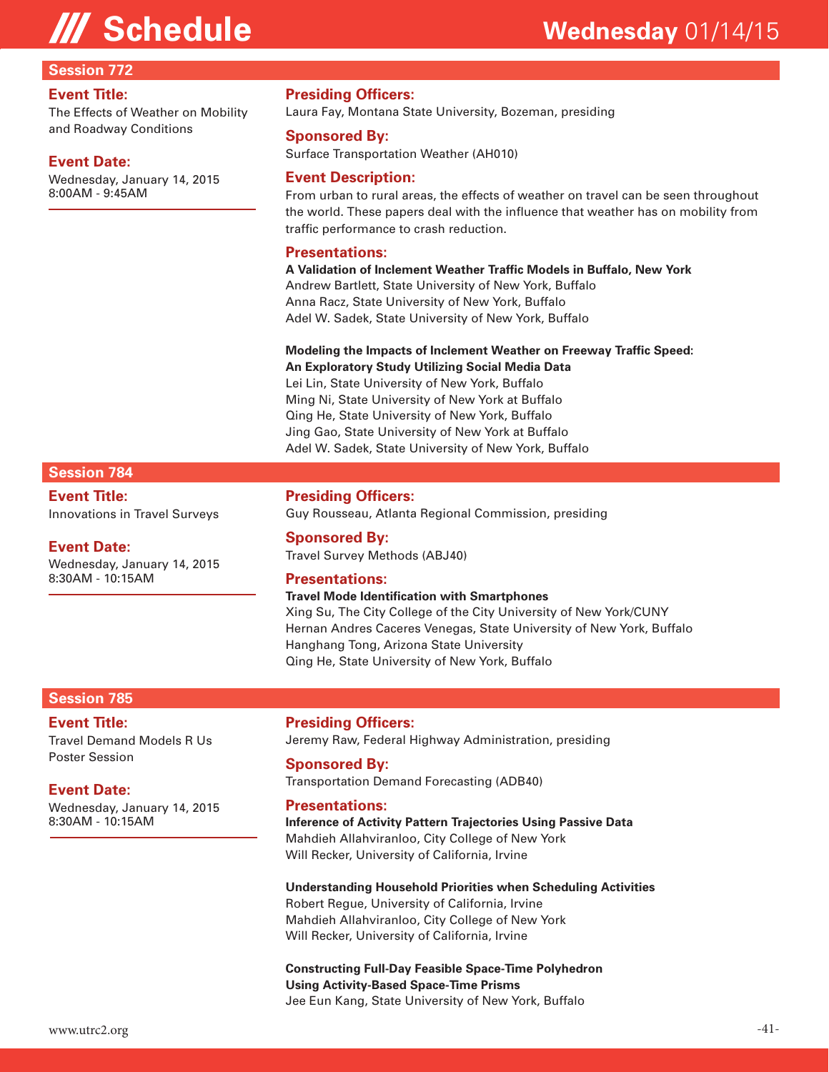# /// Schedule

## Wednesday 01/14/15

### Session 772

**Event Title:**
The Effects of Weather on Mobility and Roadway Conditions

**Event Date:**
Wednesday, January 14, 2015
8:00AM - 9:45AM

**Presiding Officers:**
Laura Fay, Montana State University, Bozeman, presiding

**Sponsored By:**
Surface Transportation Weather (AH010)

**Event Description:**
From urban to rural areas, the effects of weather on travel can be seen throughout the world. These papers deal with the influence that weather has on mobility from traffic performance to crash reduction.

**Presentations:**

**A Validation of Inclement Weather Traffic Models in Buffalo, New York**
Andrew Bartlett, State University of New York, Buffalo
Anna Racz, State University of New York, Buffalo
Adel W. Sadek, State University of New York, Buffalo

**Modeling the Impacts of Inclement Weather on Freeway Traffic Speed: An Exploratory Study Utilizing Social Media Data**
Lei Lin, State University of New York, Buffalo
Ming Ni, State University of New York at Buffalo
Qing He, State University of New York, Buffalo
Jing Gao, State University of New York at Buffalo
Adel W. Sadek, State University of New York, Buffalo

### Session 784

**Event Title:**
Innovations in Travel Surveys

**Event Date:**
Wednesday, January 14, 2015
8:30AM - 10:15AM

**Presiding Officers:**
Guy Rousseau, Atlanta Regional Commission, presiding

**Sponsored By:**
Travel Survey Methods (ABJ40)

**Presentations:**

**Travel Mode Identification with Smartphones**
Xing Su, The City College of the City University of New York/CUNY
Hernan Andres Caceres Venegas, State University of New York, Buffalo
Hanghang Tong, Arizona State University
Qing He, State University of New York, Buffalo

### Session 785

**Event Title:**
Travel Demand Models R Us Poster Session

**Event Date:**
Wednesday, January 14, 2015
8:30AM - 10:15AM

**Presiding Officers:**
Jeremy Raw, Federal Highway Administration, presiding

**Sponsored By:**
Transportation Demand Forecasting (ADB40)

**Presentations:**

**Inference of Activity Pattern Trajectories Using Passive Data**
Mahdieh Allahviranloo, City College of New York
Will Recker, University of California, Irvine

**Understanding Household Priorities when Scheduling Activities**
Robert Regue, University of California, Irvine
Mahdieh Allahviranloo, City College of New York
Will Recker, University of California, Irvine

**Constructing Full-Day Feasible Space-Time Polyhedron Using Activity-Based Space-Time Prisms**
Jee Eun Kang, State University of New York, Buffalo

www.utrc2.org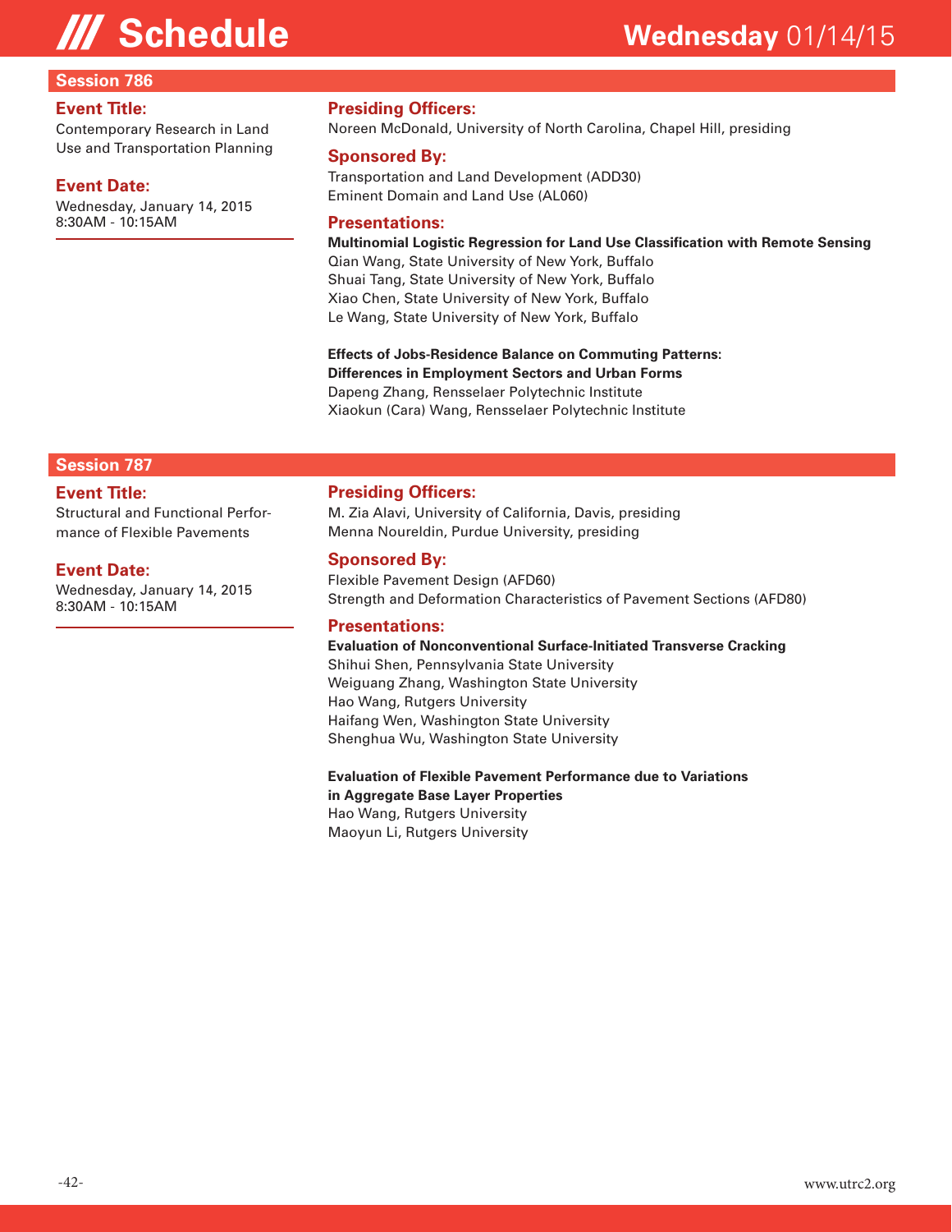# /// Schedule

## Wednesday 01/14/15

### Session 786

**Event Title:**
Contemporary Research in Land Use and Transportation Planning

**Event Date:**
Wednesday, January 14, 2015
8:30AM - 10:15AM

**Presiding Officers:**
Noreen McDonald, University of North Carolina, Chapel Hill, presiding

**Sponsored By:**
Transportation and Land Development (ADD30)
Eminent Domain and Land Use (AL060)

**Presentations:**

**Multinomial Logistic Regression for Land Use Classification with Remote Sensing**
Qian Wang, State University of New York, Buffalo
Shuai Tang, State University of New York, Buffalo
Xiao Chen, State University of New York, Buffalo
Le Wang, State University of New York, Buffalo

**Effects of Jobs-Residence Balance on Commuting Patterns: Differences in Employment Sectors and Urban Forms**
Dapeng Zhang, Rensselaer Polytechnic Institute
Xiaokun (Cara) Wang, Rensselaer Polytechnic Institute

### Session 787

**Event Title:**
Structural and Functional Performance of Flexible Pavements

**Event Date:**
Wednesday, January 14, 2015
8:30AM - 10:15AM

**Presiding Officers:**
M. Zia Alavi, University of California, Davis, presiding
Menna Noureldin, Purdue University, presiding

**Sponsored By:**
Flexible Pavement Design (AFD60)
Strength and Deformation Characteristics of Pavement Sections (AFD80)

**Presentations:**

**Evaluation of Nonconventional Surface-Initiated Transverse Cracking**
Shihui Shen, Pennsylvania State University
Weiguang Zhang, Washington State University
Hao Wang, Rutgers University
Haifang Wen, Washington State University
Shenghua Wu, Washington State University

**Evaluation of Flexible Pavement Performance due to Variations in Aggregate Base Layer Properties**
Hao Wang, Rutgers University
Maoyun Li, Rutgers University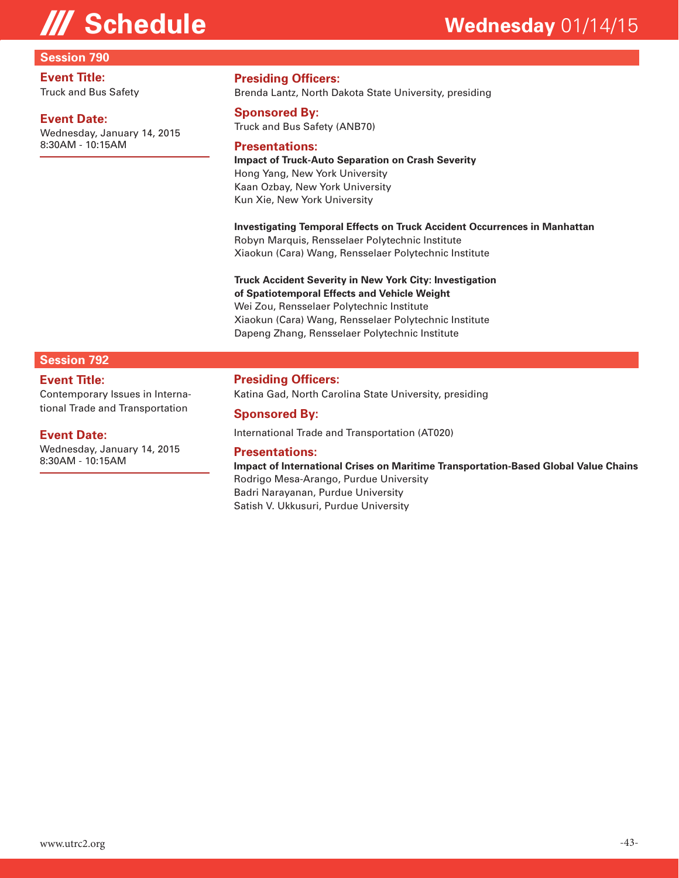## Session 790

**Event Title:**
Truck and Bus Safety

**Event Date:**
Wednesday, January 14, 2015
8:30AM - 10:15AM

**Presiding Officers:**
Brenda Lantz, North Dakota State University, presiding

**Sponsored By:**
Truck and Bus Safety (ANB70)

**Presentations:**

**Impact of Truck-Auto Separation on Crash Severity**
Hong Yang, New York University
Kaan Ozbay, New York University
Kun Xie, New York University

**Investigating Temporal Effects on Truck Accident Occurrences in Manhattan**
Robyn Marquis, Rensselaer Polytechnic Institute
Xiaokun (Cara) Wang, Rensselaer Polytechnic Institute

**Truck Accident Severity in New York City: Investigation of Spatiotemporal Effects and Vehicle Weight**
Wei Zou, Rensselaer Polytechnic Institute
Xiaokun (Cara) Wang, Rensselaer Polytechnic Institute
Dapeng Zhang, Rensselaer Polytechnic Institute

## Session 792

**Event Title:**
Contemporary Issues in International Trade and Transportation

**Event Date:**
Wednesday, January 14, 2015
8:30AM - 10:15AM

**Presiding Officers:**
Katina Gad, North Carolina State University, presiding

**Sponsored By:**
International Trade and Transportation (AT020)

**Presentations:**

**Impact of International Crises on Maritime Transportation-Based Global Value Chains**
Rodrigo Mesa-Arango, Purdue University
Badri Narayanan, Purdue University
Satish V. Ukkusuri, Purdue University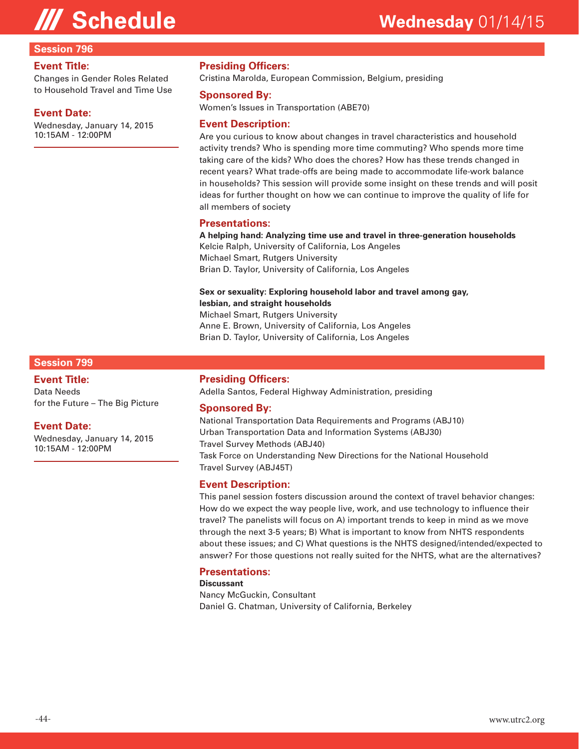# /// Schedule

## Wednesday 01/14/15

### Session 796

**Event Title:**
Changes in Gender Roles Related to Household Travel and Time Use

**Event Date:**
Wednesday, January 14, 2015
10:15AM - 12:00PM

**Presiding Officers:**
Cristina Marolda, European Commission, Belgium, presiding

**Sponsored By:**
Women's Issues in Transportation (ABE70)

**Event Description:**
Are you curious to know about changes in travel characteristics and household activity trends? Who is spending more time commuting? Who spends more time taking care of the kids? Who does the chores? How has these trends changed in recent years? What trade-offs are being made to accommodate life-work balance in households? This session will provide some insight on these trends and will posit ideas for further thought on how we can continue to improve the quality of life for all members of society

**Presentations:**

**A helping hand: Analyzing time use and travel in three-generation households**
Kelcie Ralph, University of California, Los Angeles
Michael Smart, Rutgers University
Brian D. Taylor, University of California, Los Angeles

**Sex or sexuality: Exploring household labor and travel among gay, lesbian, and straight households**
Michael Smart, Rutgers University
Anne E. Brown, University of California, Los Angeles
Brian D. Taylor, University of California, Los Angeles

### Session 799

**Event Title:**
Data Needs for the Future – The Big Picture

**Event Date:**
Wednesday, January 14, 2015
10:15AM - 12:00PM

**Presiding Officers:**
Adella Santos, Federal Highway Administration, presiding

**Sponsored By:**
National Transportation Data Requirements and Programs (ABJ10)
Urban Transportation Data and Information Systems (ABJ30)
Travel Survey Methods (ABJ40)
Task Force on Understanding New Directions for the National Household Travel Survey (ABJ45T)

**Event Description:**
This panel session fosters discussion around the context of travel behavior changes: How do we expect the way people live, work, and use technology to influence their travel? The panelists will focus on A) important trends to keep in mind as we move through the next 3-5 years; B) What is important to know from NHTS respondents about these issues; and C) What questions is the NHTS designed/intended/expected to answer? For those questions not really suited for the NHTS, what are the alternatives?

**Presentations:**

**Discussant**
Nancy McGuckin, Consultant
Daniel G. Chatman, University of California, Berkeley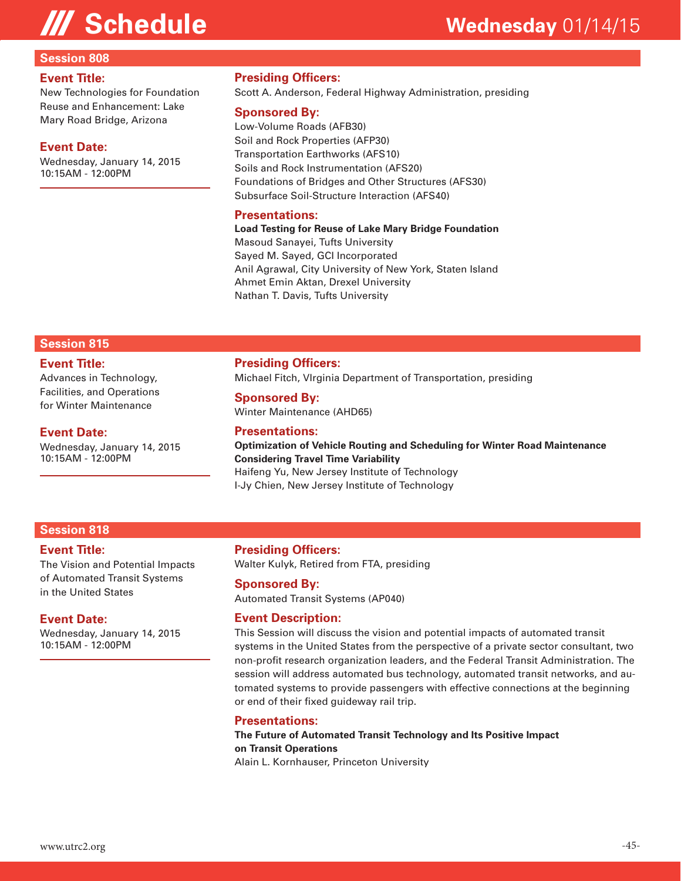# /// Schedule

## Wednesday 01/14/15

### Session 808

**Event Title:**
New Technologies for Foundation Reuse and Enhancement: Lake Mary Road Bridge, Arizona

**Event Date:**
Wednesday, January 14, 2015
10:15AM - 12:00PM

**Presiding Officers:**
Scott A. Anderson, Federal Highway Administration, presiding

**Sponsored By:**
Low-Volume Roads (AFB30)
Soil and Rock Properties (AFP30)
Transportation Earthworks (AFS10)
Soils and Rock Instrumentation (AFS20)
Foundations of Bridges and Other Structures (AFS30)
Subsurface Soil-Structure Interaction (AFS40)

**Presentations:**

**Load Testing for Reuse of Lake Mary Bridge Foundation**
Masoud Sanayei, Tufts University
Sayed M. Sayed, GCI Incorporated
Anil Agrawal, City University of New York, Staten Island
Ahmet Emin Aktan, Drexel University
Nathan T. Davis, Tufts University

### Session 815

**Event Title:**
Advances in Technology, Facilities, and Operations for Winter Maintenance

**Event Date:**
Wednesday, January 14, 2015
10:15AM - 12:00PM

**Presiding Officers:**
Michael Fitch, VIrginia Department of Transportation, presiding

**Sponsored By:**
Winter Maintenance (AHD65)

**Presentations:**

**Optimization of Vehicle Routing and Scheduling for Winter Road Maintenance Considering Travel Time Variability**
Haifeng Yu, New Jersey Institute of Technology
I-Jy Chien, New Jersey Institute of Technology

### Session 818

**Event Title:**
The Vision and Potential Impacts of Automated Transit Systems in the United States

**Event Date:**
Wednesday, January 14, 2015
10:15AM - 12:00PM

**Presiding Officers:**
Walter Kulyk, Retired from FTA, presiding

**Sponsored By:**
Automated Transit Systems (AP040)

**Event Description:**
This Session will discuss the vision and potential impacts of automated transit systems in the United States from the perspective of a private sector consultant, two non-profit research organization leaders, and the Federal Transit Administration. The session will address automated bus technology, automated transit networks, and automated systems to provide passengers with effective connections at the beginning or end of their fixed guideway rail trip.

**Presentations:**

**The Future of Automated Transit Technology and Its Positive Impact on Transit Operations**
Alain L. Kornhauser, Princeton University

www.utrc2.org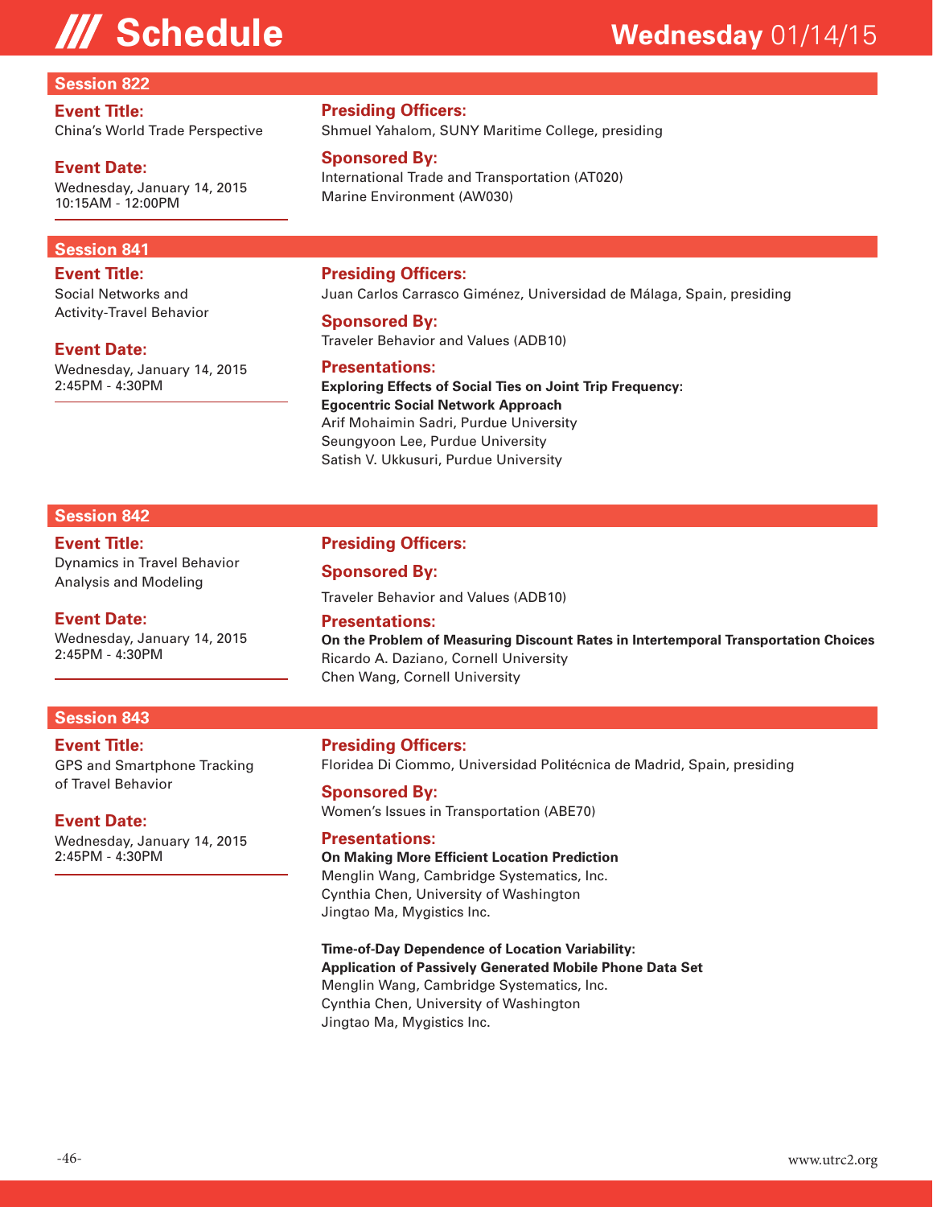# Schedule

## Wednesday 01/14/15

### Session 822

**Event Title:**
China's World Trade Perspective

**Event Date:**
Wednesday, January 14, 2015
10:15AM - 12:00PM

**Presiding Officers:**
Shmuel Yahalom, SUNY Maritime College, presiding

**Sponsored By:**
International Trade and Transportation (AT020)
Marine Environment (AW030)

### Session 841

**Event Title:**
Social Networks and Activity-Travel Behavior

**Event Date:**
Wednesday, January 14, 2015
2:45PM - 4:30PM

**Presiding Officers:**
Juan Carlos Carrasco Giménez, Universidad de Málaga, Spain, presiding

**Sponsored By:**
Traveler Behavior and Values (ADB10)

**Presentations:**

**Exploring Effects of Social Ties on Joint Trip Frequency: Egocentric Social Network Approach**
Arif Mohaimin Sadri, Purdue University
Seungyoon Lee, Purdue University
Satish V. Ukkusuri, Purdue University

### Session 842

**Event Title:**
Dynamics in Travel Behavior Analysis and Modeling

**Event Date:**
Wednesday, January 14, 2015
2:45PM - 4:30PM

**Presiding Officers:**

**Sponsored By:**
Traveler Behavior and Values (ADB10)

**Presentations:**

**On the Problem of Measuring Discount Rates in Intertemporal Transportation Choices**
Ricardo A. Daziano, Cornell University
Chen Wang, Cornell University

### Session 843

**Event Title:**
GPS and Smartphone Tracking of Travel Behavior

**Event Date:**
Wednesday, January 14, 2015
2:45PM - 4:30PM

**Presiding Officers:**
Floridea Di Ciommo, Universidad Politécnica de Madrid, Spain, presiding

**Sponsored By:**
Women's Issues in Transportation (ABE70)

**Presentations:**

**On Making More Efficient Location Prediction**
Menglin Wang, Cambridge Systematics, Inc.
Cynthia Chen, University of Washington
Jingtao Ma, Mygistics Inc.

**Time-of-Day Dependence of Location Variability: Application of Passively Generated Mobile Phone Data Set**
Menglin Wang, Cambridge Systematics, Inc.
Cynthia Chen, University of Washington
Jingtao Ma, Mygistics Inc.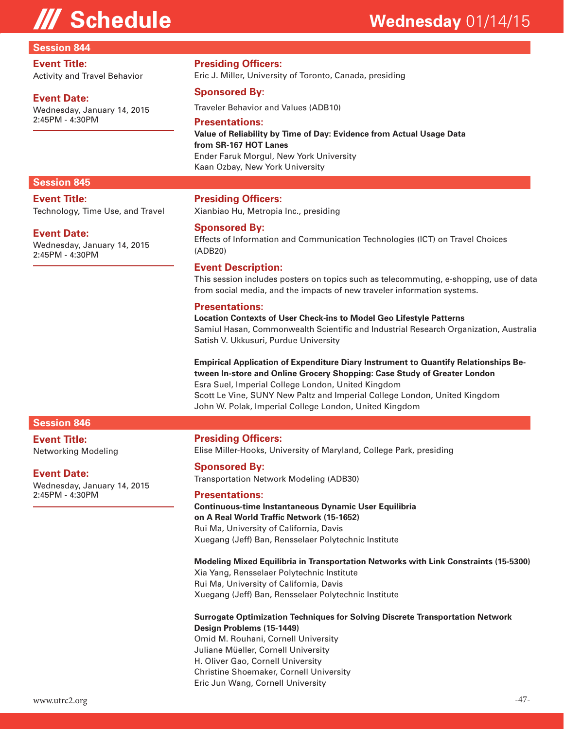## Session 844

**Event Title:**
Activity and Travel Behavior

**Event Date:**
Wednesday, January 14, 2015
2:45PM - 4:30PM

**Presiding Officers:**
Eric J. Miller, University of Toronto, Canada, presiding

**Sponsored By:**
Traveler Behavior and Values (ADB10)

**Presentations:**

**Value of Reliability by Time of Day: Evidence from Actual Usage Data from SR-167 HOT Lanes**
Ender Faruk Morgul, New York University
Kaan Ozbay, New York University

## Session 845

**Event Title:**
Technology, Time Use, and Travel

**Event Date:**
Wednesday, January 14, 2015
2:45PM - 4:30PM

**Presiding Officers:**
Xianbiao Hu, Metropia Inc., presiding

**Sponsored By:**
Effects of Information and Communication Technologies (ICT) on Travel Choices (ADB20)

**Event Description:**
This session includes posters on topics such as telecommuting, e-shopping, use of data from social media, and the impacts of new traveler information systems.

**Presentations:**

**Location Contexts of User Check-ins to Model Geo Lifestyle Patterns**
Samiul Hasan, Commonwealth Scientific and Industrial Research Organization, Australia
Satish V. Ukkusuri, Purdue University

**Empirical Application of Expenditure Diary Instrument to Quantify Relationships Between In-store and Online Grocery Shopping: Case Study of Greater London**
Esra Suel, Imperial College London, United Kingdom
Scott Le Vine, SUNY New Paltz and Imperial College London, United Kingdom
John W. Polak, Imperial College London, United Kingdom

## Session 846

**Event Title:**
Networking Modeling

**Event Date:**
Wednesday, January 14, 2015
2:45PM - 4:30PM

**Presiding Officers:**
Elise Miller-Hooks, University of Maryland, College Park, presiding

**Sponsored By:**
Transportation Network Modeling (ADB30)

**Presentations:**

**Continuous-time Instantaneous Dynamic User Equilibria on A Real World Traffic Network (15-1652)**
Rui Ma, University of California, Davis
Xuegang (Jeff) Ban, Rensselaer Polytechnic Institute

**Modeling Mixed Equilibria in Transportation Networks with Link Constraints (15-5300)**
Xia Yang, Rensselaer Polytechnic Institute
Rui Ma, University of California, Davis
Xuegang (Jeff) Ban, Rensselaer Polytechnic Institute

**Surrogate Optimization Techniques for Solving Discrete Transportation Network Design Problems (15-1449)**
Omid M. Rouhani, Cornell University
Juliane Müeller, Cornell University
H. Oliver Gao, Cornell University
Christine Shoemaker, Cornell University
Eric Jun Wang, Cornell University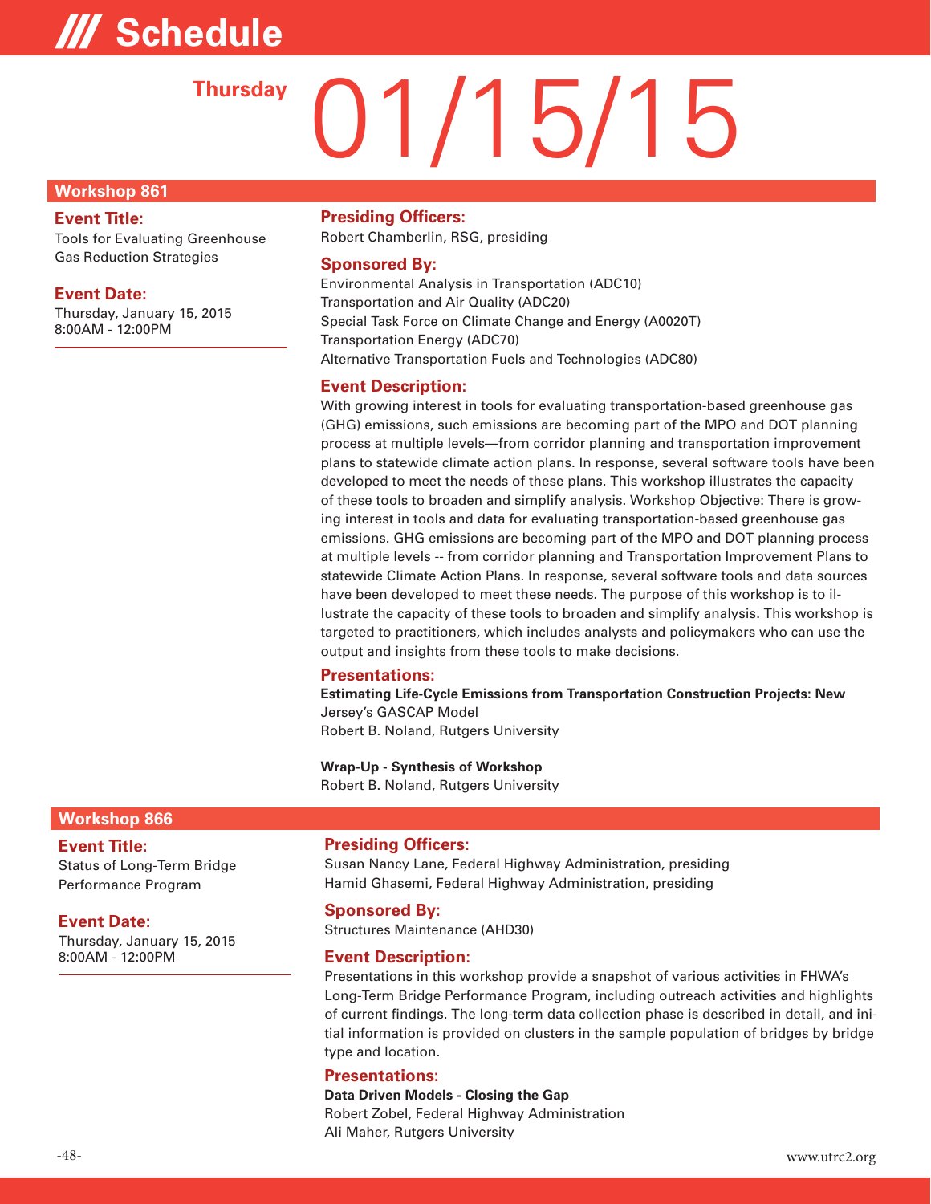# /// Schedule

## Thursday 01/15/15

### Workshop 861

**Event Title:**
Tools for Evaluating Greenhouse Gas Reduction Strategies

**Event Date:**
Thursday, January 15, 2015
8:00AM - 12:00PM

**Presiding Officers:**
Robert Chamberlin, RSG, presiding

**Sponsored By:**
Environmental Analysis in Transportation (ADC10)
Transportation and Air Quality (ADC20)
Special Task Force on Climate Change and Energy (A0020T)
Transportation Energy (ADC70)
Alternative Transportation Fuels and Technologies (ADC80)

**Event Description:**
With growing interest in tools for evaluating transportation-based greenhouse gas (GHG) emissions, such emissions are becoming part of the MPO and DOT planning process at multiple levels—from corridor planning and transportation improvement plans to statewide climate action plans. In response, several software tools have been developed to meet the needs of these plans. This workshop illustrates the capacity of these tools to broaden and simplify analysis. Workshop Objective: There is growing interest in tools and data for evaluating transportation-based greenhouse gas emissions. GHG emissions are becoming part of the MPO and DOT planning process at multiple levels -- from corridor planning and Transportation Improvement Plans to statewide Climate Action Plans. In response, several software tools and data sources have been developed to meet these needs. The purpose of this workshop is to illustrate the capacity of these tools to broaden and simplify analysis. This workshop is targeted to practitioners, which includes analysts and policymakers who can use the output and insights from these tools to make decisions.

**Presentations:**

**Estimating Life-Cycle Emissions from Transportation Construction Projects: New** Jersey's GASCAP Model
Robert B. Noland, Rutgers University

**Wrap-Up - Synthesis of Workshop**
Robert B. Noland, Rutgers University

### Workshop 866

**Event Title:**
Status of Long-Term Bridge Performance Program

**Event Date:**
Thursday, January 15, 2015
8:00AM - 12:00PM

**Presiding Officers:**
Susan Nancy Lane, Federal Highway Administration, presiding
Hamid Ghasemi, Federal Highway Administration, presiding

**Sponsored By:**
Structures Maintenance (AHD30)

**Event Description:**
Presentations in this workshop provide a snapshot of various activities in FHWA's Long-Term Bridge Performance Program, including outreach activities and highlights of current findings. The long-term data collection phase is described in detail, and initial information is provided on clusters in the sample population of bridges by bridge type and location.

**Presentations:**

**Data Driven Models - Closing the Gap**
Robert Zobel, Federal Highway Administration
Ali Maher, Rutgers University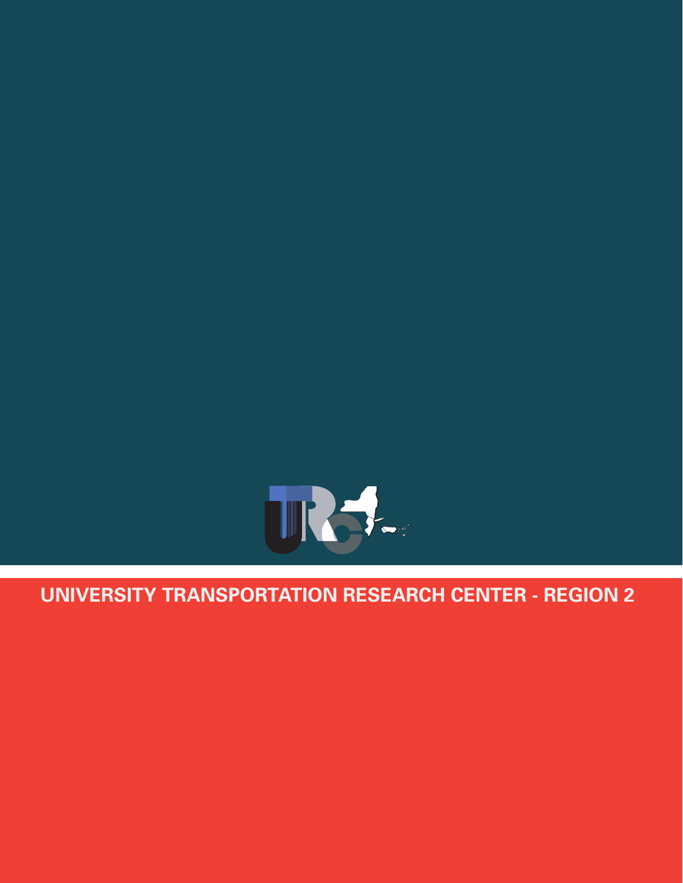UNIVERSITY TRANSPORTATION RESEARCH CENTER - REGION 2